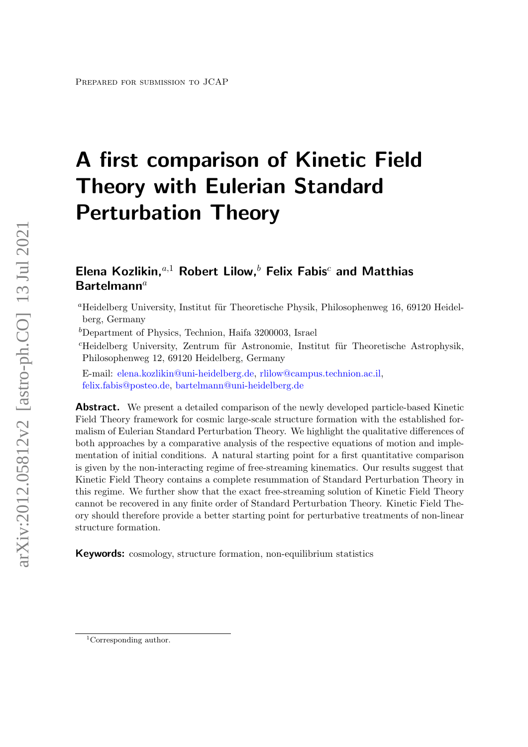Prepared for submission to JCAP

# A first comparison of Kinetic Field Theory with Eulerian Standard Perturbation Theory

**Elena Kozlikin,[a,1] Robert Lilow,[b] Felix Fabis[c] and Matthias Bartelmann[a]**

[a]Heidelberg University, Institut für Theoretische Physik, Philosophenweg 16, 69120 Heidelberg, Germany

[b]Department of Physics, Technion, Haifa 3200003, Israel

[c]Heidelberg University, Zentrum für Astronomie, Institut für Theoretische Astrophysik, Philosophenweg 12, 69120 Heidelberg, Germany

E-mail: elena.kozlikin@uni-heidelberg.de, rlilow@campus.technion.ac.il, felix.fabis@posteo.de, bartelmann@uni-heidelberg.de

**Abstract.** We present a detailed comparison of the newly developed particle-based Kinetic Field Theory framework for cosmic large-scale structure formation with the established formalism of Eulerian Standard Perturbation Theory. We highlight the qualitative differences of both approaches by a comparative analysis of the respective equations of motion and implementation of initial conditions. A natural starting point for a first quantitative comparison is given by the non-interacting regime of free-streaming kinematics. Our results suggest that Kinetic Field Theory contains a complete resummation of Standard Perturbation Theory in this regime. We further show that the exact free-streaming solution of Kinetic Field Theory cannot be recovered in any finite order of Standard Perturbation Theory. Kinetic Field Theory should therefore provide a better starting point for perturbative treatments of non-linear structure formation.

**Keywords:** cosmology, structure formation, non-equilibrium statistics

[1]Corresponding author.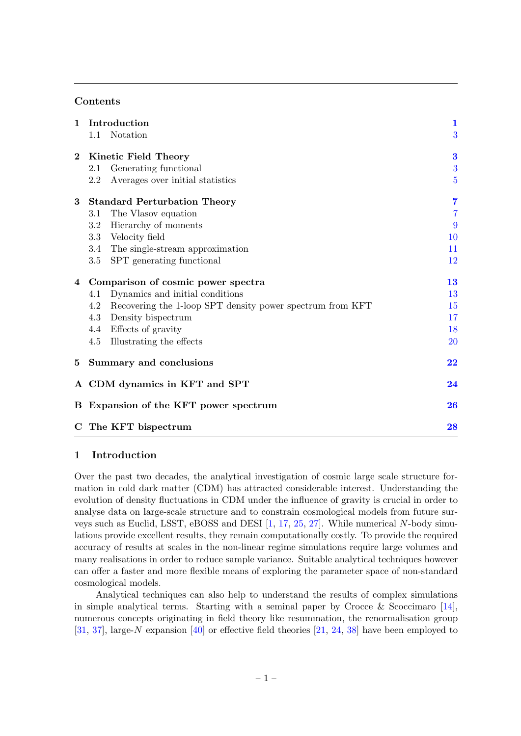## Contents

| | | |
|---|---|---|
| **1** | **Introduction** | **1** |
| | 1.1 Notation | 3 |
| **2** | **Kinetic Field Theory** | **3** |
| | 2.1 Generating functional | 3 |
| | 2.2 Averages over initial statistics | 5 |
| **3** | **Standard Perturbation Theory** | **7** |
| | 3.1 The Vlasov equation | 7 |
| | 3.2 Hierarchy of moments | 9 |
| | 3.3 Velocity field | 10 |
| | 3.4 The single-stream approximation | 11 |
| | 3.5 SPT generating functional | 12 |
| **4** | **Comparison of cosmic power spectra** | **13** |
| | 4.1 Dynamics and initial conditions | 13 |
| | 4.2 Recovering the 1-loop SPT density power spectrum from KFT | 15 |
| | 4.3 Density bispectrum | 17 |
| | 4.4 Effects of gravity | 18 |
| | 4.5 Illustrating the effects | 20 |
| **5** | **Summary and conclusions** | **22** |
| **A** | **CDM dynamics in KFT and SPT** | **24** |
| **B** | **Expansion of the KFT power spectrum** | **26** |
| **C** | **The KFT bispectrum** | **28** |

## 1 Introduction

Over the past two decades, the analytical investigation of cosmic large scale structure formation in cold dark matter (CDM) has attracted considerable interest. Understanding the evolution of density fluctuations in CDM under the influence of gravity is crucial in order to analyse data on large-scale structure and to constrain cosmological models from future surveys such as Euclid, LSST, eBOSS and DESI [1, 17, 25, 27]. While numerical $N$-body simulations provide excellent results, they remain computationally costly. To provide the required accuracy of results at scales in the non-linear regime simulations require large volumes and many realisations in order to reduce sample variance. Suitable analytical techniques however can offer a faster and more flexible means of exploring the parameter space of non-standard cosmological models.

Analytical techniques can also help to understand the results of complex simulations in simple analytical terms. Starting with a seminal paper by Crocce & Scoccimaro [14], numerous concepts originating in field theory like resummation, the renormalisation group [31, 37], large-$N$ expansion [40] or effective field theories [21, 24, 38] have been employed to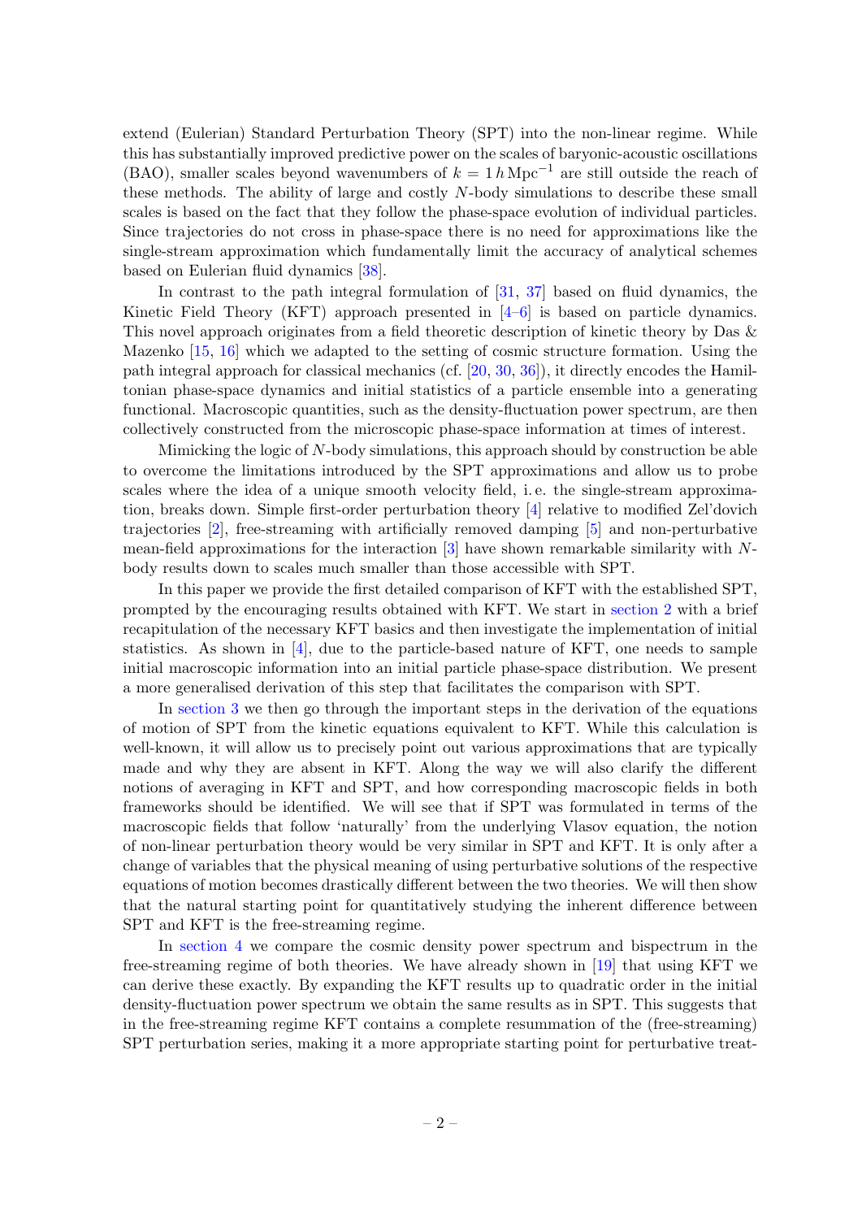extend (Eulerian) Standard Perturbation Theory (SPT) into the non-linear regime. While this has substantially improved predictive power on the scales of baryonic-acoustic oscillations (BAO), smaller scales beyond wavenumbers of $k = 1\,h\,\mathrm{Mpc}^{-1}$ are still outside the reach of these methods. The ability of large and costly $N$-body simulations to describe these small scales is based on the fact that they follow the phase-space evolution of individual particles. Since trajectories do not cross in phase-space there is no need for approximations like the single-stream approximation which fundamentally limit the accuracy of analytical schemes based on Eulerian fluid dynamics [38].

In contrast to the path integral formulation of [31, 37] based on fluid dynamics, the Kinetic Field Theory (KFT) approach presented in [4–6] is based on particle dynamics. This novel approach originates from a field theoretic description of kinetic theory by Das & Mazenko [15, 16] which we adapted to the setting of cosmic structure formation. Using the path integral approach for classical mechanics (cf. [20, 30, 36]), it directly encodes the Hamiltonian phase-space dynamics and initial statistics of a particle ensemble into a generating functional. Macroscopic quantities, such as the density-fluctuation power spectrum, are then collectively constructed from the microscopic phase-space information at times of interest.

Mimicking the logic of $N$-body simulations, this approach should by construction be able to overcome the limitations introduced by the SPT approximations and allow us to probe scales where the idea of a unique smooth velocity field, i. e. the single-stream approximation, breaks down. Simple first-order perturbation theory [4] relative to modified Zel'dovich trajectories [2], free-streaming with artificially removed damping [5] and non-perturbative mean-field approximations for the interaction [3] have shown remarkable similarity with $N$-body results down to scales much smaller than those accessible with SPT.

In this paper we provide the first detailed comparison of KFT with the established SPT, prompted by the encouraging results obtained with KFT. We start in section 2 with a brief recapitulation of the necessary KFT basics and then investigate the implementation of initial statistics. As shown in [4], due to the particle-based nature of KFT, one needs to sample initial macroscopic information into an initial particle phase-space distribution. We present a more generalised derivation of this step that facilitates the comparison with SPT.

In section 3 we then go through the important steps in the derivation of the equations of motion of SPT from the kinetic equations equivalent to KFT. While this calculation is well-known, it will allow us to precisely point out various approximations that are typically made and why they are absent in KFT. Along the way we will also clarify the different notions of averaging in KFT and SPT, and how corresponding macroscopic fields in both frameworks should be identified. We will see that if SPT was formulated in terms of the macroscopic fields that follow 'naturally' from the underlying Vlasov equation, the notion of non-linear perturbation theory would be very similar in SPT and KFT. It is only after a change of variables that the physical meaning of using perturbative solutions of the respective equations of motion becomes drastically different between the two theories. We will then show that the natural starting point for quantitatively studying the inherent difference between SPT and KFT is the free-streaming regime.

In section 4 we compare the cosmic density power spectrum and bispectrum in the free-streaming regime of both theories. We have already shown in [19] that using KFT we can derive these exactly. By expanding the KFT results up to quadratic order in the initial density-fluctuation power spectrum we obtain the same results as in SPT. This suggests that in the free-streaming regime KFT contains a complete resummation of the (free-streaming) SPT perturbation series, making it a more appropriate starting point for perturbative treat-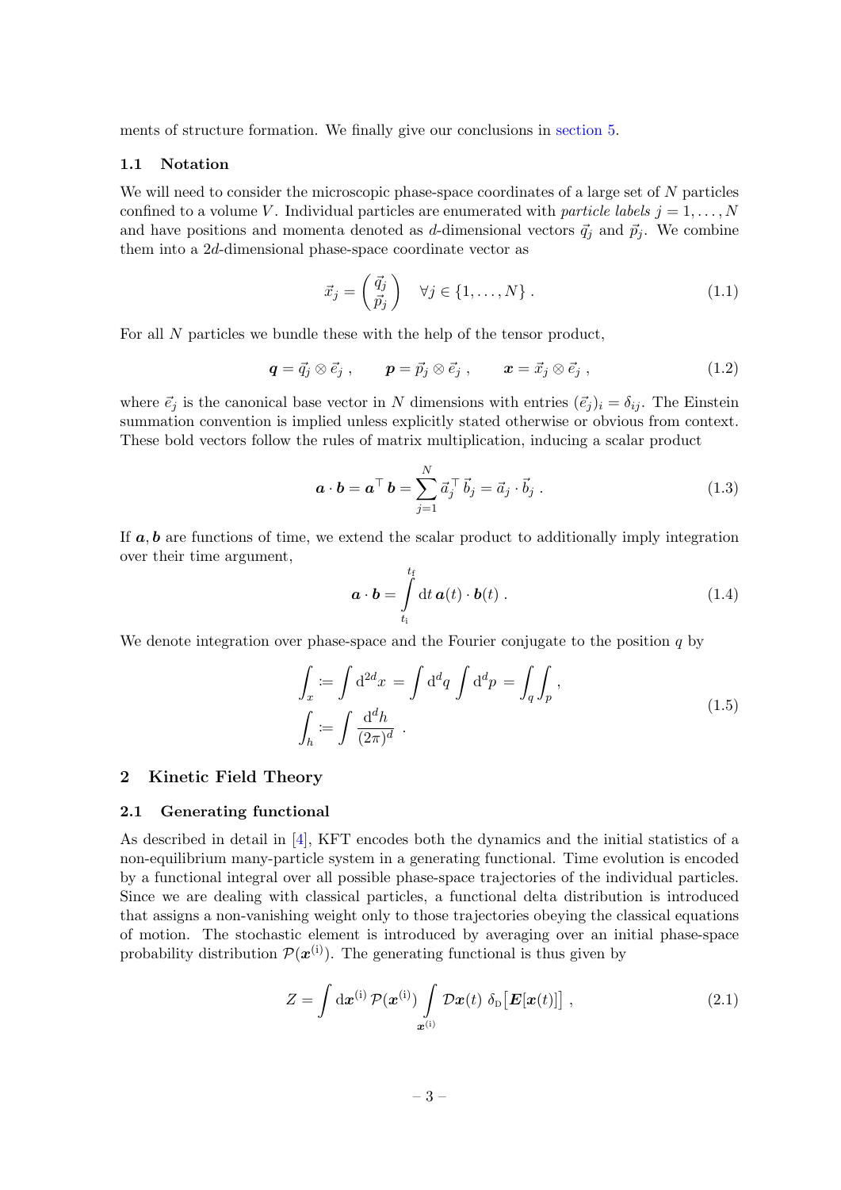ments of structure formation. We finally give our conclusions in section 5.

### 1.1 Notation

We will need to consider the microscopic phase-space coordinates of a large set of $N$ particles confined to a volume $V$. Individual particles are enumerated with *particle labels* $j = 1, \ldots, N$ and have positions and momenta denoted as $d$-dimensional vectors $\vec{q}_j$ and $\vec{p}_j$. We combine them into a $2d$-dimensional phase-space coordinate vector as

$$\vec{x}_j = \begin{pmatrix} \vec{q}_j \\ \vec{p}_j \end{pmatrix} \quad \forall j \in \{1, \ldots, N\} \; . \tag{1.1}$$

For all $N$ particles we bundle these with the help of the tensor product,

$$\boldsymbol{q} = \vec{q}_j \otimes \vec{e}_j \; , \qquad \boldsymbol{p} = \vec{p}_j \otimes \vec{e}_j \; , \qquad \boldsymbol{x} = \vec{x}_j \otimes \vec{e}_j \; , \tag{1.2}$$

where $\vec{e}_j$ is the canonical base vector in $N$ dimensions with entries $(\vec{e}_j)_i = \delta_{ij}$. The Einstein summation convention is implied unless explicitly stated otherwise or obvious from context. These bold vectors follow the rules of matrix multiplication, inducing a scalar product

$$\boldsymbol{a} \cdot \boldsymbol{b} = \boldsymbol{a}^\top \boldsymbol{b} = \sum_{j=1}^{N} \vec{a}_j^{\,\top} \vec{b}_j = \vec{a}_j \cdot \vec{b}_j \; . \tag{1.3}$$

If $\boldsymbol{a}, \boldsymbol{b}$ are functions of time, we extend the scalar product to additionally imply integration over their time argument,

$$\boldsymbol{a} \cdot \boldsymbol{b} = \int_{t_\mathrm{i}}^{t_\mathrm{f}} \mathrm{d}t \, \boldsymbol{a}(t) \cdot \boldsymbol{b}(t) \; . \tag{1.4}$$

We denote integration over phase-space and the Fourier conjugate to the position $q$ by

$$\begin{aligned} \int_x &:= \int \mathrm{d}^{2d}x = \int \mathrm{d}^d q \int \mathrm{d}^d p = \int_q \int_p \; , \\ \int_h &:= \int \frac{\mathrm{d}^d h}{(2\pi)^d} \; . \end{aligned} \tag{1.5}$$

## 2 Kinetic Field Theory

### 2.1 Generating functional

As described in detail in [4], KFT encodes both the dynamics and the initial statistics of a non-equilibrium many-particle system in a generating functional. Time evolution is encoded by a functional integral over all possible phase-space trajectories of the individual particles. Since we are dealing with classical particles, a functional delta distribution is introduced that assigns a non-vanishing weight only to those trajectories obeying the classical equations of motion. The stochastic element is introduced by averaging over an initial phase-space probability distribution $\mathcal{P}(\boldsymbol{x}^{(\mathrm{i})})$. The generating functional is thus given by

$$Z = \int \mathrm{d}\boldsymbol{x}^{(\mathrm{i})} \, \mathcal{P}(\boldsymbol{x}^{(\mathrm{i})}) \int_{\boldsymbol{x}^{(\mathrm{i})}} \mathcal{D}\boldsymbol{x}(t) \; \delta_\mathrm{D}\big[\boldsymbol{E}[\boldsymbol{x}(t)]\big] \; , \tag{2.1}$$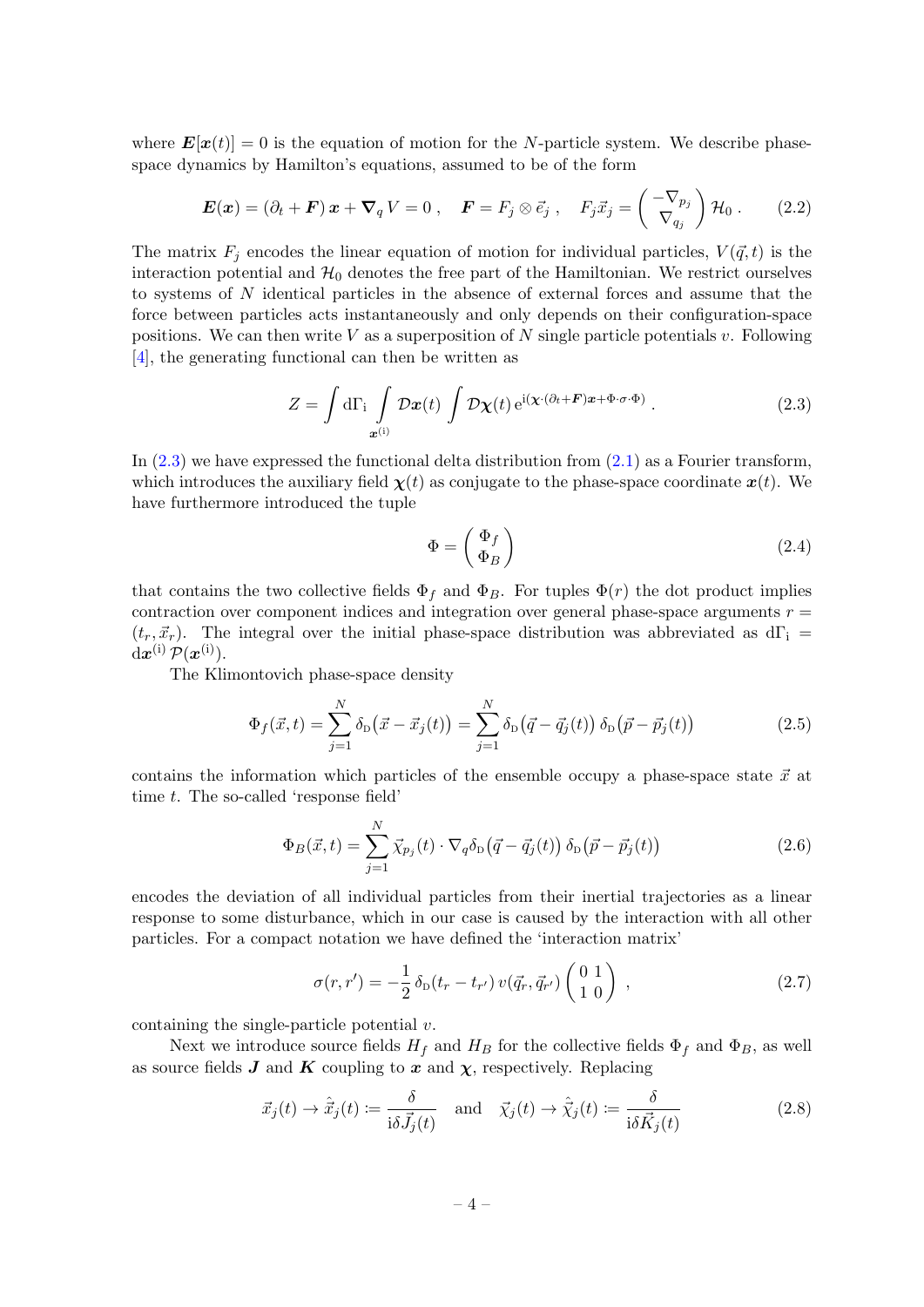where $\boldsymbol{E}[\boldsymbol{x}(t)] = 0$ is the equation of motion for the $N$-particle system. We describe phase-space dynamics by Hamilton's equations, assumed to be of the form

$$\boldsymbol{E}(\boldsymbol{x}) = (\partial_t + \boldsymbol{F})\,\boldsymbol{x} + \boldsymbol{\nabla}_q\, V = 0\;, \quad \boldsymbol{F} = F_j \otimes \vec{e}_j\;, \quad F_j \vec{x}_j = \begin{pmatrix} -\nabla_{p_j} \\ \nabla_{q_j} \end{pmatrix} \mathcal{H}_0\,. \tag{2.2}$$

The matrix $F_j$ encodes the linear equation of motion for individual particles, $V(\vec{q}, t)$ is the interaction potential and $\mathcal{H}_0$ denotes the free part of the Hamiltonian. We restrict ourselves to systems of $N$ identical particles in the absence of external forces and assume that the force between particles acts instantaneously and only depends on their configuration-space positions. We can then write $V$ as a superposition of $N$ single particle potentials $v$. Following [4], the generating functional can then be written as

$$Z = \int \mathrm{d}\Gamma_{\mathrm{i}} \int\limits_{\boldsymbol{x}^{(\mathrm{i})}} \mathcal{D}\boldsymbol{x}(t) \int \mathcal{D}\boldsymbol{\chi}(t)\, \mathrm{e}^{\mathrm{i}(\boldsymbol{\chi}\cdot(\partial_t + \boldsymbol{F})\boldsymbol{x} + \Phi\cdot\sigma\cdot\Phi)}\,. \tag{2.3}$$

In (2.3) we have expressed the functional delta distribution from (2.1) as a Fourier transform, which introduces the auxiliary field $\boldsymbol{\chi}(t)$ as conjugate to the phase-space coordinate $\boldsymbol{x}(t)$. We have furthermore introduced the tuple

$$\Phi = \begin{pmatrix} \Phi_f \\ \Phi_B \end{pmatrix} \tag{2.4}$$

that contains the two collective fields $\Phi_f$ and $\Phi_B$. For tuples $\Phi(r)$ the dot product implies contraction over component indices and integration over general phase-space arguments $r = (t_r, \vec{x}_r)$. The integral over the initial phase-space distribution was abbreviated as $\mathrm{d}\Gamma_{\mathrm{i}} = \mathrm{d}\boldsymbol{x}^{(\mathrm{i})}\,\mathcal{P}(\boldsymbol{x}^{(\mathrm{i})})$.

The Klimontovich phase-space density

$$\Phi_f(\vec{x}, t) = \sum_{j=1}^{N} \delta_{\mathrm{D}}\big(\vec{x} - \vec{x}_j(t)\big) = \sum_{j=1}^{N} \delta_{\mathrm{D}}\big(\vec{q} - \vec{q}_j(t)\big)\,\delta_{\mathrm{D}}\big(\vec{p} - \vec{p}_j(t)\big) \tag{2.5}$$

contains the information which particles of the ensemble occupy a phase-space state $\vec{x}$ at time $t$. The so-called 'response field'

$$\Phi_B(\vec{x}, t) = \sum_{j=1}^{N} \vec{\chi}_{p_j}(t) \cdot \nabla_q \delta_{\mathrm{D}}\big(\vec{q} - \vec{q}_j(t)\big)\,\delta_{\mathrm{D}}\big(\vec{p} - \vec{p}_j(t)\big) \tag{2.6}$$

encodes the deviation of all individual particles from their inertial trajectories as a linear response to some disturbance, which in our case is caused by the interaction with all other particles. For a compact notation we have defined the 'interaction matrix'

$$\sigma(r, r') = -\frac{1}{2}\,\delta_{\mathrm{D}}(t_r - t_{r'})\, v(\vec{q}_r, \vec{q}_{r'}) \begin{pmatrix} 0 & 1 \\ 1 & 0 \end{pmatrix}\,, \tag{2.7}$$

containing the single-particle potential $v$.

Next we introduce source fields $H_f$ and $H_B$ for the collective fields $\Phi_f$ and $\Phi_B$, as well as source fields $\boldsymbol{J}$ and $\boldsymbol{K}$ coupling to $\boldsymbol{x}$ and $\boldsymbol{\chi}$, respectively. Replacing

$$\vec{x}_j(t) \to \hat{\vec{x}}_j(t) \coloneqq \frac{\delta}{\mathrm{i}\delta \vec{J}_j(t)} \quad \text{and} \quad \vec{\chi}_j(t) \to \hat{\vec{\chi}}_j(t) \coloneqq \frac{\delta}{\mathrm{i}\delta \vec{K}_j(t)} \tag{2.8}$$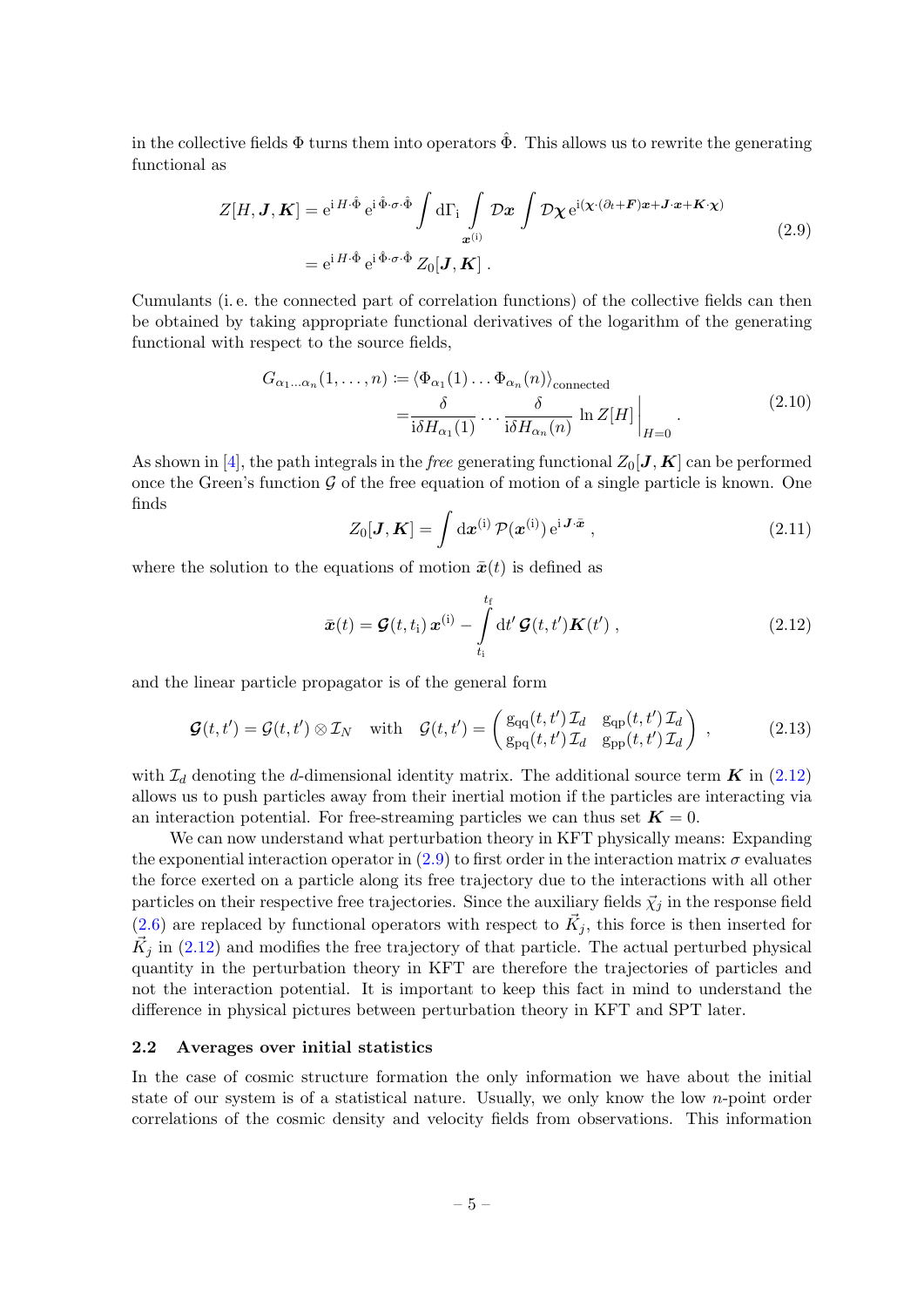in the collective fields $\Phi$ turns them into operators $\hat{\Phi}$. This allows us to rewrite the generating functional as

$$
\begin{aligned}
Z[H, \boldsymbol{J}, \boldsymbol{K}] &= \mathrm{e}^{\mathrm{i}\, H \cdot \hat{\Phi}}\, \mathrm{e}^{\mathrm{i}\, \hat{\Phi} \cdot \sigma \cdot \hat{\Phi}} \int \mathrm{d}\Gamma_{\mathrm{i}} \int\limits_{\boldsymbol{x}^{(\mathrm{i})}} \mathcal{D}\boldsymbol{x} \int \mathcal{D}\boldsymbol{\chi}\, \mathrm{e}^{\mathrm{i}(\boldsymbol{\chi} \cdot (\partial_t + \boldsymbol{F})\boldsymbol{x} + \boldsymbol{J} \cdot \boldsymbol{x} + \boldsymbol{K} \cdot \boldsymbol{\chi})} \\
&= \mathrm{e}^{\mathrm{i}\, H \cdot \hat{\Phi}}\, \mathrm{e}^{\mathrm{i}\, \hat{\Phi} \cdot \sigma \cdot \hat{\Phi}}\, Z_0[\boldsymbol{J}, \boldsymbol{K}]\,.
\end{aligned}
\tag{2.9}
$$

Cumulants (i. e. the connected part of correlation functions) of the collective fields can then be obtained by taking appropriate functional derivatives of the logarithm of the generating functional with respect to the source fields,

$$
\begin{aligned}
G_{\alpha_1 \dots \alpha_n}(1, \dots, n) &:= \langle \Phi_{\alpha_1}(1) \dots \Phi_{\alpha_n}(n) \rangle_{\mathrm{connected}} \\
&= \frac{\delta}{\mathrm{i}\delta H_{\alpha_1}(1)} \cdots \frac{\delta}{\mathrm{i}\delta H_{\alpha_n}(n)}\, \ln Z[H] \bigg|_{H=0}\,.
\end{aligned}
\tag{2.10}
$$

As shown in [4], the path integrals in the *free* generating functional $Z_0[\boldsymbol{J}, \boldsymbol{K}]$ can be performed once the Green's function $\mathcal{G}$ of the free equation of motion of a single particle is known. One finds

$$
Z_0[\boldsymbol{J}, \boldsymbol{K}] = \int \mathrm{d}\boldsymbol{x}^{(\mathrm{i})}\, \mathcal{P}(\boldsymbol{x}^{(\mathrm{i})})\, \mathrm{e}^{\mathrm{i}\, \boldsymbol{J} \cdot \bar{\boldsymbol{x}}}\,,
\tag{2.11}
$$

where the solution to the equations of motion $\bar{\boldsymbol{x}}(t)$ is defined as

$$
\bar{\boldsymbol{x}}(t) = \boldsymbol{\mathcal{G}}(t, t_{\mathrm{i}})\, \boldsymbol{x}^{(\mathrm{i})} - \int\limits_{t_{\mathrm{i}}}^{t_{\mathrm{f}}} \mathrm{d}t'\, \boldsymbol{\mathcal{G}}(t, t') \boldsymbol{K}(t')\,,
\tag{2.12}
$$

and the linear particle propagator is of the general form

$$
\boldsymbol{\mathcal{G}}(t, t') = \mathcal{G}(t, t') \otimes \mathcal{I}_N \quad \text{with} \quad \mathcal{G}(t, t') = \begin{pmatrix} \mathrm{g_{qq}}(t, t')\, \mathcal{I}_d & \mathrm{g_{qp}}(t, t')\, \mathcal{I}_d \\ \mathrm{g_{pq}}(t, t')\, \mathcal{I}_d & \mathrm{g_{pp}}(t, t')\, \mathcal{I}_d \end{pmatrix}\,,
\tag{2.13}
$$

with $\mathcal{I}_d$ denoting the $d$-dimensional identity matrix. The additional source term $\boldsymbol{K}$ in (2.12) allows us to push particles away from their inertial motion if the particles are interacting via an interaction potential. For free-streaming particles we can thus set $\boldsymbol{K} = 0$.

We can now understand what perturbation theory in KFT physically means: Expanding the exponential interaction operator in (2.9) to first order in the interaction matrix $\sigma$ evaluates the force exerted on a particle along its free trajectory due to the interactions with all other particles on their respective free trajectories. Since the auxiliary fields $\vec{\chi}_j$ in the response field (2.6) are replaced by functional operators with respect to $\vec{K}_j$, this force is then inserted for $\vec{K}_j$ in (2.12) and modifies the free trajectory of that particle. The actual perturbed physical quantity in the perturbation theory in KFT are therefore the trajectories of particles and not the interaction potential. It is important to keep this fact in mind to understand the difference in physical pictures between perturbation theory in KFT and SPT later.

### 2.2 Averages over initial statistics

In the case of cosmic structure formation the only information we have about the initial state of our system is of a statistical nature. Usually, we only know the low $n$-point order correlations of the cosmic density and velocity fields from observations. This information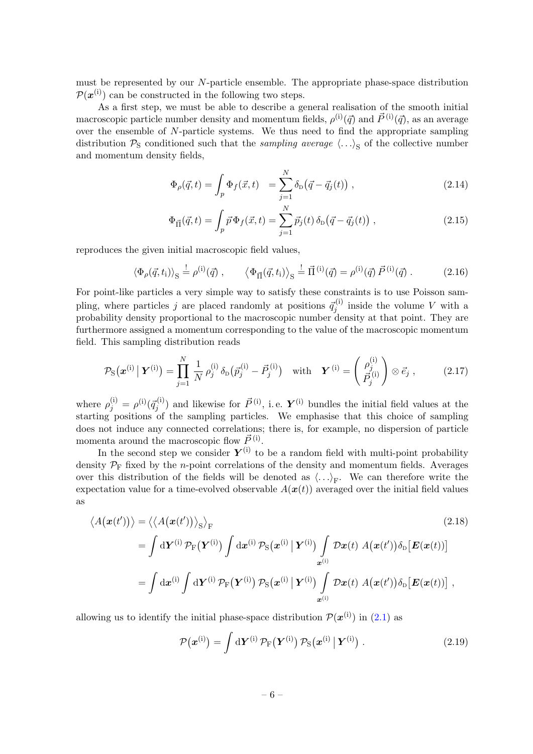must be represented by our $N$-particle ensemble. The appropriate phase-space distribution $\mathcal{P}(\boldsymbol{x}^{(\mathrm{i})})$ can be constructed in the following two steps.

As a first step, we must be able to describe a general realisation of the smooth initial macroscopic particle number density and momentum fields, $\rho^{(\mathrm{i})}(\vec{q})$ and $\vec{P}^{(\mathrm{i})}(\vec{q})$, as an average over the ensemble of $N$-particle systems. We thus need to find the appropriate sampling distribution $\mathcal{P}_{\mathrm{S}}$ conditioned such that the *sampling average* $\langle\ldots\rangle_{\mathrm{S}}$ of the collective number and momentum density fields,

$$
\Phi_\rho(\vec{q},t) = \int_p \Phi_f(\vec{x},t) \quad = \sum_{j=1}^{N} \delta_{\mathrm{D}}\big(\vec{q}-\vec{q}_j(t)\big) \ , \tag{2.14}
$$

$$
\Phi_{\vec{\Pi}}(\vec{q},t) = \int_p \vec{p}\,\Phi_f(\vec{x},t) = \sum_{j=1}^{N} \vec{p}_j(t)\,\delta_{\mathrm{D}}\big(\vec{q}-\vec{q}_j(t)\big) \ , \tag{2.15}
$$

reproduces the given initial macroscopic field values,

$$
\big\langle\Phi_\rho(\vec{q},t_{\mathrm{i}})\big\rangle_{\mathrm{S}} \stackrel{!}{=} \rho^{(\mathrm{i})}(\vec{q}) \ , \qquad \big\langle\Phi_{\vec{\Pi}}(\vec{q},t_{\mathrm{i}})\big\rangle_{\mathrm{S}} \stackrel{!}{=} \vec{\Pi}^{(\mathrm{i})}(\vec{q}) = \rho^{(\mathrm{i})}(\vec{q})\,\vec{P}^{(\mathrm{i})}(\vec{q}) \ . \tag{2.16}
$$

For point-like particles a very simple way to satisfy these constraints is to use Poisson sampling, where particles $j$ are placed randomly at positions $\vec{q}_j^{(\mathrm{i})}$ inside the volume $V$ with a probability density proportional to the macroscopic number density at that point. They are furthermore assigned a momentum corresponding to the value of the macroscopic momentum field. This sampling distribution reads

$$
\mathcal{P}_{\mathrm{S}}\big(\boldsymbol{x}^{(\mathrm{i})}\,\big|\,\boldsymbol{Y}^{(\mathrm{i})}\big) = \prod_{j=1}^{N} \frac{1}{N}\,\rho_j^{(\mathrm{i})}\,\delta_{\mathrm{D}}\big(\vec{p}_j^{(\mathrm{i})} - \vec{P}_j^{(\mathrm{i})}\big) \quad \text{with} \quad \boldsymbol{Y}^{(\mathrm{i})} = \begin{pmatrix} \rho_j^{(\mathrm{i})} \\ \vec{P}_j^{(\mathrm{i})} \end{pmatrix} \otimes \vec{e}_j \ , \tag{2.17}
$$

where $\rho_j^{(\mathrm{i})} = \rho^{(\mathrm{i})}(\vec{q}_j^{(\mathrm{i})})$ and likewise for $\vec{P}^{(\mathrm{i})}$, i. e. $\boldsymbol{Y}^{(\mathrm{i})}$ bundles the initial field values at the starting positions of the sampling particles. We emphasise that this choice of sampling does not induce any connected correlations; there is, for example, no dispersion of particle momenta around the macroscopic flow $\vec{P}^{(\mathrm{i})}$.

In the second step we consider $\boldsymbol{Y}^{(\mathrm{i})}$ to be a random field with multi-point probability density $\mathcal{P}_{\mathrm{F}}$ fixed by the $n$-point correlations of the density and momentum fields. Averages over this distribution of the fields will be denoted as $\langle\ldots\rangle_{\mathrm{F}}$. We can therefore write the expectation value for a time-evolved observable $A(\boldsymbol{x}(t))$ averaged over the initial field values as

$$
\begin{aligned}
\big\langle A\big(\boldsymbol{x}(t')\big)\big\rangle &= \big\langle\big\langle A\big(\boldsymbol{x}(t')\big)\big\rangle_{\mathrm{S}}\big\rangle_{\mathrm{F}} \qquad\qquad (2.18)\\
&= \int \mathrm{d}\boldsymbol{Y}^{(\mathrm{i})}\,\mathcal{P}_{\mathrm{F}}\big(\boldsymbol{Y}^{(\mathrm{i})}\big) \int \mathrm{d}\boldsymbol{x}^{(\mathrm{i})}\,\mathcal{P}_{\mathrm{S}}\big(\boldsymbol{x}^{(\mathrm{i})}\,\big|\,\boldsymbol{Y}^{(\mathrm{i})}\big) \int\limits_{\boldsymbol{x}^{(\mathrm{i})}} \mathcal{D}\boldsymbol{x}(t)\ A\big(\boldsymbol{x}(t')\big)\delta_{\mathrm{D}}\big[\boldsymbol{E}(\boldsymbol{x}(t))\big] \\
&= \int \mathrm{d}\boldsymbol{x}^{(\mathrm{i})} \int \mathrm{d}\boldsymbol{Y}^{(\mathrm{i})}\,\mathcal{P}_{\mathrm{F}}\big(\boldsymbol{Y}^{(\mathrm{i})}\big)\,\mathcal{P}_{\mathrm{S}}\big(\boldsymbol{x}^{(\mathrm{i})}\,\big|\,\boldsymbol{Y}^{(\mathrm{i})}\big) \int\limits_{\boldsymbol{x}^{(\mathrm{i})}} \mathcal{D}\boldsymbol{x}(t)\ A\big(\boldsymbol{x}(t')\big)\delta_{\mathrm{D}}\big[\boldsymbol{E}(\boldsymbol{x}(t))\big] \ ,
\end{aligned}
$$

allowing us to identify the initial phase-space distribution $\mathcal{P}(\boldsymbol{x}^{(\mathrm{i})})$ in (2.1) as

$$
\mathcal{P}\big(\boldsymbol{x}^{(\mathrm{i})}\big) = \int \mathrm{d}\boldsymbol{Y}^{(\mathrm{i})}\,\mathcal{P}_{\mathrm{F}}\big(\boldsymbol{Y}^{(\mathrm{i})}\big)\,\mathcal{P}_{\mathrm{S}}\big(\boldsymbol{x}^{(\mathrm{i})}\,\big|\,\boldsymbol{Y}^{(\mathrm{i})}\big) \ . \tag{2.19}
$$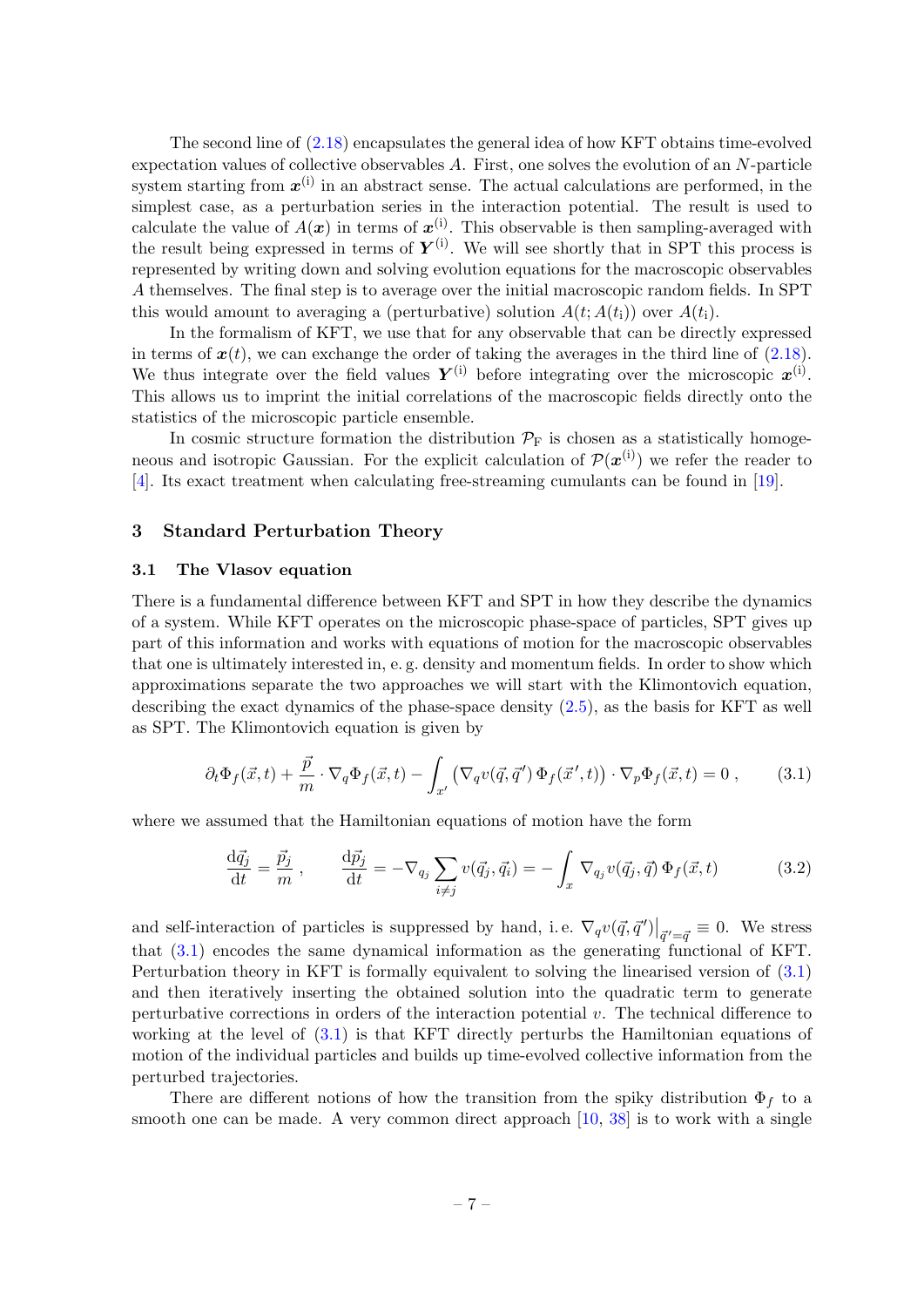The second line of (2.18) encapsulates the general idea of how KFT obtains time-evolved expectation values of collective observables $A$. First, one solves the evolution of an $N$-particle system starting from $\boldsymbol{x}^{(\mathrm{i})}$ in an abstract sense. The actual calculations are performed, in the simplest case, as a perturbation series in the interaction potential. The result is used to calculate the value of $A(\boldsymbol{x})$ in terms of $\boldsymbol{x}^{(\mathrm{i})}$. This observable is then sampling-averaged with the result being expressed in terms of $\boldsymbol{Y}^{(\mathrm{i})}$. We will see shortly that in SPT this process is represented by writing down and solving evolution equations for the macroscopic observables $A$ themselves. The final step is to average over the initial macroscopic random fields. In SPT this would amount to averaging a (perturbative) solution $A(t; A(t_\mathrm{i}))$ over $A(t_\mathrm{i})$.

In the formalism of KFT, we use that for any observable that can be directly expressed in terms of $\boldsymbol{x}(t)$, we can exchange the order of taking the averages in the third line of (2.18). We thus integrate over the field values $\boldsymbol{Y}^{(\mathrm{i})}$ before integrating over the microscopic $\boldsymbol{x}^{(\mathrm{i})}$. This allows us to imprint the initial correlations of the macroscopic fields directly onto the statistics of the microscopic particle ensemble.

In cosmic structure formation the distribution $\mathcal{P}_\mathrm{F}$ is chosen as a statistically homogeneous and isotropic Gaussian. For the explicit calculation of $\mathcal{P}(\boldsymbol{x}^{(\mathrm{i})})$ we refer the reader to [4]. Its exact treatment when calculating free-streaming cumulants can be found in [19].

## 3 Standard Perturbation Theory

### 3.1 The Vlasov equation

There is a fundamental difference between KFT and SPT in how they describe the dynamics of a system. While KFT operates on the microscopic phase-space of particles, SPT gives up part of this information and works with equations of motion for the macroscopic observables that one is ultimately interested in, e. g. density and momentum fields. In order to show which approximations separate the two approaches we will start with the Klimontovich equation, describing the exact dynamics of the phase-space density (2.5), as the basis for KFT as well as SPT. The Klimontovich equation is given by

$$\partial_t \Phi_f(\vec{x}, t) + \frac{\vec{p}}{m} \cdot \nabla_q \Phi_f(\vec{x}, t) - \int_{x'} \left( \nabla_q v(\vec{q}, \vec{q}\,') \, \Phi_f(\vec{x}\,', t) \right) \cdot \nabla_p \Phi_f(\vec{x}, t) = 0 \,, \tag{3.1}$$

where we assumed that the Hamiltonian equations of motion have the form

$$\frac{\mathrm{d}\vec{q}_j}{\mathrm{d}t} = \frac{\vec{p}_j}{m} \,, \qquad \frac{\mathrm{d}\vec{p}_j}{\mathrm{d}t} = -\nabla_{q_j} \sum_{i \neq j} v(\vec{q}_j, \vec{q}_i) = -\int_x \nabla_{q_j} v(\vec{q}_j, \vec{q}) \, \Phi_f(\vec{x}, t) \tag{3.2}$$

and self-interaction of particles is suppressed by hand, i. e. $\nabla_q v(\vec{q}, \vec{q}\,')\big|_{\vec{q}\,'=\vec{q}} \equiv 0$. We stress that (3.1) encodes the same dynamical information as the generating functional of KFT. Perturbation theory in KFT is formally equivalent to solving the linearised version of (3.1) and then iteratively inserting the obtained solution into the quadratic term to generate perturbative corrections in orders of the interaction potential $v$. The technical difference to working at the level of (3.1) is that KFT directly perturbs the Hamiltonian equations of motion of the individual particles and builds up time-evolved collective information from the perturbed trajectories.

There are different notions of how the transition from the spiky distribution $\Phi_f$ to a smooth one can be made. A very common direct approach [10, 38] is to work with a single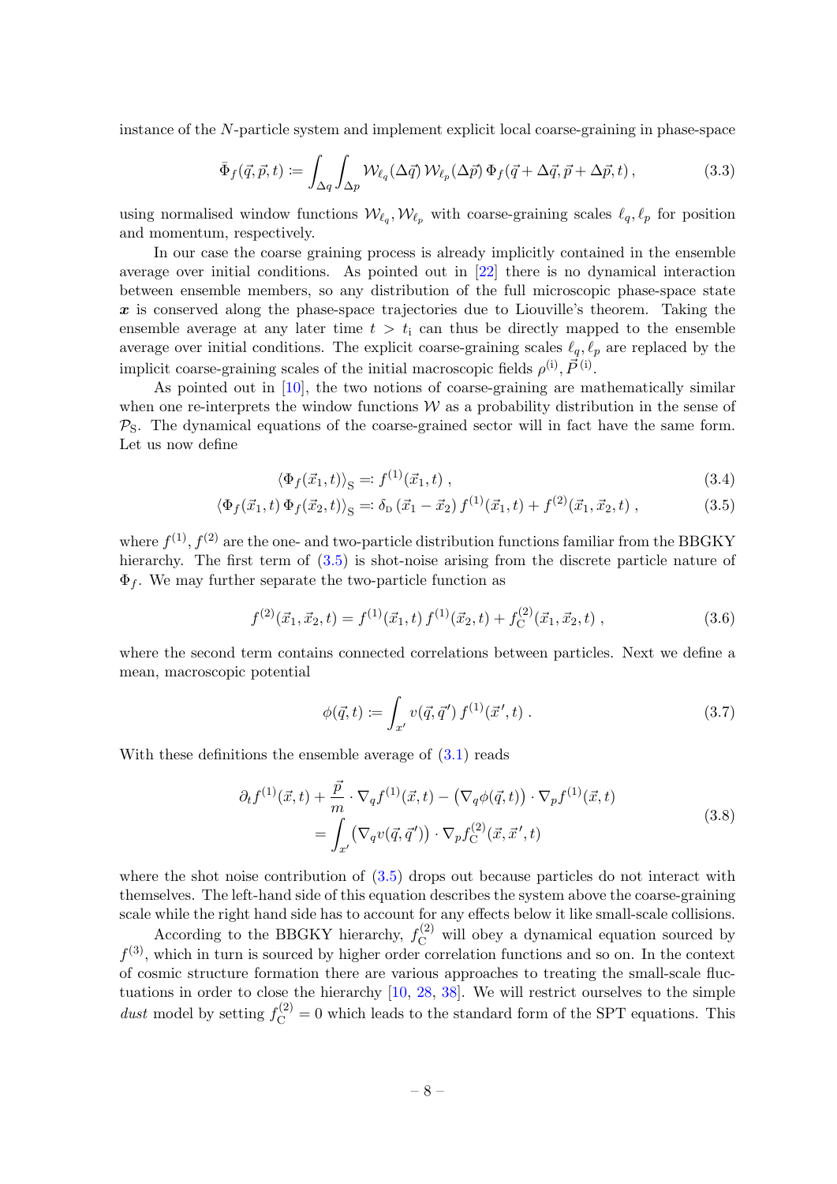instance of the $N$-particle system and implement explicit local coarse-graining in phase-space

$$\bar{\Phi}_f(\vec{q},\vec{p},t) \coloneqq \int_{\Delta q}\int_{\Delta p} \mathcal{W}_{\ell_q}(\Delta\vec{q})\,\mathcal{W}_{\ell_p}(\Delta\vec{p})\,\Phi_f(\vec{q}+\Delta\vec{q},\vec{p}+\Delta\vec{p},t)\,, \tag{3.3}$$

using normalised window functions $\mathcal{W}_{\ell_q}, \mathcal{W}_{\ell_p}$ with coarse-graining scales $\ell_q, \ell_p$ for position and momentum, respectively.

In our case the coarse graining process is already implicitly contained in the ensemble average over initial conditions. As pointed out in [22] there is no dynamical interaction between ensemble members, so any distribution of the full microscopic phase-space state $\boldsymbol{x}$ is conserved along the phase-space trajectories due to Liouville's theorem. Taking the ensemble average at any later time $t > t_\mathrm{i}$ can thus be directly mapped to the ensemble average over initial conditions. The explicit coarse-graining scales $\ell_q, \ell_p$ are replaced by the implicit coarse-graining scales of the initial macroscopic fields $\rho^{(\mathrm{i})}, \vec{P}^{(\mathrm{i})}$.

As pointed out in [10], the two notions of coarse-graining are mathematically similar when one re-interprets the window functions $\mathcal{W}$ as a probability distribution in the sense of $\mathcal{P}_\mathrm{S}$. The dynamical equations of the coarse-grained sector will in fact have the same form. Let us now define

$$\langle\Phi_f(\vec{x}_1,t)\rangle_\mathrm{S} \eqqcolon f^{(1)}(\vec{x}_1,t)\;, \tag{3.4}$$

$$\langle\Phi_f(\vec{x}_1,t)\,\Phi_f(\vec{x}_2,t)\rangle_\mathrm{S} \eqqcolon \delta_\mathrm{D}\left(\vec{x}_1-\vec{x}_2\right) f^{(1)}(\vec{x}_1,t) + f^{(2)}(\vec{x}_1,\vec{x}_2,t)\;, \tag{3.5}$$

where $f^{(1)}, f^{(2)}$ are the one- and two-particle distribution functions familiar from the BBGKY hierarchy. The first term of (3.5) is shot-noise arising from the discrete particle nature of $\Phi_f$. We may further separate the two-particle function as

$$f^{(2)}(\vec{x}_1,\vec{x}_2,t) = f^{(1)}(\vec{x}_1,t)\,f^{(1)}(\vec{x}_2,t) + f^{(2)}_\mathrm{C}(\vec{x}_1,\vec{x}_2,t)\;, \tag{3.6}$$

where the second term contains connected correlations between particles. Next we define a mean, macroscopic potential

$$\phi(\vec{q},t) \coloneqq \int_{x'} v(\vec{q},\vec{q}\,')\,f^{(1)}(\vec{x}\,',t)\;. \tag{3.7}$$

With these definitions the ensemble average of (3.1) reads

$$\begin{aligned}\partial_t f^{(1)}(\vec{x},t) + \frac{\vec{p}}{m}\cdot\nabla_q f^{(1)}(\vec{x},t) - \left(\nabla_q\phi(\vec{q},t)\right)\cdot\nabla_p f^{(1)}(\vec{x},t)&\\ = \int_{x'}\left(\nabla_q v(\vec{q},\vec{q}\,')\right)\cdot\nabla_p f^{(2)}_\mathrm{C}(\vec{x},\vec{x}\,',t)&\end{aligned} \tag{3.8}$$

where the shot noise contribution of (3.5) drops out because particles do not interact with themselves. The left-hand side of this equation describes the system above the coarse-graining scale while the right hand side has to account for any effects below it like small-scale collisions.

According to the BBGKY hierarchy, $f^{(2)}_\mathrm{C}$ will obey a dynamical equation sourced by $f^{(3)}$, which in turn is sourced by higher order correlation functions and so on. In the context of cosmic structure formation there are various approaches to treating the small-scale fluctuations in order to close the hierarchy [10, 28, 38]. We will restrict ourselves to the simple *dust* model by setting $f^{(2)}_\mathrm{C} = 0$ which leads to the standard form of the SPT equations. This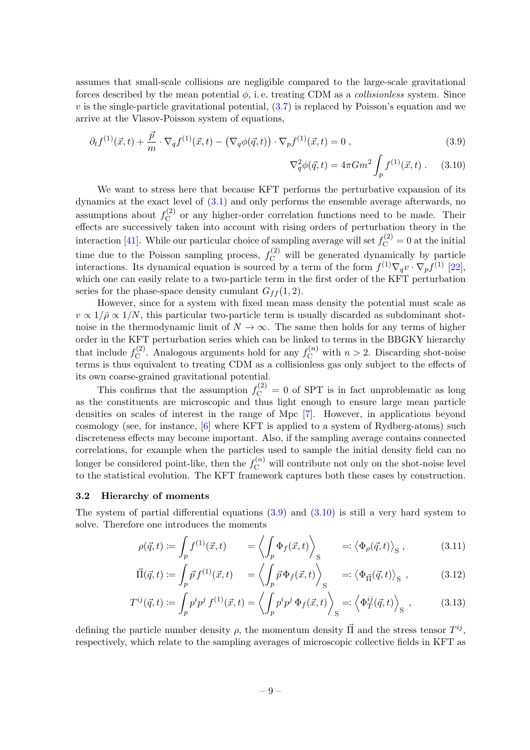assumes that small-scale collisions are negligible compared to the large-scale gravitational forces described by the mean potential $\phi$, i. e. treating CDM as a *collisionless* system. Since $v$ is the single-particle gravitational potential, (3.7) is replaced by Poisson's equation and we arrive at the Vlasov-Poisson system of equations,

$$\partial_t f^{(1)}(\vec{x}, t) + \frac{\vec{p}}{m} \cdot \nabla_q f^{(1)}(\vec{x}, t) - \left(\nabla_q \phi(\vec{q}, t)\right) \cdot \nabla_p f^{(1)}(\vec{x}, t) = 0 \; , \tag{3.9}$$

$$\nabla_q^2 \phi(\vec{q}, t) = 4\pi G m^2 \int_p f^{(1)}(\vec{x}, t) \; . \tag{3.10}$$

We want to stress here that because KFT performs the perturbative expansion of its dynamics at the exact level of (3.1) and only performs the ensemble average afterwards, no assumptions about $f_{\mathrm{C}}^{(2)}$ or any higher-order correlation functions need to be made. Their effects are successively taken into account with rising orders of perturbation theory in the interaction [41]. While our particular choice of sampling average will set $f_{\mathrm{C}}^{(2)} = 0$ at the initial time due to the Poisson sampling process, $f_{\mathrm{C}}^{(2)}$ will be generated dynamically by particle interactions. Its dynamical equation is sourced by a term of the form $f^{(1)} \nabla_q v \cdot \nabla_p f^{(1)}$ [22], which one can easily relate to a two-particle term in the first order of the KFT perturbation series for the phase-space density cumulant $G_{ff}(1, 2)$.

However, since for a system with fixed mean mass density the potential must scale as $v \propto 1/\bar{\rho} \propto 1/N$, this particular two-particle term is usually discarded as subdominant shot-noise in the thermodynamic limit of $N \to \infty$. The same then holds for any terms of higher order in the KFT perturbation series which can be linked to terms in the BBGKY hierarchy that include $f_{\mathrm{C}}^{(2)}$. Analogous arguments hold for any $f_{\mathrm{C}}^{(n)}$ with $n > 2$. Discarding shot-noise terms is thus equivalent to treating CDM as a collisionless gas only subject to the effects of its own coarse-grained gravitational potential.

This confirms that the assumption $f_{\mathrm{C}}^{(2)} = 0$ of SPT is in fact unproblematic as long as the constituents are microscopic and thus light enough to ensure large mean particle densities on scales of interest in the range of Mpc [7]. However, in applications beyond cosmology (see, for instance, [6] where KFT is applied to a system of Rydberg-atoms) such discreteness effects may become important. Also, if the sampling average contains connected correlations, for example when the particles used to sample the initial density field can no longer be considered point-like, then the $f_{\mathrm{C}}^{(n)}$ will contribute not only on the shot-noise level to the statistical evolution. The KFT framework captures both these cases by construction.

### 3.2 Hierarchy of moments

The system of partial differential equations (3.9) and (3.10) is still a very hard system to solve. Therefore one introduces the moments

$$\rho(\vec{q}, t) \coloneqq \int_p f^{(1)}(\vec{x}, t) \quad = \left\langle \int_p \Phi_f(\vec{x}, t) \right\rangle_{\mathrm{S}} \quad =: \left\langle \Phi_\rho(\vec{q}, t) \right\rangle_{\mathrm{S}} \; , \tag{3.11}$$

$$\vec{\Pi}(\vec{q}, t) \coloneqq \int_p \vec{p}\, f^{(1)}(\vec{x}, t) \quad = \left\langle \int_p \vec{p}\, \Phi_f(\vec{x}, t) \right\rangle_{\mathrm{S}} \quad =: \left\langle \Phi_{\vec{\Pi}}(\vec{q}, t) \right\rangle_{\mathrm{S}} \; , \tag{3.12}$$

$$T^{ij}(\vec{q}, t) \coloneqq \int_p p^i p^j\, f^{(1)}(\vec{x}, t) = \left\langle \int_p p^i p^j\, \Phi_f(\vec{x}, t) \right\rangle_{\mathrm{S}} =: \left\langle \Phi_T^{ij}(\vec{q}, t) \right\rangle_{\mathrm{S}} \; , \tag{3.13}$$

defining the particle number density $\rho$, the momentum density $\vec{\Pi}$ and the stress tensor $T^{ij}$, respectively, which relate to the sampling averages of microscopic collective fields in KFT as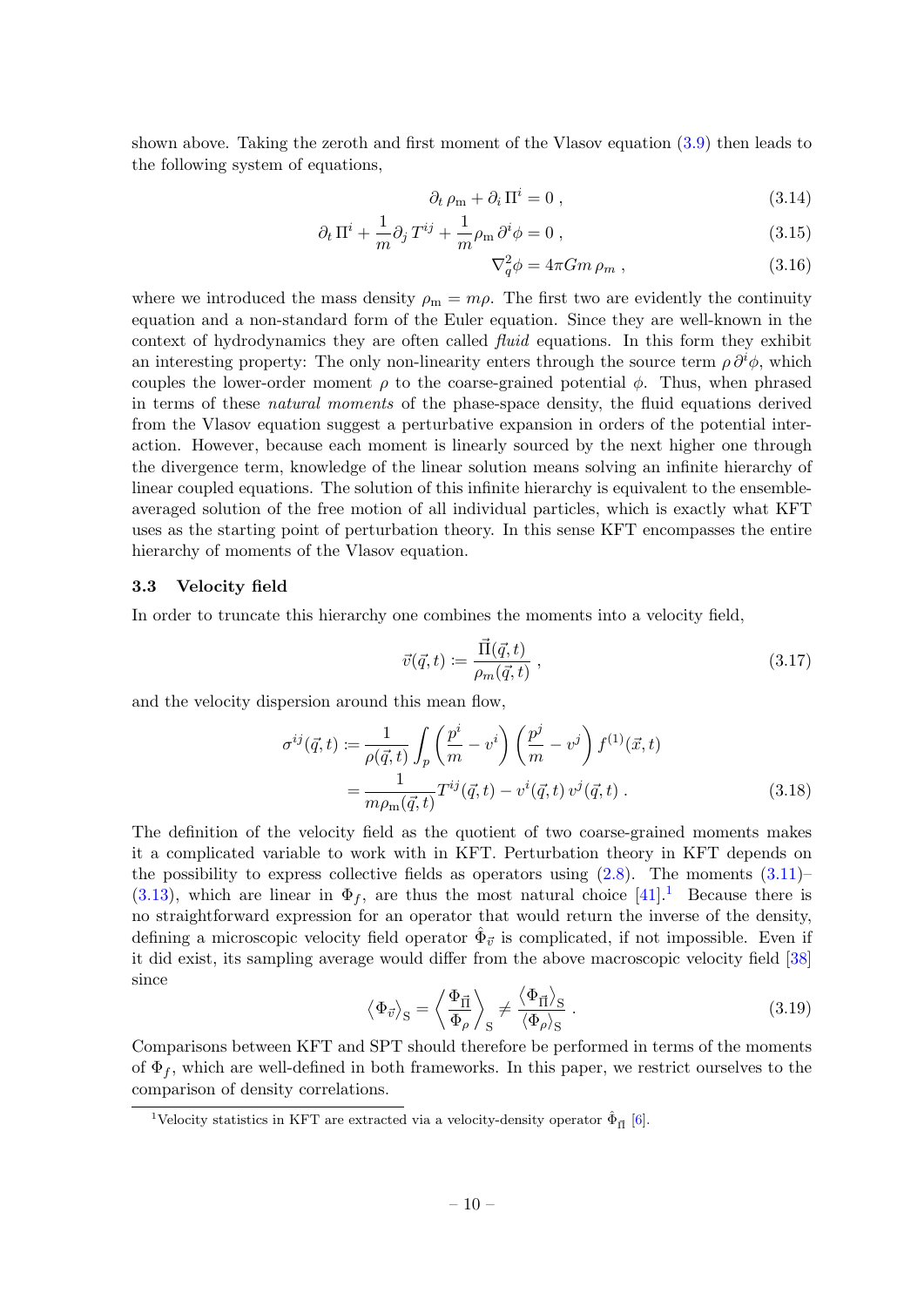shown above. Taking the zeroth and first moment of the Vlasov equation (3.9) then leads to the following system of equations,

$$\partial_t \rho_\mathrm{m} + \partial_i \Pi^i = 0 \,, \tag{3.14}$$

$$\partial_t \Pi^i + \frac{1}{m}\partial_j T^{ij} + \frac{1}{m}\rho_\mathrm{m}\, \partial^i \phi = 0 \,, \tag{3.15}$$

$$\nabla_q^2 \phi = 4\pi G m\, \rho_m \,, \tag{3.16}$$

where we introduced the mass density $\rho_\mathrm{m} = m\rho$. The first two are evidently the continuity equation and a non-standard form of the Euler equation. Since they are well-known in the context of hydrodynamics they are often called *fluid* equations. In this form they exhibit an interesting property: The only non-linearity enters through the source term $\rho\, \partial^i \phi$, which couples the lower-order moment $\rho$ to the coarse-grained potential $\phi$. Thus, when phrased in terms of these *natural moments* of the phase-space density, the fluid equations derived from the Vlasov equation suggest a perturbative expansion in orders of the potential interaction. However, because each moment is linearly sourced by the next higher one through the divergence term, knowledge of the linear solution means solving an infinite hierarchy of linear coupled equations. The solution of this infinite hierarchy is equivalent to the ensemble-averaged solution of the free motion of all individual particles, which is exactly what KFT uses as the starting point of perturbation theory. In this sense KFT encompasses the entire hierarchy of moments of the Vlasov equation.

### 3.3 Velocity field

In order to truncate this hierarchy one combines the moments into a velocity field,

$$\vec{v}(\vec{q}, t) \coloneqq \frac{\vec{\Pi}(\vec{q}, t)}{\rho_m(\vec{q}, t)} \,, \tag{3.17}$$

and the velocity dispersion around this mean flow,

$$\begin{aligned} \sigma^{ij}(\vec{q}, t) &\coloneqq \frac{1}{\rho(\vec{q}, t)} \int_p \left(\frac{p^i}{m} - v^i\right)\left(\frac{p^j}{m} - v^j\right) f^{(1)}(\vec{x}, t) \\ &= \frac{1}{m\rho_\mathrm{m}(\vec{q}, t)} T^{ij}(\vec{q}, t) - v^i(\vec{q}, t)\, v^j(\vec{q}, t) \,. \end{aligned} \tag{3.18}$$

The definition of the velocity field as the quotient of two coarse-grained moments makes it a complicated variable to work with in KFT. Perturbation theory in KFT depends on the possibility to express collective fields as operators using (2.8). The moments (3.11)–(3.13), which are linear in $\Phi_f$, are thus the most natural choice [41].[1] Because there is no straightforward expression for an operator that would return the inverse of the density, defining a microscopic velocity field operator $\hat{\Phi}_{\vec{v}}$ is complicated, if not impossible. Even if it did exist, its sampling average would differ from the above macroscopic velocity field [38] since

$$\left\langle \Phi_{\vec{v}} \right\rangle_\mathrm{S} = \left\langle \frac{\Phi_{\vec{\Pi}}}{\Phi_\rho} \right\rangle_\mathrm{S} \neq \frac{\left\langle \Phi_{\vec{\Pi}} \right\rangle_\mathrm{S}}{\left\langle \Phi_\rho \right\rangle_\mathrm{S}} \,. \tag{3.19}$$

Comparisons between KFT and SPT should therefore be performed in terms of the moments of $\Phi_f$, which are well-defined in both frameworks. In this paper, we restrict ourselves to the comparison of density correlations.

[1] Velocity statistics in KFT are extracted via a velocity-density operator $\hat{\Phi}_{\vec{\Pi}}$ [6].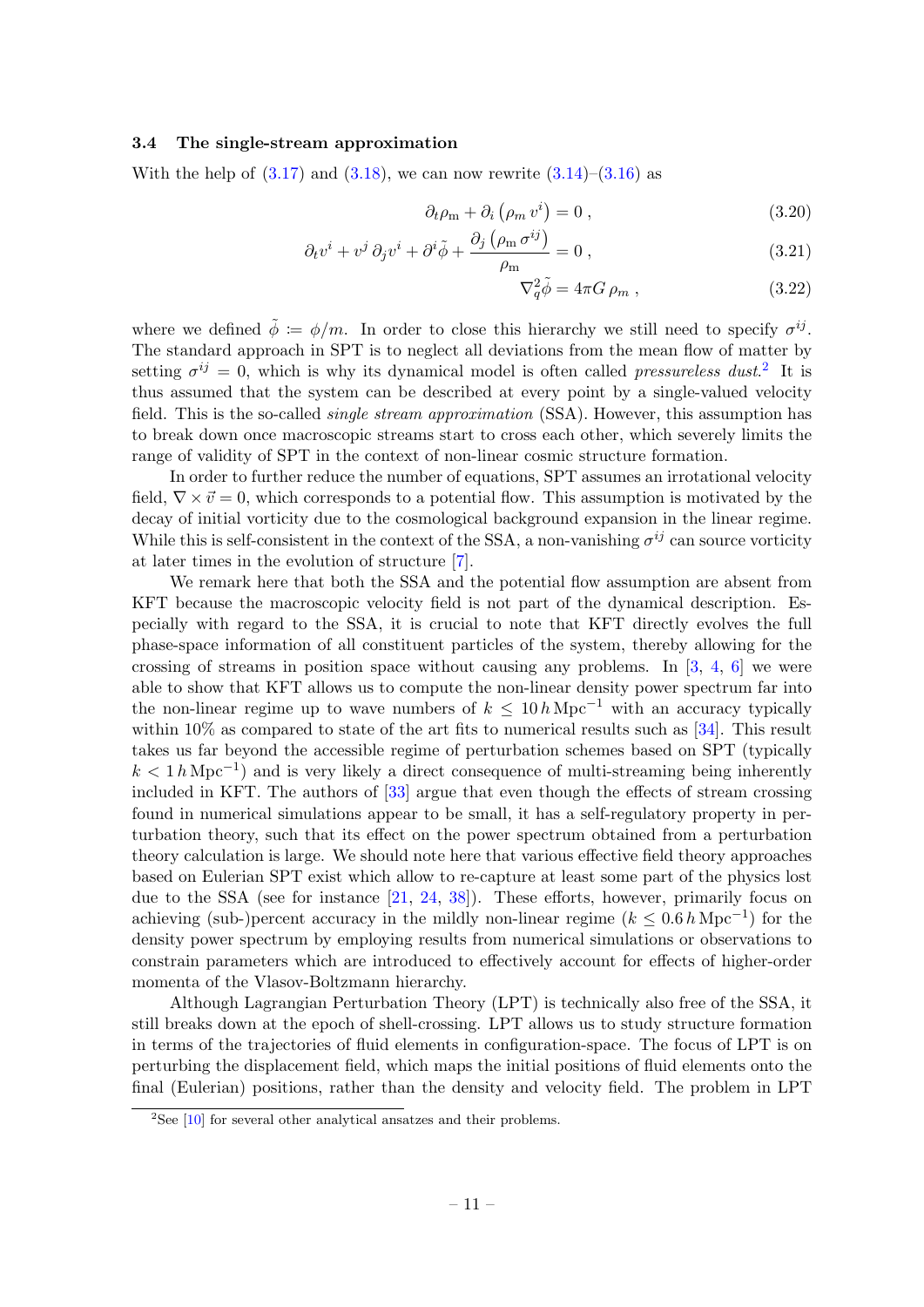### 3.4 The single-stream approximation

With the help of (3.17) and (3.18), we can now rewrite (3.14)–(3.16) as

$$\partial_t \rho_{\mathrm{m}} + \partial_i \left(\rho_m \, v^i\right) = 0 \,, \tag{3.20}$$

$$\partial_t v^i + v^j \, \partial_j v^i + \partial^i \tilde{\phi} + \frac{\partial_j \left(\rho_{\mathrm{m}} \, \sigma^{ij}\right)}{\rho_{\mathrm{m}}} = 0 \,, \tag{3.21}$$

$$\nabla_q^2 \tilde{\phi} = 4\pi G \, \rho_m \,, \tag{3.22}$$

where we defined $\tilde{\phi} \coloneqq \phi/m$. In order to close this hierarchy we still need to specify $\sigma^{ij}$. The standard approach in SPT is to neglect all deviations from the mean flow of matter by setting $\sigma^{ij} = 0$, which is why its dynamical model is often called *pressureless dust*.[2] It is thus assumed that the system can be described at every point by a single-valued velocity field. This is the so-called *single stream approximation* (SSA). However, this assumption has to break down once macroscopic streams start to cross each other, which severely limits the range of validity of SPT in the context of non-linear cosmic structure formation.

In order to further reduce the number of equations, SPT assumes an irrotational velocity field, $\nabla \times \vec{v} = 0$, which corresponds to a potential flow. This assumption is motivated by the decay of initial vorticity due to the cosmological background expansion in the linear regime. While this is self-consistent in the context of the SSA, a non-vanishing $\sigma^{ij}$ can source vorticity at later times in the evolution of structure [7].

We remark here that both the SSA and the potential flow assumption are absent from KFT because the macroscopic velocity field is not part of the dynamical description. Especially with regard to the SSA, it is crucial to note that KFT directly evolves the full phase-space information of all constituent particles of the system, thereby allowing for the crossing of streams in position space without causing any problems. In [3, 4, 6] we were able to show that KFT allows us to compute the non-linear density power spectrum far into the non-linear regime up to wave numbers of $k \leq 10 \, h \, \mathrm{Mpc}^{-1}$ with an accuracy typically within 10% as compared to state of the art fits to numerical results such as [34]. This result takes us far beyond the accessible regime of perturbation schemes based on SPT (typically $k < 1 \, h \, \mathrm{Mpc}^{-1}$) and is very likely a direct consequence of multi-streaming being inherently included in KFT. The authors of [33] argue that even though the effects of stream crossing found in numerical simulations appear to be small, it has a self-regulatory property in perturbation theory, such that its effect on the power spectrum obtained from a perturbation theory calculation is large. We should note here that various effective field theory approaches based on Eulerian SPT exist which allow to re-capture at least some part of the physics lost due to the SSA (see for instance [21, 24, 38]). These efforts, however, primarily focus on achieving (sub-)percent accuracy in the mildly non-linear regime ($k \leq 0.6 \, h \, \mathrm{Mpc}^{-1}$) for the density power spectrum by employing results from numerical simulations or observations to constrain parameters which are introduced to effectively account for effects of higher-order momenta of the Vlasov-Boltzmann hierarchy.

Although Lagrangian Perturbation Theory (LPT) is technically also free of the SSA, it still breaks down at the epoch of shell-crossing. LPT allows us to study structure formation in terms of the trajectories of fluid elements in configuration-space. The focus of LPT is on perturbing the displacement field, which maps the initial positions of fluid elements onto the final (Eulerian) positions, rather than the density and velocity field. The problem in LPT

[2] See [10] for several other analytical ansatzes and their problems.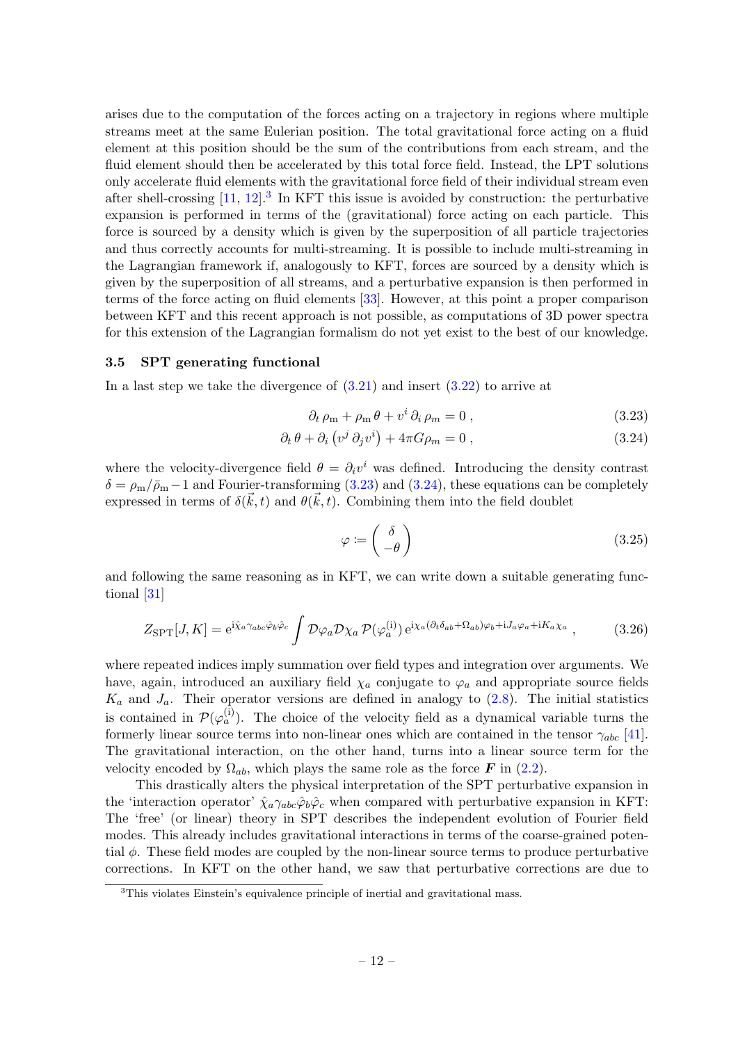arises due to the computation of the forces acting on a trajectory in regions where multiple streams meet at the same Eulerian position. The total gravitational force acting on a fluid element at this position should be the sum of the contributions from each stream, and the fluid element should then be accelerated by this total force field. Instead, the LPT solutions only accelerate fluid elements with the gravitational force field of their individual stream even after shell-crossing [11, 12].[3] In KFT this issue is avoided by construction: the perturbative expansion is performed in terms of the (gravitational) force acting on each particle. This force is sourced by a density which is given by the superposition of all particle trajectories and thus correctly accounts for multi-streaming. It is possible to include multi-streaming in the Lagrangian framework if, analogously to KFT, forces are sourced by a density which is given by the superposition of all streams, and a perturbative expansion is then performed in terms of the force acting on fluid elements [33]. However, at this point a proper comparison between KFT and this recent approach is not possible, as computations of 3D power spectra for this extension of the Lagrangian formalism do not yet exist to the best of our knowledge.

### 3.5 SPT generating functional

In a last step we take the divergence of (3.21) and insert (3.22) to arrive at

$$\partial_t \rho_\mathrm{m} + \rho_\mathrm{m}\, \theta + v^i\, \partial_i\, \rho_m = 0\,, \tag{3.23}$$

$$\partial_t\, \theta + \partial_i \left(v^j\, \partial_j v^i\right) + 4\pi G \rho_m = 0\,, \tag{3.24}$$

where the velocity-divergence field $\theta = \partial_i v^i$ was defined. Introducing the density contrast $\delta = \rho_\mathrm{m}/\bar{\rho}_\mathrm{m} - 1$ and Fourier-transforming (3.23) and (3.24), these equations can be completely expressed in terms of $\delta(\vec{k}, t)$ and $\theta(\vec{k}, t)$. Combining them into the field doublet

$$\varphi \coloneqq \begin{pmatrix} \delta \\ -\theta \end{pmatrix} \tag{3.25}$$

and following the same reasoning as in KFT, we can write down a suitable generating functional [31]

$$Z_\mathrm{SPT}[J, K] = \mathrm{e}^{\mathrm{i}\hat{\chi}_a \gamma_{abc} \hat{\varphi}_b \hat{\varphi}_c} \int \mathcal{D}\varphi_a \mathcal{D}\chi_a\, \mathcal{P}(\varphi_a^{(\mathrm{i})})\, \mathrm{e}^{\mathrm{i}\chi_a(\partial_t \delta_{ab} + \Omega_{ab})\varphi_b + \mathrm{i}J_a\varphi_a + \mathrm{i}K_a\chi_a}\,, \tag{3.26}$$

where repeated indices imply summation over field types and integration over arguments. We have, again, introduced an auxiliary field $\chi_a$ conjugate to $\varphi_a$ and appropriate source fields $K_a$ and $J_a$. Their operator versions are defined in analogy to (2.8). The initial statistics is contained in $\mathcal{P}(\varphi_a^{(\mathrm{i})})$. The choice of the velocity field as a dynamical variable turns the formerly linear source terms into non-linear ones which are contained in the tensor $\gamma_{abc}$ [41]. The gravitational interaction, on the other hand, turns into a linear source term for the velocity encoded by $\Omega_{ab}$, which plays the same role as the force $\boldsymbol{F}$ in (2.2).

This drastically alters the physical interpretation of the SPT perturbative expansion in the 'interaction operator' $\hat{\chi}_a \gamma_{abc} \hat{\varphi}_b \hat{\varphi}_c$ when compared with perturbative expansion in KFT: The 'free' (or linear) theory in SPT describes the independent evolution of Fourier field modes. This already includes gravitational interactions in terms of the coarse-grained potential $\phi$. These field modes are coupled by the non-linear source terms to produce perturbative corrections. In KFT on the other hand, we saw that perturbative corrections are due to

[3] This violates Einstein's equivalence principle of inertial and gravitational mass.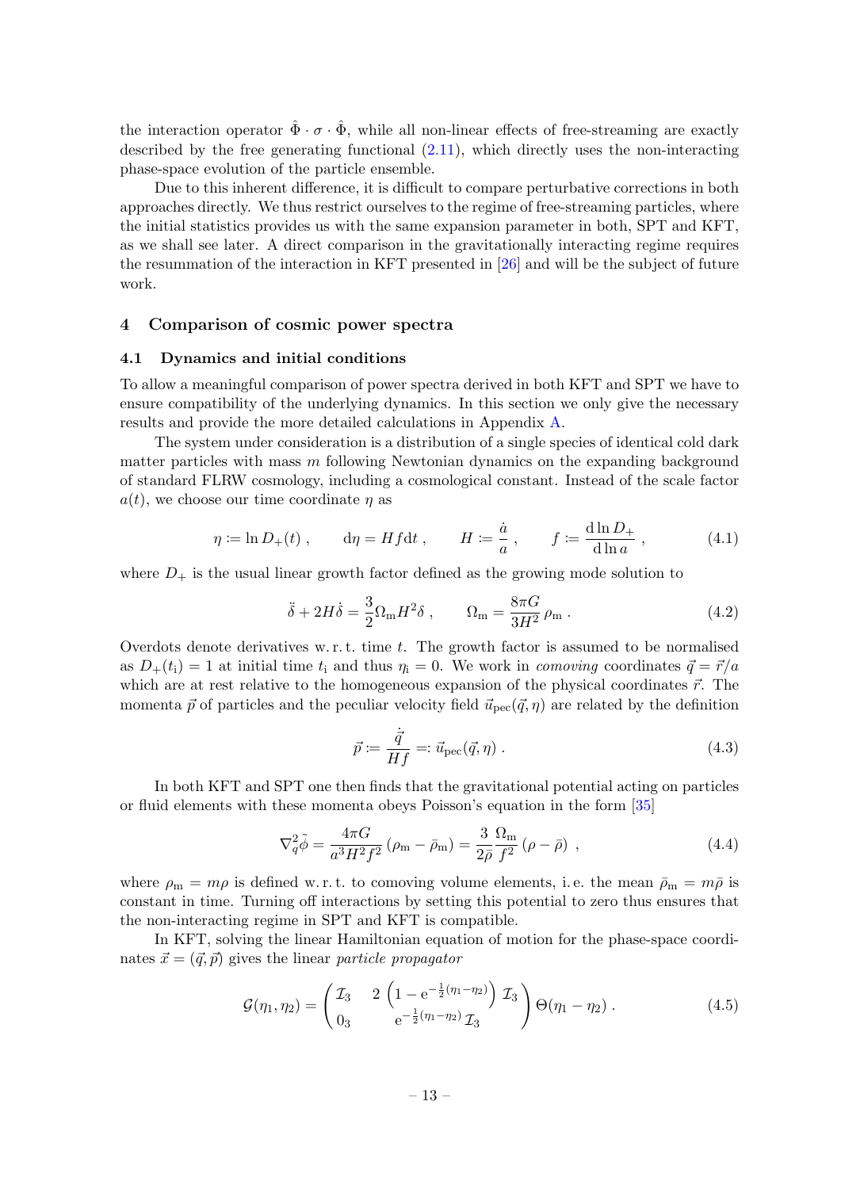the interaction operator $\hat{\Phi} \cdot \sigma \cdot \hat{\Phi}$, while all non-linear effects of free-streaming are exactly described by the free generating functional (2.11), which directly uses the non-interacting phase-space evolution of the particle ensemble.

Due to this inherent difference, it is difficult to compare perturbative corrections in both approaches directly. We thus restrict ourselves to the regime of free-streaming particles, where the initial statistics provides us with the same expansion parameter in both, SPT and KFT, as we shall see later. A direct comparison in the gravitationally interacting regime requires the resummation of the interaction in KFT presented in [26] and will be the subject of future work.

## 4 Comparison of cosmic power spectra

### 4.1 Dynamics and initial conditions

To allow a meaningful comparison of power spectra derived in both KFT and SPT we have to ensure compatibility of the underlying dynamics. In this section we only give the necessary results and provide the more detailed calculations in Appendix A.

The system under consideration is a distribution of a single species of identical cold dark matter particles with mass $m$ following Newtonian dynamics on the expanding background of standard FLRW cosmology, including a cosmological constant. Instead of the scale factor $a(t)$, we choose our time coordinate $\eta$ as

$$\eta \coloneqq \ln D_+(t) \;, \qquad \mathrm{d}\eta = Hf\mathrm{d}t \;, \qquad H \coloneqq \frac{\dot{a}}{a} \;, \qquad f \coloneqq \frac{\mathrm{d}\ln D_+}{\mathrm{d}\ln a} \;, \tag{4.1}$$

where $D_+$ is the usual linear growth factor defined as the growing mode solution to

$$\ddot{\delta} + 2H\dot{\delta} = \frac{3}{2}\Omega_\mathrm{m} H^2 \delta \;, \qquad \Omega_\mathrm{m} = \frac{8\pi G}{3H^2}\,\rho_\mathrm{m} \;. \tag{4.2}$$

Overdots denote derivatives w. r. t. time $t$. The growth factor is assumed to be normalised as $D_+(t_\mathrm{i}) = 1$ at initial time $t_\mathrm{i}$ and thus $\eta_\mathrm{i} = 0$. We work in *comoving* coordinates $\vec{q} = \vec{r}/a$ which are at rest relative to the homogeneous expansion of the physical coordinates $\vec{r}$. The momenta $\vec{p}$ of particles and the peculiar velocity field $\vec{u}_\mathrm{pec}(\vec{q},\eta)$ are related by the definition

$$\vec{p} \coloneqq \frac{\dot{\vec{q}}}{Hf} =\colon \vec{u}_\mathrm{pec}(\vec{q},\eta) \;. \tag{4.3}$$

In both KFT and SPT one then finds that the gravitational potential acting on particles or fluid elements with these momenta obeys Poisson's equation in the form [35]

$$\nabla_q^2 \tilde{\phi} = \frac{4\pi G}{a^3 H^2 f^2}\left(\rho_\mathrm{m} - \bar{\rho}_\mathrm{m}\right) = \frac{3}{2\bar{\rho}}\frac{\Omega_\mathrm{m}}{f^2}\left(\rho - \bar{\rho}\right) \;, \tag{4.4}$$

where $\rho_\mathrm{m} = m\rho$ is defined w. r. t. to comoving volume elements, i. e. the mean $\bar{\rho}_\mathrm{m} = m\bar{\rho}$ is constant in time. Turning off interactions by setting this potential to zero thus ensures that the non-interacting regime in SPT and KFT is compatible.

In KFT, solving the linear Hamiltonian equation of motion for the phase-space coordinates $\vec{x} = (\vec{q}, \vec{p})$ gives the linear *particle propagator*

$$\mathcal{G}(\eta_1,\eta_2) = \begin{pmatrix} \mathcal{I}_3 & 2\left(1 - \mathrm{e}^{-\frac{1}{2}(\eta_1-\eta_2)}\right)\mathcal{I}_3 \\ 0_3 & \mathrm{e}^{-\frac{1}{2}(\eta_1-\eta_2)}\,\mathcal{I}_3 \end{pmatrix} \Theta(\eta_1 - \eta_2) \;. \tag{4.5}$$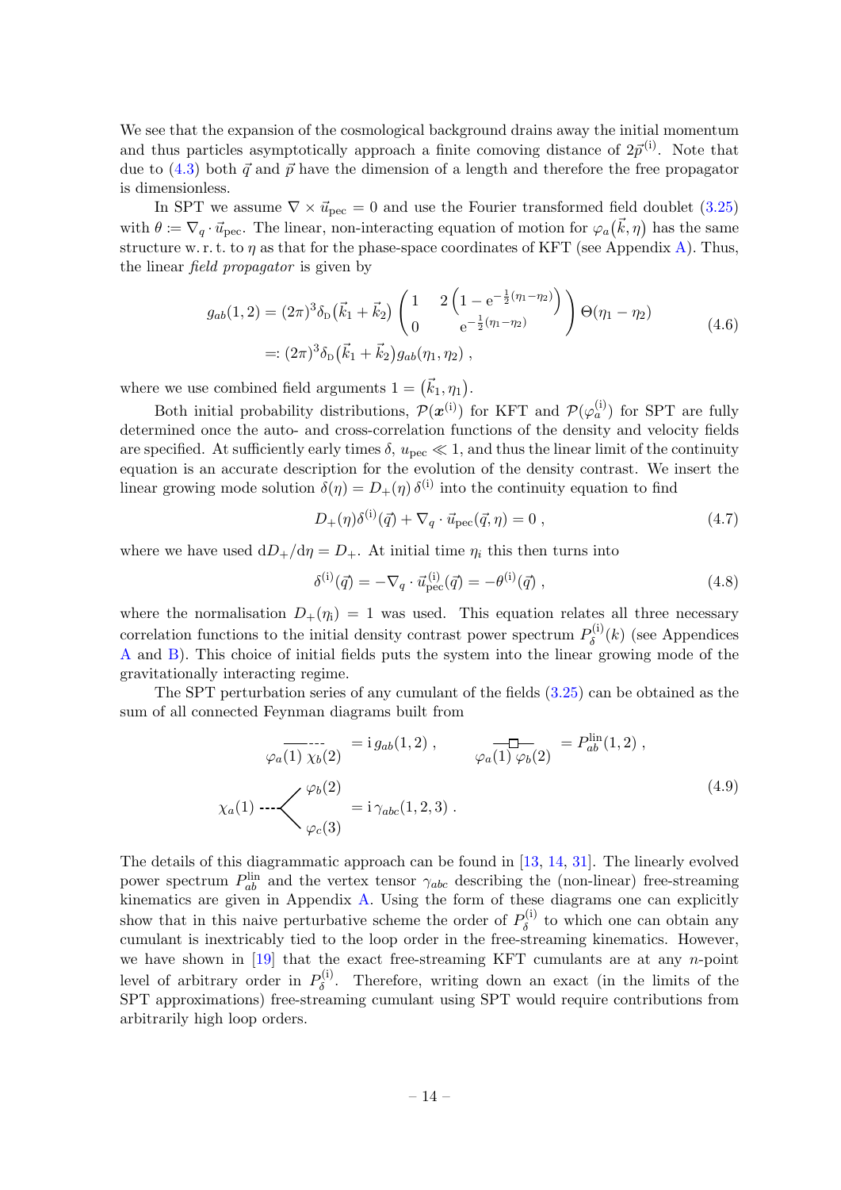We see that the expansion of the cosmological background drains away the initial momentum and thus particles asymptotically approach a finite comoving distance of $2\vec{p}^{\,(\mathrm{i})}$. Note that due to (4.3) both $\vec{q}$ and $\vec{p}$ have the dimension of a length and therefore the free propagator is dimensionless.

In SPT we assume $\nabla \times \vec{u}_{\mathrm{pec}} = 0$ and use the Fourier transformed field doublet (3.25) with $\theta := \nabla_q \cdot \vec{u}_{\mathrm{pec}}$. The linear, non-interacting equation of motion for $\varphi_a(\vec{k}, \eta)$ has the same structure w. r. t. to $\eta$ as that for the phase-space coordinates of KFT (see Appendix A). Thus, the linear *field propagator* is given by

$$
\begin{aligned}
g_{ab}(1,2) &= (2\pi)^3 \delta_{\mathrm{D}}\big(\vec{k}_1 + \vec{k}_2\big) \begin{pmatrix} 1 & 2\left(1 - \mathrm{e}^{-\frac{1}{2}(\eta_1 - \eta_2)}\right) \\ 0 & \mathrm{e}^{-\frac{1}{2}(\eta_1 - \eta_2)} \end{pmatrix} \Theta(\eta_1 - \eta_2) \\
&=: (2\pi)^3 \delta_{\mathrm{D}}\big(\vec{k}_1 + \vec{k}_2\big) g_{ab}(\eta_1, \eta_2) \ ,
\end{aligned}
\tag{4.6}
$$

where we use combined field arguments $1 = \big(\vec{k}_1, \eta_1\big)$.

Both initial probability distributions, $\mathcal{P}(\boldsymbol{x}^{(\mathrm{i})})$ for KFT and $\mathcal{P}(\varphi_a^{(\mathrm{i})})$ for SPT are fully determined once the auto- and cross-correlation functions of the density and velocity fields are specified. At sufficiently early times $\delta$, $u_{\mathrm{pec}} \ll 1$, and thus the linear limit of the continuity equation is an accurate description for the evolution of the density contrast. We insert the linear growing mode solution $\delta(\eta) = D_+(\eta)\, \delta^{(\mathrm{i})}$ into the continuity equation to find

$$
D_+(\eta) \delta^{(\mathrm{i})}(\vec{q}) + \nabla_q \cdot \vec{u}_{\mathrm{pec}}(\vec{q}, \eta) = 0 \ , \tag{4.7}
$$

where we have used $\mathrm{d}D_+/\mathrm{d}\eta = D_+$. At initial time $\eta_i$ this then turns into

$$
\delta^{(\mathrm{i})}(\vec{q}) = -\nabla_q \cdot \vec{u}^{\,(\mathrm{i})}_{\mathrm{pec}}(\vec{q}) = -\theta^{(\mathrm{i})}(\vec{q}) \ , \tag{4.8}
$$

where the normalisation $D_+(\eta_{\mathrm{i}}) = 1$ was used. This equation relates all three necessary correlation functions to the initial density contrast power spectrum $P_\delta^{(\mathrm{i})}(k)$ (see Appendices A and B). This choice of initial fields puts the system into the linear growing mode of the gravitationally interacting regime.

The SPT perturbation series of any cumulant of the fields (3.25) can be obtained as the sum of all connected Feynman diagrams built from

$$
\begin{aligned}
&\varphi_a(1) \text{ ——- - -} \chi_b(2) = \mathrm{i}\, g_{ab}(1,2) \ , \qquad \varphi_a(1) \text{ —□—} \varphi_b(2) = P^{\mathrm{lin}}_{ab}(1,2) \ , \\
&\chi_a(1) \text{ - - -}\!\!<\!\!\begin{smallmatrix}\varphi_b(2) \\ \varphi_c(3)\end{smallmatrix} = \mathrm{i}\, \gamma_{abc}(1,2,3) \ .
\end{aligned}
\tag{4.9}
$$

The details of this diagrammatic approach can be found in [13, 14, 31]. The linearly evolved power spectrum $P^{\mathrm{lin}}_{ab}$ and the vertex tensor $\gamma_{abc}$ describing the (non-linear) free-streaming kinematics are given in Appendix A. Using the form of these diagrams one can explicitly show that in this naive perturbative scheme the order of $P_\delta^{(\mathrm{i})}$ to which one can obtain any cumulant is inextricably tied to the loop order in the free-streaming kinematics. However, we have shown in [19] that the exact free-streaming KFT cumulants are at any $n$-point level of arbitrary order in $P_\delta^{(\mathrm{i})}$. Therefore, writing down an exact (in the limits of the SPT approximations) free-streaming cumulant using SPT would require contributions from arbitrarily high loop orders.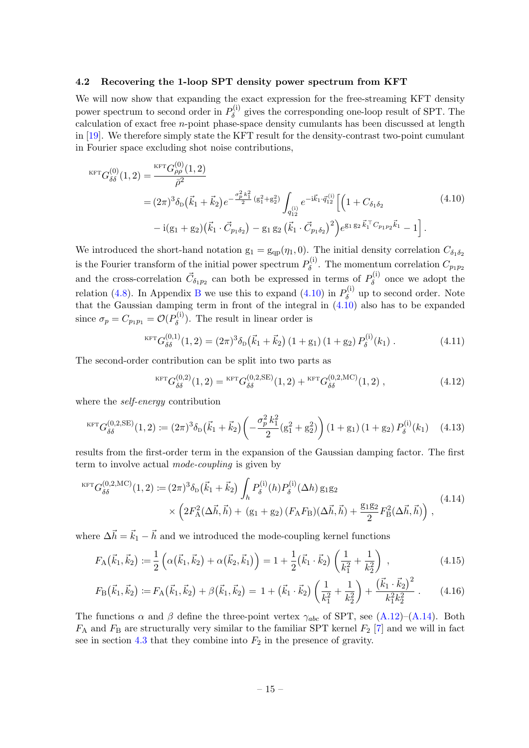### 4.2 Recovering the 1-loop SPT density power spectrum from KFT

We will now show that expanding the exact expression for the free-streaming KFT density power spectrum to second order in $P_\delta^{(\mathrm{i})}$ gives the corresponding one-loop result of SPT. The calculation of exact free $n$-point phase-space density cumulants has been discussed at length in [19]. We therefore simply state the KFT result for the density-contrast two-point cumulant in Fourier space excluding shot noise contributions,

$$
\begin{aligned}
{}^{\mathrm{KFT}}G^{(0)}_{\delta\delta}(1,2) &= \frac{{}^{\mathrm{KFT}}G^{(0)}_{\rho\rho}(1,2)}{\bar\rho^2} \\
&= (2\pi)^3\delta_{\mathrm{D}}\big(\vec k_1+\vec k_2\big)\, e^{-\frac{\sigma_p^2 k_1^2}{2}\,(\mathrm{g}_1^2+\mathrm{g}_2^2)} \int_{q_{12}^{(\mathrm{i})}} e^{-\mathrm{i}\vec k_1\cdot\vec q_{12}^{\,(\mathrm{i})}} \Big[\Big(1 + C_{\delta_1\delta_2} \\
&\quad - \mathrm{i}(\mathrm{g}_1+\mathrm{g}_2)\big(\vec k_1\cdot\vec C_{p_1\delta_2}\big) - \mathrm{g}_1\,\mathrm{g}_2\,\big(\vec k_1\cdot\vec C_{p_1\delta_2}\big)^2\Big) e^{\mathrm{g}_1\,\mathrm{g}_2\,\vec k_1^{\top} C_{p_1p_2}\vec k_1} - 1\Big] .
\end{aligned} \tag{4.10}
$$

We introduced the short-hand notation $\mathrm{g}_1 = \mathrm{g}_{\mathrm{qp}}(\eta_1, 0)$. The initial density correlation $C_{\delta_1\delta_2}$ is the Fourier transform of the initial power spectrum $P_\delta^{(\mathrm{i})}$. The momentum correlation $C_{p_1p_2}$ and the cross-correlation $\vec C_{\delta_1 p_2}$ can both be expressed in terms of $P_\delta^{(\mathrm{i})}$ once we adopt the relation (4.8). In Appendix B we use this to expand (4.10) in $P_\delta^{(\mathrm{i})}$ up to second order. Note that the Gaussian damping term in front of the integral in (4.10) also has to be expanded since $\sigma_p = C_{p_1p_1} = \mathcal{O}(P_\delta^{(\mathrm{i})})$. The result in linear order is

$$
{}^{\mathrm{KFT}}G^{(0,1)}_{\delta\delta}(1,2) = (2\pi)^3\delta_{\mathrm{D}}\big(\vec k_1+\vec k_2\big)\,(1+\mathrm{g}_1)\,(1+\mathrm{g}_2)\,P_\delta^{(\mathrm{i})}(k_1) \,. \tag{4.11}
$$

The second-order contribution can be split into two parts as

$$
{}^{\mathrm{KFT}}G^{(0,2)}_{\delta\delta}(1,2) = {}^{\mathrm{KFT}}G^{(0,2,\mathrm{SE})}_{\delta\delta}(1,2) + {}^{\mathrm{KFT}}G^{(0,2,\mathrm{MC})}_{\delta\delta}(1,2) \,, \tag{4.12}
$$

where the *self-energy* contribution

$$
{}^{\mathrm{KFT}}G^{(0,2,\mathrm{SE})}_{\delta\delta}(1,2) := (2\pi)^3\delta_{\mathrm{D}}\big(\vec k_1+\vec k_2\big)\left(-\frac{\sigma_p^2\,k_1^2}{2}(\mathrm{g}_1^2+\mathrm{g}_2^2)\right)(1+\mathrm{g}_1)\,(1+\mathrm{g}_2)\,P_\delta^{(\mathrm{i})}(k_1) \tag{4.13}
$$

results from the first-order term in the expansion of the Gaussian damping factor. The first term to involve actual *mode-coupling* is given by

$$
\begin{aligned}
{}^{\mathrm{KFT}}G^{(0,2,\mathrm{MC})}_{\delta\delta}(1,2) := {}& (2\pi)^3\delta_{\mathrm{D}}\big(\vec k_1+\vec k_2\big)\int_h P_\delta^{(\mathrm{i})}(h)P_\delta^{(\mathrm{i})}(\Delta h)\,\mathrm{g}_1\mathrm{g}_2 \\
&\times\left(2F_{\mathrm{A}}^2(\Delta\vec h,\vec h) + (\mathrm{g}_1+\mathrm{g}_2)\,(F_{\mathrm{A}}F_{\mathrm{B}})(\Delta\vec h,\vec h) + \frac{\mathrm{g}_1\mathrm{g}_2}{2}F_{\mathrm{B}}^2(\Delta\vec h,\vec h)\right) ,
\end{aligned} \tag{4.14}
$$

where $\Delta\vec h = \vec k_1 - \vec h$ and we introduced the mode-coupling kernel functions

$$
F_{\mathrm{A}}\big(\vec k_1,\vec k_2\big) := \frac{1}{2}\left(\alpha\big(\vec k_1,\vec k_2\big)+\alpha\big(\vec k_2,\vec k_1\big)\right) = 1 + \frac{1}{2}\big(\vec k_1\cdot\vec k_2\big)\left(\frac{1}{k_1^2}+\frac{1}{k_2^2}\right) \,, \tag{4.15}
$$

$$
F_{\mathrm{B}}\big(\vec k_1,\vec k_2\big) := F_{\mathrm{A}}\big(\vec k_1,\vec k_2\big) + \beta\big(\vec k_1,\vec k_2\big) = 1 + \big(\vec k_1\cdot\vec k_2\big)\left(\frac{1}{k_1^2}+\frac{1}{k_2^2}\right) + \frac{\big(\vec k_1\cdot\vec k_2\big)^2}{k_1^2k_2^2} \,. \tag{4.16}
$$

The functions $\alpha$ and $\beta$ define the three-point vertex $\gamma_{abc}$ of SPT, see (A.12)–(A.14). Both $F_{\mathrm{A}}$ and $F_{\mathrm{B}}$ are structurally very similar to the familiar SPT kernel $F_2$ [7] and we will in fact see in section 4.3 that they combine into $F_2$ in the presence of gravity.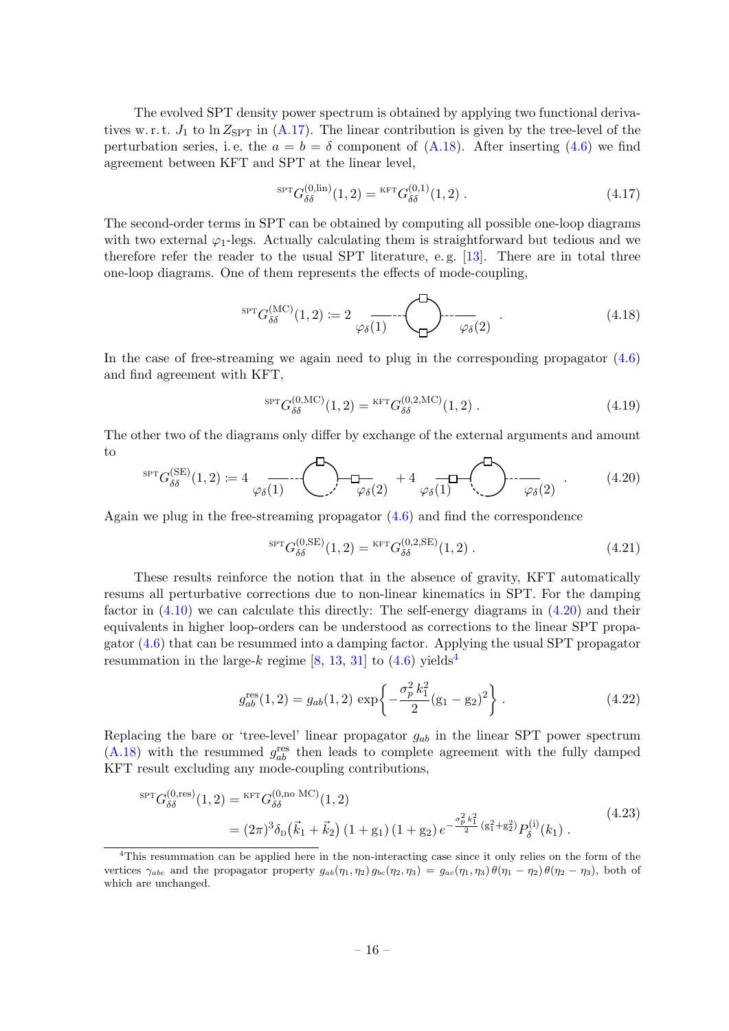The evolved SPT density power spectrum is obtained by applying two functional derivatives w. r. t. $J_1$ to $\ln Z_{\rm SPT}$ in (A.17). The linear contribution is given by the tree-level of the perturbation series, i. e. the $a = b = \delta$ component of (A.18). After inserting (4.6) we find agreement between KFT and SPT at the linear level,

$$
{}^{\rm SPT}G^{(0,\rm lin)}_{\delta\delta}(1,2) = {}^{\rm KFT}G^{(0,1)}_{\delta\delta}(1,2) \ . \tag{4.17}
$$

The second-order terms in SPT can be obtained by computing all possible one-loop diagrams with two external $\varphi_1$-legs. Actually calculating them is straightforward but tedious and we therefore refer the reader to the usual SPT literature, e. g. [13]. There are in total three one-loop diagrams. One of them represents the effects of mode-coupling,

$$
{}^{\rm SPT}G^{(\rm MC)}_{\delta\delta}(1,2) := 2 \ \underset{\varphi_\delta(1)}{\text{———}}\!\!-\!\!-\!\!-\bigcirc\!\!-\!\!-\!\!-\underset{\varphi_\delta(2)}{\text{———}} \ . \tag{4.18}
$$

In the case of free-streaming we again need to plug in the corresponding propagator (4.6) and find agreement with KFT,

$$
{}^{\rm SPT}G^{(0,\rm MC)}_{\delta\delta}(1,2) = {}^{\rm KFT}G^{(0,2,\rm MC)}_{\delta\delta}(1,2) \ . \tag{4.19}
$$

The other two of the diagrams only differ by exchange of the external arguments and amount to

$$
{}^{\rm SPT}G^{(\rm SE)}_{\delta\delta}(1,2) := 4 \ \underset{\varphi_\delta(1)}{\text{———}}\!\!-\!\!-\!\!-\bigcirc\!\!-\!\square\!\!-\underset{\varphi_\delta(2)}{\text{———}} + 4 \ \underset{\varphi_\delta(1)}{\text{—}\square\text{—}}\bigcirc\!\!-\!\!-\!\!-\underset{\varphi_\delta(2)}{\text{———}} \ . \tag{4.20}
$$

Again we plug in the free-streaming propagator (4.6) and find the correspondence

$$
{}^{\rm SPT}G^{(0,\rm SE)}_{\delta\delta}(1,2) = {}^{\rm KFT}G^{(0,2,\rm SE)}_{\delta\delta}(1,2) \ . \tag{4.21}
$$

These results reinforce the notion that in the absence of gravity, KFT automatically resums all perturbative corrections due to non-linear kinematics in SPT. For the damping factor in (4.10) we can calculate this directly: The self-energy diagrams in (4.20) and their equivalents in higher loop-orders can be understood as corrections to the linear SPT propagator (4.6) that can be resummed into a damping factor. Applying the usual SPT propagator resummation in the large-$k$ regime [8, 13, 31] to (4.6) yields[4]

$$
g^{\rm res}_{ab}(1,2) = g_{ab}(1,2)\, \exp\left\{ -\frac{\sigma_p^2\, k_1^2}{2}(\mathrm{g}_1 - \mathrm{g}_2)^2 \right\} . \tag{4.22}
$$

Replacing the bare or 'tree-level' linear propagator $g_{ab}$ in the linear SPT power spectrum (A.18) with the resummed $g^{\rm res}_{ab}$ then leads to complete agreement with the fully damped KFT result excluding any mode-coupling contributions,

$$
\begin{aligned}
{}^{\rm SPT}G^{(0,\rm res)}_{\delta\delta}(1,2) &= {}^{\rm KFT}G^{(0,\text{no MC})}_{\delta\delta}(1,2) \\
&= (2\pi)^3 \delta_{\rm D}\big(\vec k_1 + \vec k_2\big)\, (1 + \mathrm{g}_1)\, (1 + \mathrm{g}_2)\, e^{-\frac{\sigma_p^2 k_1^2}{2}(\mathrm{g}_1^2 + \mathrm{g}_2^2)} P^{(\rm i)}_\delta(k_1) \ .
\end{aligned} \tag{4.23}
$$

---

[4] This resummation can be applied here in the non-interacting case since it only relies on the form of the vertices $\gamma_{abc}$ and the propagator property $g_{ab}(\eta_1, \eta_2)\, g_{bc}(\eta_2, \eta_3) = g_{ac}(\eta_1, \eta_3)\, \theta(\eta_1 - \eta_2)\, \theta(\eta_2 - \eta_3)$, both of which are unchanged.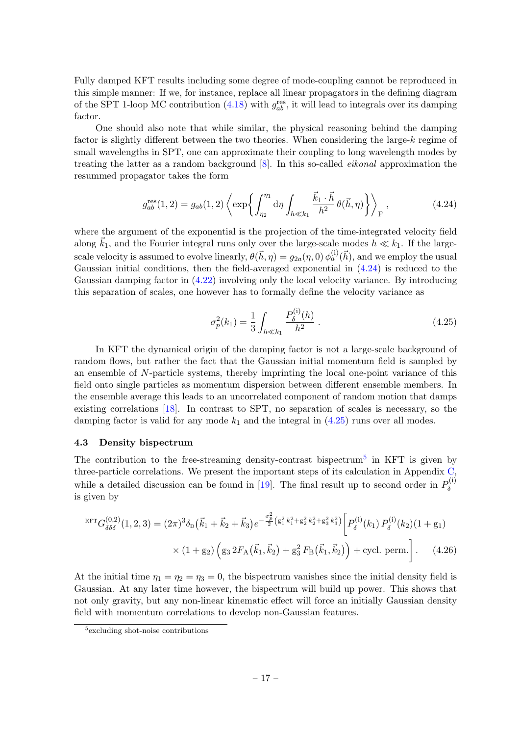Fully damped KFT results including some degree of mode-coupling cannot be reproduced in this simple manner: If we, for instance, replace all linear propagators in the defining diagram of the SPT 1-loop MC contribution (4.18) with $g^{\rm res}_{ab}$, it will lead to integrals over its damping factor.

One should also note that while similar, the physical reasoning behind the damping factor is slightly different between the two theories. When considering the large-$k$ regime of small wavelengths in SPT, one can approximate their coupling to long wavelength modes by treating the latter as a random background [8]. In this so-called *eikonal* approximation the resummed propagator takes the form

$$g^{\rm res}_{ab}(1,2) = g_{ab}(1,2) \left\langle \exp\left\{ \int_{\eta_2}^{\eta_1} \mathrm{d}\eta \int_{h \ll k_1} \frac{\vec{k}_1 \cdot \vec{h}}{h^2}\, \theta(\vec{h},\eta) \right\} \right\rangle_{\rm F} , \tag{4.24}$$

where the argument of the exponential is the projection of the time-integrated velocity field along $\vec{k}_1$, and the Fourier integral runs only over the large-scale modes $h \ll k_1$. If the large-scale velocity is assumed to evolve linearly, $\theta(\vec{h},\eta) = g_{2a}(\eta,0)\, \phi^{(\rm i)}_a(\vec{h})$, and we employ the usual Gaussian initial conditions, then the field-averaged exponential in (4.24) is reduced to the Gaussian damping factor in (4.22) involving only the local velocity variance. By introducing this separation of scales, one however has to formally define the velocity variance as

$$\sigma_p^2(k_1) = \frac{1}{3} \int_{h \ll k_1} \frac{P^{(\rm i)}_\delta(h)}{h^2} . \tag{4.25}$$

In KFT the dynamical origin of the damping factor is not a large-scale background of random flows, but rather the fact that the Gaussian initial momentum field is sampled by an ensemble of $N$-particle systems, thereby imprinting the local one-point variance of this field onto single particles as momentum dispersion between different ensemble members. In the ensemble average this leads to an uncorrelated component of random motion that damps existing correlations [18]. In contrast to SPT, no separation of scales is necessary, so the damping factor is valid for any mode $k_1$ and the integral in (4.25) runs over all modes.

### 4.3 Density bispectrum

The contribution to the free-streaming density-contrast bispectrum[5] in KFT is given by three-particle correlations. We present the important steps of its calculation in Appendix C, while a detailed discussion can be found in [19]. The final result up to second order in $P^{(\rm i)}_\delta$ is given by

$$\begin{aligned} {}^{\rm KFT}G^{(0,2)}_{\delta\delta\delta}(1,2,3) = (2\pi)^3 \delta_{\rm D}\big(\vec{k}_1 + \vec{k}_2 + \vec{k}_3\big) e^{-\frac{\sigma_p^2}{2}\left(\mathrm{g}_1^2 k_1^2 + \mathrm{g}_2^2 k_2^2 + \mathrm{g}_3^2 k_3^2\right)} \Big[ P^{(\rm i)}_\delta(k_1)\, P^{(\rm i)}_\delta(k_2) (1+\mathrm{g}_1) \\ \times (1+\mathrm{g}_2) \Big( \mathrm{g}_3\, 2F_{\rm A}\big(\vec{k}_1,\vec{k}_2\big) + \mathrm{g}_3^2\, F_{\rm B}\big(\vec{k}_1,\vec{k}_2\big) \Big) + \text{cycl. perm.} \Big] . \end{aligned} \tag{4.26}$$

At the initial time $\eta_1 = \eta_2 = \eta_3 = 0$, the bispectrum vanishes since the initial density field is Gaussian. At any later time however, the bispectrum will build up power. This shows that not only gravity, but any non-linear kinematic effect will force an initially Gaussian density field with momentum correlations to develop non-Gaussian features.

[5] excluding shot-noise contributions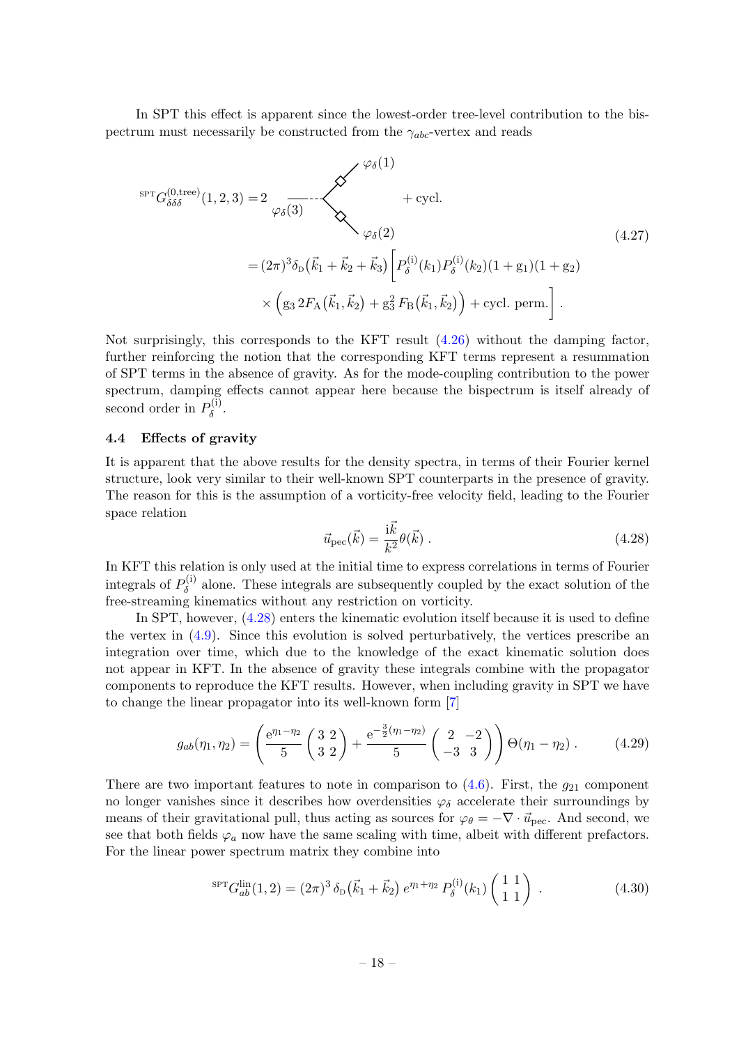In SPT this effect is apparent since the lowest-order tree-level contribution to the bispectrum must necessarily be constructed from the $\gamma_{abc}$-vertex and reads

$$
\begin{aligned}
{}^{\rm SPT}G^{(0,\rm tree)}_{\delta\delta\delta}(1,2,3) &= 2 \quad \varphi_\delta(3) \text{---}\!\!<^{\varphi_\delta(1)}_{\varphi_\delta(2)} \quad + \text{cycl.} \\
&= (2\pi)^3\delta_{\rm D}\big(\vec k_1+\vec k_2+\vec k_3\big)\bigg[P^{(\rm i)}_\delta(k_1)P^{(\rm i)}_\delta(k_2)(1+{\rm g}_1)(1+{\rm g}_2) \\
&\quad\times\Big({\rm g}_3\,2F_{\rm A}\big(\vec k_1,\vec k_2\big)+{\rm g}_3^2\,F_{\rm B}\big(\vec k_1,\vec k_2\big)\Big)+\text{cycl. perm.}\bigg] .
\end{aligned}
\tag{4.27}
$$

Not surprisingly, this corresponds to the KFT result (4.26) without the damping factor, further reinforcing the notion that the corresponding KFT terms represent a resummation of SPT terms in the absence of gravity. As for the mode-coupling contribution to the power spectrum, damping effects cannot appear here because the bispectrum is itself already of second order in $P^{(\rm i)}_\delta$.

### 4.4 Effects of gravity

It is apparent that the above results for the density spectra, in terms of their Fourier kernel structure, look very similar to their well-known SPT counterparts in the presence of gravity. The reason for this is the assumption of a vorticity-free velocity field, leading to the Fourier space relation

$$
\vec u_{\rm pec}(\vec k) = \frac{{\rm i}\vec k}{k^2}\theta(\vec k)\ . \tag{4.28}
$$

In KFT this relation is only used at the initial time to express correlations in terms of Fourier integrals of $P^{(\rm i)}_\delta$ alone. These integrals are subsequently coupled by the exact solution of the free-streaming kinematics without any restriction on vorticity.

In SPT, however, (4.28) enters the kinematic evolution itself because it is used to define the vertex in (4.9). Since this evolution is solved perturbatively, the vertices prescribe an integration over time, which due to the knowledge of the exact kinematic solution does not appear in KFT. In the absence of gravity these integrals combine with the propagator components to reproduce the KFT results. However, when including gravity in SPT we have to change the linear propagator into its well-known form [7]

$$
g_{ab}(\eta_1,\eta_2) = \left(\frac{{\rm e}^{\eta_1-\eta_2}}{5}\begin{pmatrix}3 & 2\\ 3 & 2\end{pmatrix} + \frac{{\rm e}^{-\frac{3}{2}(\eta_1-\eta_2)}}{5}\begin{pmatrix}2 & -2\\ -3 & 3\end{pmatrix}\right)\Theta(\eta_1-\eta_2)\ . \tag{4.29}
$$

There are two important features to note in comparison to (4.6). First, the $g_{21}$ component no longer vanishes since it describes how overdensities $\varphi_\delta$ accelerate their surroundings by means of their gravitational pull, thus acting as sources for $\varphi_\theta = -\nabla\cdot\vec u_{\rm pec}$. And second, we see that both fields $\varphi_a$ now have the same scaling with time, albeit with different prefactors. For the linear power spectrum matrix they combine into

$$
{}^{\rm SPT}G^{\rm lin}_{ab}(1,2) = (2\pi)^3\,\delta_{\rm D}\big(\vec k_1+\vec k_2\big)\,e^{\eta_1+\eta_2}\,P^{(\rm i)}_\delta(k_1)\begin{pmatrix}1 & 1\\ 1 & 1\end{pmatrix}\ . \tag{4.30}
$$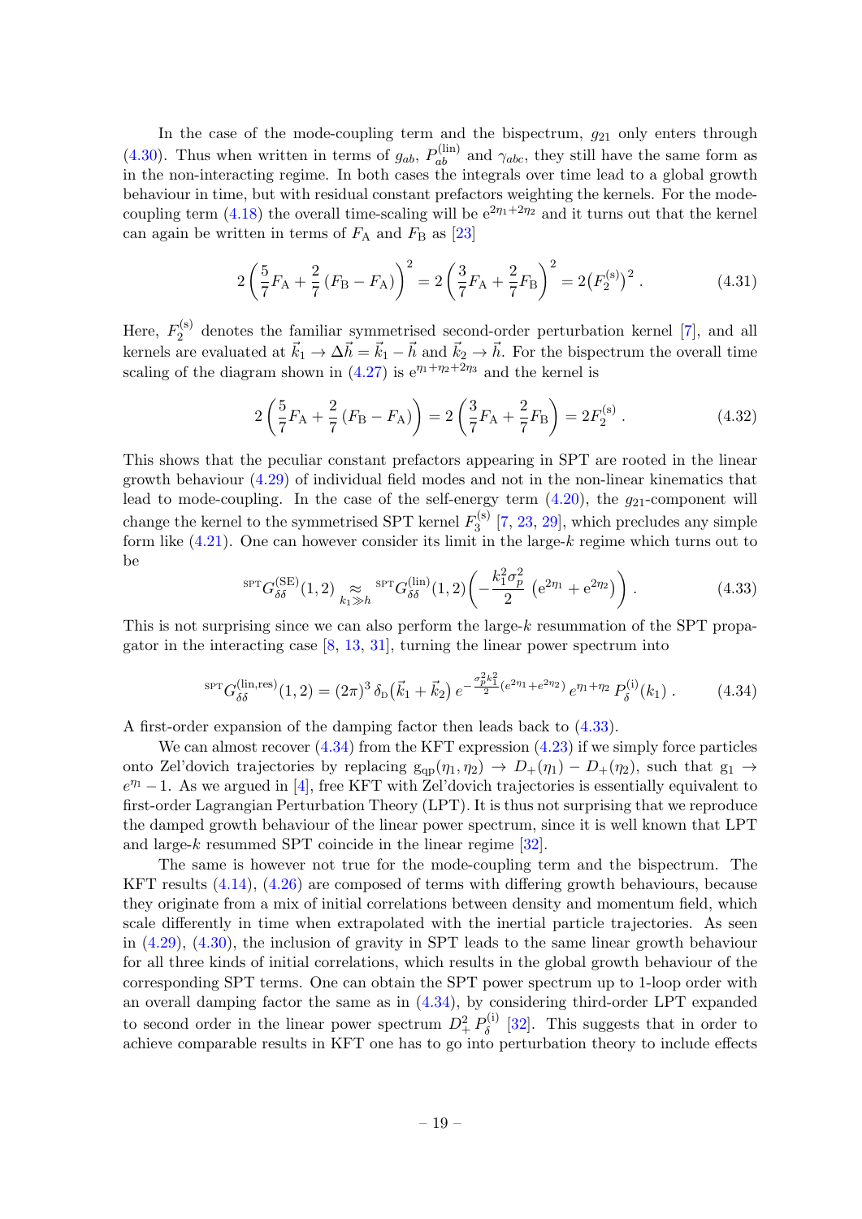In the case of the mode-coupling term and the bispectrum, $g_{21}$ only enters through (4.30). Thus when written in terms of $g_{ab}$, $P_{ab}^{(\mathrm{lin})}$ and $\gamma_{abc}$, they still have the same form as in the non-interacting regime. In both cases the integrals over time lead to a global growth behaviour in time, but with residual constant prefactors weighting the kernels. For the mode-coupling term (4.18) the overall time-scaling will be $\mathrm{e}^{2\eta_1+2\eta_2}$ and it turns out that the kernel can again be written in terms of $F_\mathrm{A}$ and $F_\mathrm{B}$ as [23]

$$2\left(\frac{5}{7}F_\mathrm{A} + \frac{2}{7}\left(F_\mathrm{B} - F_\mathrm{A}\right)\right)^2 = 2\left(\frac{3}{7}F_\mathrm{A} + \frac{2}{7}F_\mathrm{B}\right)^2 = 2\big(F_2^{(\mathrm{s})}\big)^2 \,. \tag{4.31}$$

Here, $F_2^{(\mathrm{s})}$ denotes the familiar symmetrised second-order perturbation kernel [7], and all kernels are evaluated at $\vec{k}_1 \to \Delta\vec{h} = \vec{k}_1 - \vec{h}$ and $\vec{k}_2 \to \vec{h}$. For the bispectrum the overall time scaling of the diagram shown in (4.27) is $\mathrm{e}^{\eta_1+\eta_2+2\eta_3}$ and the kernel is

$$2\left(\frac{5}{7}F_\mathrm{A} + \frac{2}{7}\left(F_\mathrm{B} - F_\mathrm{A}\right)\right) = 2\left(\frac{3}{7}F_\mathrm{A} + \frac{2}{7}F_\mathrm{B}\right) = 2F_2^{(\mathrm{s})} \,. \tag{4.32}$$

This shows that the peculiar constant prefactors appearing in SPT are rooted in the linear growth behaviour (4.29) of individual field modes and not in the non-linear kinematics that lead to mode-coupling. In the case of the self-energy term (4.20), the $g_{21}$-component will change the kernel to the symmetrised SPT kernel $F_3^{(\mathrm{s})}$ [7, 23, 29], which precludes any simple form like (4.21). One can however consider its limit in the large-$k$ regime which turns out to be

$${}^{\mathrm{SPT}}G_{\delta\delta}^{(\mathrm{SE})}(1,2) \underset{k_1 \gg h}{\approx} {}^{\mathrm{SPT}}G_{\delta\delta}^{(\mathrm{lin})}(1,2)\left(-\frac{k_1^2\sigma_p^2}{2}\left(\mathrm{e}^{2\eta_1} + \mathrm{e}^{2\eta_2}\right)\right) \,. \tag{4.33}$$

This is not surprising since we can also perform the large-$k$ resummation of the SPT propagator in the interacting case [8, 13, 31], turning the linear power spectrum into

$${}^{\mathrm{SPT}}G_{\delta\delta}^{(\mathrm{lin,res})}(1,2) = (2\pi)^3\,\delta_\mathrm{D}\big(\vec{k}_1 + \vec{k}_2\big)\,e^{-\frac{\sigma_p^2 k_1^2}{2}(e^{2\eta_1}+e^{2\eta_2})}\,e^{\eta_1+\eta_2}\,P_\delta^{(\mathrm{i})}(k_1) \,. \tag{4.34}$$

A first-order expansion of the damping factor then leads back to (4.33).

We can almost recover (4.34) from the KFT expression (4.23) if we simply force particles onto Zel'dovich trajectories by replacing $\mathrm{g}_\mathrm{qp}(\eta_1,\eta_2) \to D_+(\eta_1) - D_+(\eta_2)$, such that $\mathrm{g}_1 \to e^{\eta_1} - 1$. As we argued in [4], free KFT with Zel'dovich trajectories is essentially equivalent to first-order Lagrangian Perturbation Theory (LPT). It is thus not surprising that we reproduce the damped growth behaviour of the linear power spectrum, since it is well known that LPT and large-$k$ resummed SPT coincide in the linear regime [32].

The same is however not true for the mode-coupling term and the bispectrum. The KFT results (4.14), (4.26) are composed of terms with differing growth behaviours, because they originate from a mix of initial correlations between density and momentum field, which scale differently in time when extrapolated with the inertial particle trajectories. As seen in (4.29), (4.30), the inclusion of gravity in SPT leads to the same linear growth behaviour for all three kinds of initial correlations, which results in the global growth behaviour of the corresponding SPT terms. One can obtain the SPT power spectrum up to 1-loop order with an overall damping factor the same as in (4.34), by considering third-order LPT expanded to second order in the linear power spectrum $D_+^2\,P_\delta^{(\mathrm{i})}$ [32]. This suggests that in order to achieve comparable results in KFT one has to go into perturbation theory to include effects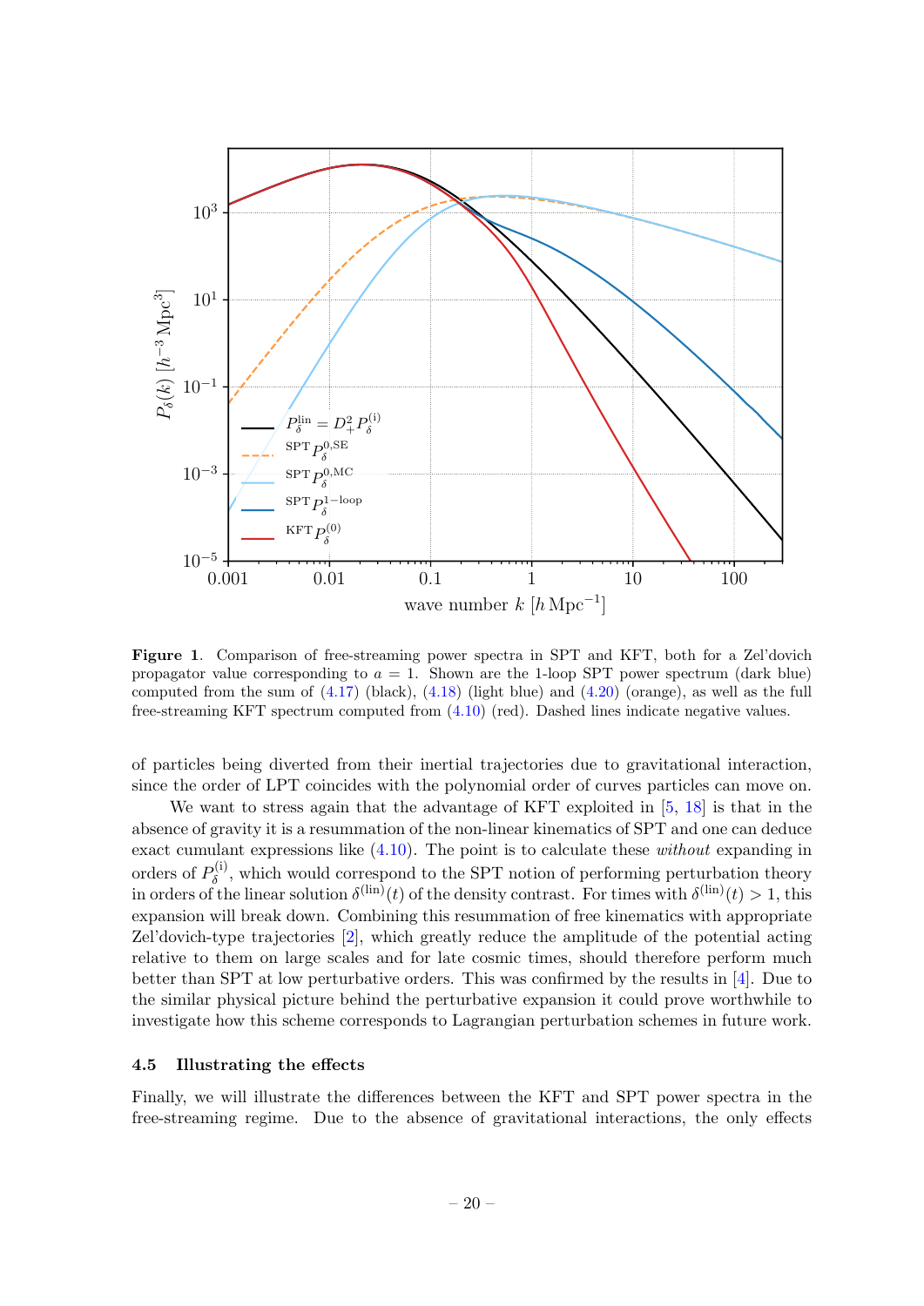**Figure 1**. Comparison of free-streaming power spectra in SPT and KFT, both for a Zel'dovich propagator value corresponding to $a = 1$. Shown are the 1-loop SPT power spectrum (dark blue) computed from the sum of (4.17) (black), (4.18) (light blue) and (4.20) (orange), as well as the full free-streaming KFT spectrum computed from (4.10) (red). Dashed lines indicate negative values.

of particles being diverted from their inertial trajectories due to gravitational interaction, since the order of LPT coincides with the polynomial order of curves particles can move on.

We want to stress again that the advantage of KFT exploited in [5, 18] is that in the absence of gravity it is a resummation of the non-linear kinematics of SPT and one can deduce exact cumulant expressions like (4.10). The point is to calculate these *without* expanding in orders of $P_\delta^{(\mathrm{i})}$, which would correspond to the SPT notion of performing perturbation theory in orders of the linear solution $\delta^{(\mathrm{lin})}(t)$ of the density contrast. For times with $\delta^{(\mathrm{lin})}(t) > 1$, this expansion will break down. Combining this resummation of free kinematics with appropriate Zel'dovich-type trajectories [2], which greatly reduce the amplitude of the potential acting relative to them on large scales and for late cosmic times, should therefore perform much better than SPT at low perturbative orders. This was confirmed by the results in [4]. Due to the similar physical picture behind the perturbative expansion it could prove worthwhile to investigate how this scheme corresponds to Lagrangian perturbation schemes in future work.

### 4.5 Illustrating the effects

Finally, we will illustrate the differences between the KFT and SPT power spectra in the free-streaming regime. Due to the absence of gravitational interactions, the only effects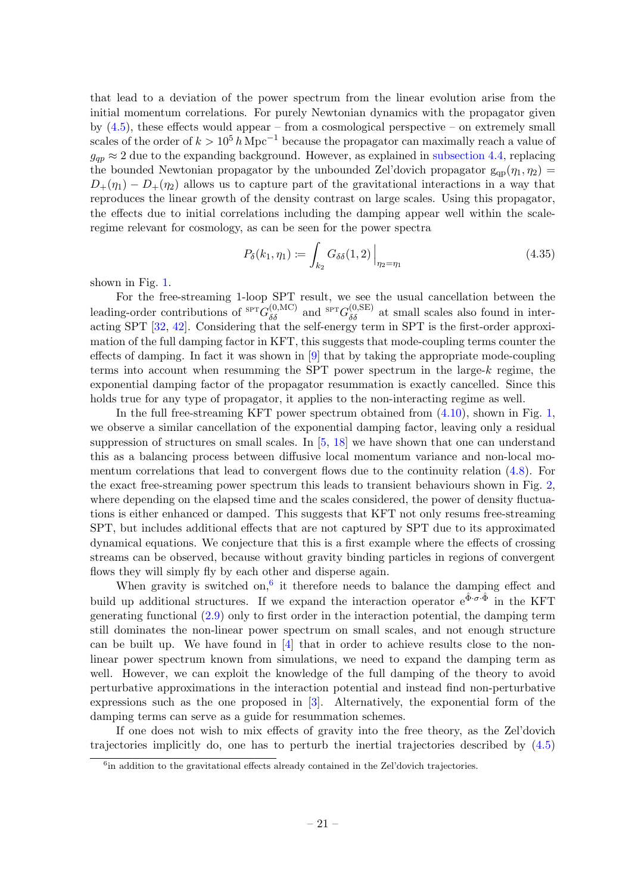that lead to a deviation of the power spectrum from the linear evolution arise from the initial momentum correlations. For purely Newtonian dynamics with the propagator given by (4.5), these effects would appear – from a cosmological perspective – on extremely small scales of the order of $k > 10^5\,h\,\mathrm{Mpc}^{-1}$ because the propagator can maximally reach a value of $g_{qp} \approx 2$ due to the expanding background. However, as explained in subsection 4.4, replacing the bounded Newtonian propagator by the unbounded Zel'dovich propagator $\mathrm{g_{qp}}(\eta_1, \eta_2) = D_+(\eta_1) - D_+(\eta_2)$ allows us to capture part of the gravitational interactions in a way that reproduces the linear growth of the density contrast on large scales. Using this propagator, the effects due to initial correlations including the damping appear well within the scale-regime relevant for cosmology, as can be seen for the power spectra

$$P_\delta(k_1, \eta_1) := \int_{k_2} G_{\delta\delta}(1, 2)\Big|_{\eta_2 = \eta_1} \tag{4.35}$$

shown in Fig. 1.

For the free-streaming 1-loop SPT result, we see the usual cancellation between the leading-order contributions of ${}^{\mathrm{SPT}}G^{(0,\mathrm{MC})}_{\delta\delta}$ and ${}^{\mathrm{SPT}}G^{(0,\mathrm{SE})}_{\delta\delta}$ at small scales also found in interacting SPT [32, 42]. Considering that the self-energy term in SPT is the first-order approximation of the full damping factor in KFT, this suggests that mode-coupling terms counter the effects of damping. In fact it was shown in [9] that by taking the appropriate mode-coupling terms into account when resumming the SPT power spectrum in the large-$k$ regime, the exponential damping factor of the propagator resummation is exactly cancelled. Since this holds true for any type of propagator, it applies to the non-interacting regime as well.

In the full free-streaming KFT power spectrum obtained from (4.10), shown in Fig. 1, we observe a similar cancellation of the exponential damping factor, leaving only a residual suppression of structures on small scales. In [5, 18] we have shown that one can understand this as a balancing process between diffusive local momentum variance and non-local momentum correlations that lead to convergent flows due to the continuity relation (4.8). For the exact free-streaming power spectrum this leads to transient behaviours shown in Fig. 2, where depending on the elapsed time and the scales considered, the power of density fluctuations is either enhanced or damped. This suggests that KFT not only resums free-streaming SPT, but includes additional effects that are not captured by SPT due to its approximated dynamical equations. We conjecture that this is a first example where the effects of crossing streams can be observed, because without gravity binding particles in regions of convergent flows they will simply fly by each other and disperse again.

When gravity is switched on,[6] it therefore needs to balance the damping effect and build up additional structures. If we expand the interaction operator $\mathrm{e}^{\hat{\Phi}\cdot\sigma\cdot\hat{\Phi}}$ in the KFT generating functional (2.9) only to first order in the interaction potential, the damping term still dominates the non-linear power spectrum on small scales, and not enough structure can be built up. We have found in [4] that in order to achieve results close to the non-linear power spectrum known from simulations, we need to expand the damping term as well. However, we can exploit the knowledge of the full damping of the theory to avoid perturbative approximations in the interaction potential and instead find non-perturbative expressions such as the one proposed in [3]. Alternatively, the exponential form of the damping terms can serve as a guide for resummation schemes.

If one does not wish to mix effects of gravity into the free theory, as the Zel'dovich trajectories implicitly do, one has to perturb the inertial trajectories described by (4.5)

[6] in addition to the gravitational effects already contained in the Zel'dovich trajectories.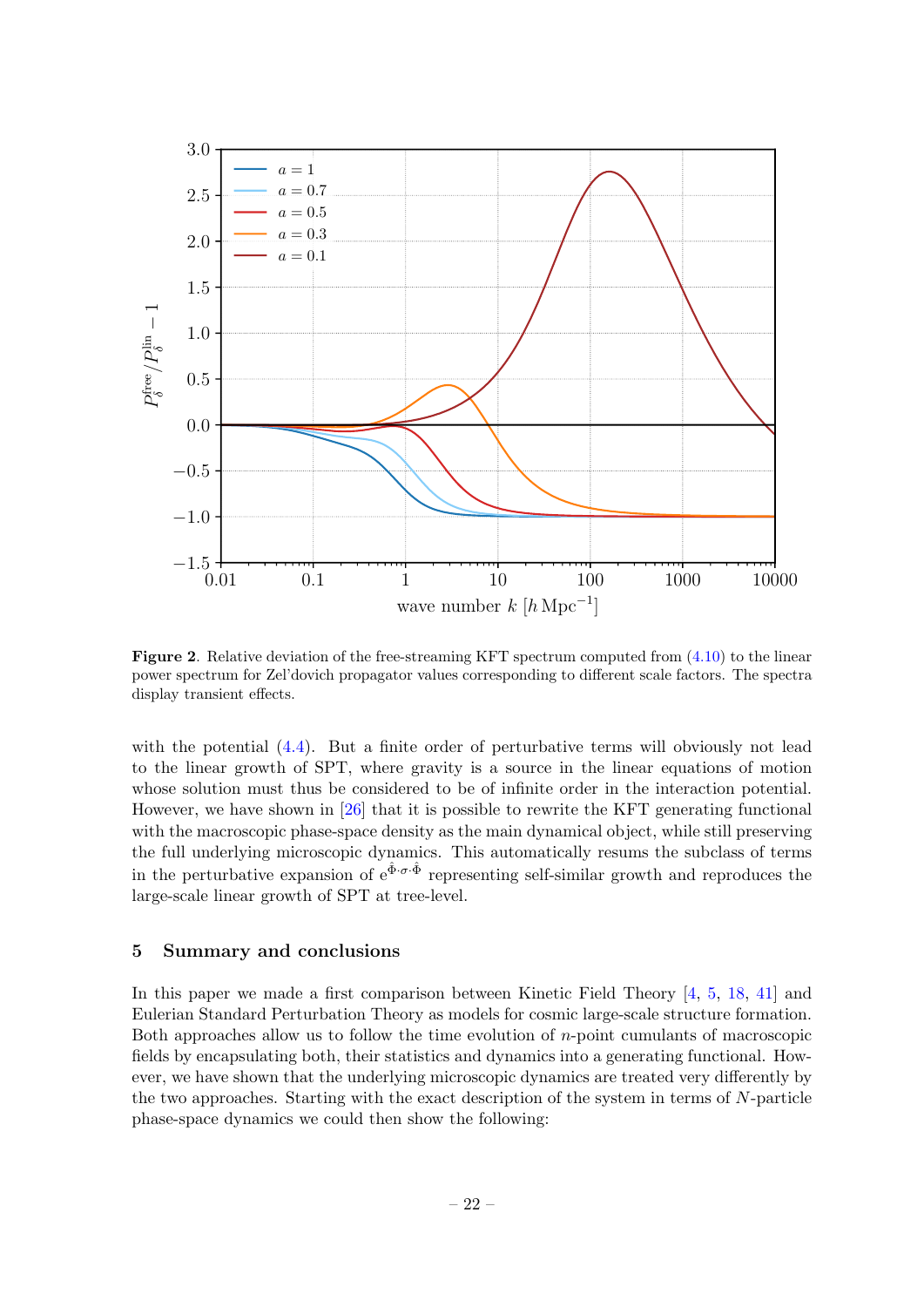**Figure 2**. Relative deviation of the free-streaming KFT spectrum computed from (4.10) to the linear power spectrum for Zel'dovich propagator values corresponding to different scale factors. The spectra display transient effects.

with the potential (4.4). But a finite order of perturbative terms will obviously not lead to the linear growth of SPT, where gravity is a source in the linear equations of motion whose solution must thus be considered to be of infinite order in the interaction potential. However, we have shown in [26] that it is possible to rewrite the KFT generating functional with the macroscopic phase-space density as the main dynamical object, while still preserving the full underlying microscopic dynamics. This automatically resums the subclass of terms in the perturbative expansion of $\mathrm{e}^{\hat{\Phi}\cdot\sigma\cdot\hat{\Phi}}$ representing self-similar growth and reproduces the large-scale linear growth of SPT at tree-level.

## 5 Summary and conclusions

In this paper we made a first comparison between Kinetic Field Theory [4, 5, 18, 41] and Eulerian Standard Perturbation Theory as models for cosmic large-scale structure formation. Both approaches allow us to follow the time evolution of $n$-point cumulants of macroscopic fields by encapsulating both, their statistics and dynamics into a generating functional. However, we have shown that the underlying microscopic dynamics are treated very differently by the two approaches. Starting with the exact description of the system in terms of $N$-particle phase-space dynamics we could then show the following: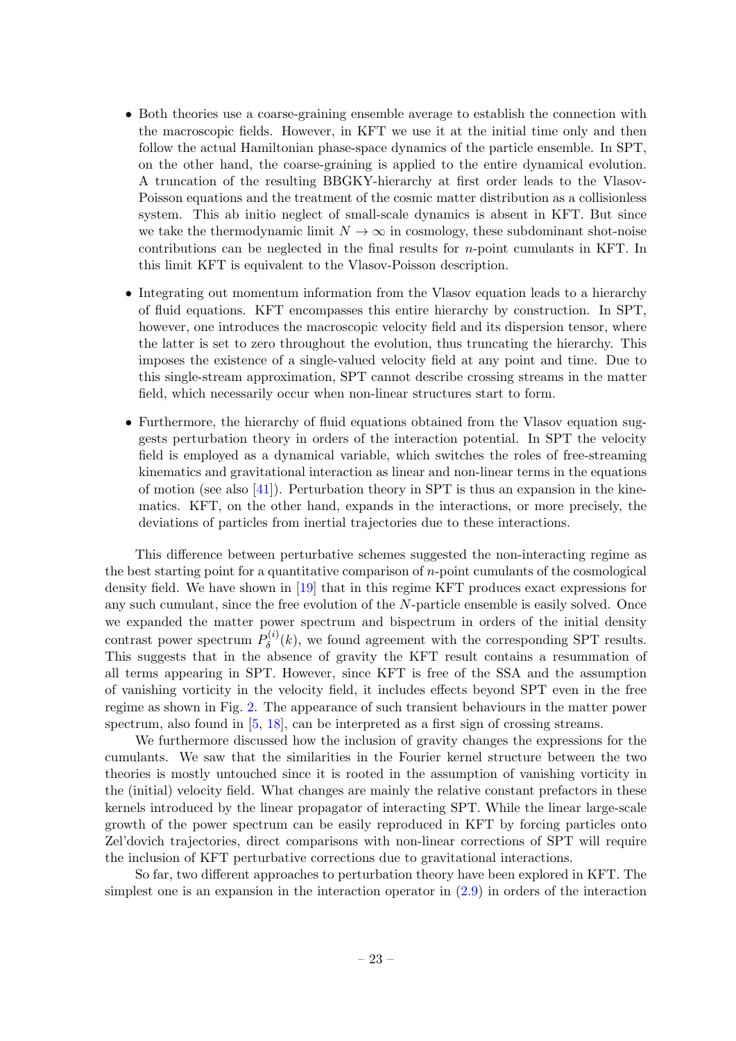- Both theories use a coarse-graining ensemble average to establish the connection with the macroscopic fields. However, in KFT we use it at the initial time only and then follow the actual Hamiltonian phase-space dynamics of the particle ensemble. In SPT, on the other hand, the coarse-graining is applied to the entire dynamical evolution. A truncation of the resulting BBGKY-hierarchy at first order leads to the Vlasov-Poisson equations and the treatment of the cosmic matter distribution as a collisionless system. This ab initio neglect of small-scale dynamics is absent in KFT. But since we take the thermodynamic limit $N \to \infty$ in cosmology, these subdominant shot-noise contributions can be neglected in the final results for $n$-point cumulants in KFT. In this limit KFT is equivalent to the Vlasov-Poisson description.

- Integrating out momentum information from the Vlasov equation leads to a hierarchy of fluid equations. KFT encompasses this entire hierarchy by construction. In SPT, however, one introduces the macroscopic velocity field and its dispersion tensor, where the latter is set to zero throughout the evolution, thus truncating the hierarchy. This imposes the existence of a single-valued velocity field at any point and time. Due to this single-stream approximation, SPT cannot describe crossing streams in the matter field, which necessarily occur when non-linear structures start to form.

- Furthermore, the hierarchy of fluid equations obtained from the Vlasov equation suggests perturbation theory in orders of the interaction potential. In SPT the velocity field is employed as a dynamical variable, which switches the roles of free-streaming kinematics and gravitational interaction as linear and non-linear terms in the equations of motion (see also [41]). Perturbation theory in SPT is thus an expansion in the kinematics. KFT, on the other hand, expands in the interactions, or more precisely, the deviations of particles from inertial trajectories due to these interactions.

This difference between perturbative schemes suggested the non-interacting regime as the best starting point for a quantitative comparison of $n$-point cumulants of the cosmological density field. We have shown in [19] that in this regime KFT produces exact expressions for any such cumulant, since the free evolution of the $N$-particle ensemble is easily solved. Once we expanded the matter power spectrum and bispectrum in orders of the initial density contrast power spectrum $P_\delta^{(i)}(k)$, we found agreement with the corresponding SPT results. This suggests that in the absence of gravity the KFT result contains a resummation of all terms appearing in SPT. However, since KFT is free of the SSA and the assumption of vanishing vorticity in the velocity field, it includes effects beyond SPT even in the free regime as shown in Fig. 2. The appearance of such transient behaviours in the matter power spectrum, also found in [5, 18], can be interpreted as a first sign of crossing streams.

We furthermore discussed how the inclusion of gravity changes the expressions for the cumulants. We saw that the similarities in the Fourier kernel structure between the two theories is mostly untouched since it is rooted in the assumption of vanishing vorticity in the (initial) velocity field. What changes are mainly the relative constant prefactors in these kernels introduced by the linear propagator of interacting SPT. While the linear large-scale growth of the power spectrum can be easily reproduced in KFT by forcing particles onto Zel'dovich trajectories, direct comparisons with non-linear corrections of SPT will require the inclusion of KFT perturbative corrections due to gravitational interactions.

So far, two different approaches to perturbation theory have been explored in KFT. The simplest one is an expansion in the interaction operator in (2.9) in orders of the interaction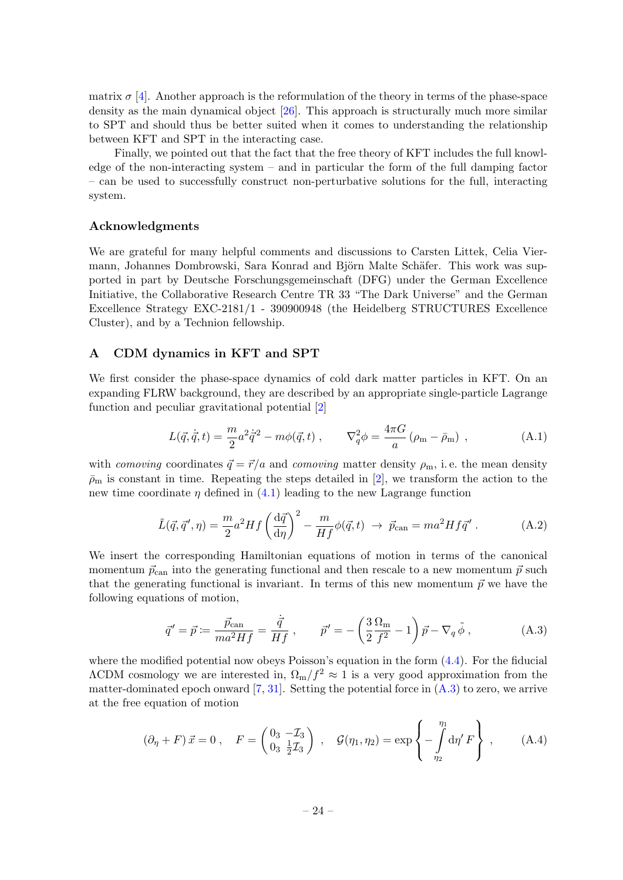matrix $\sigma$ [4]. Another approach is the reformulation of the theory in terms of the phase-space density as the main dynamical object [26]. This approach is structurally much more similar to SPT and should thus be better suited when it comes to understanding the relationship between KFT and SPT in the interacting case.

Finally, we pointed out that the fact that the free theory of KFT includes the full knowledge of the non-interacting system – and in particular the form of the full damping factor – can be used to successfully construct non-perturbative solutions for the full, interacting system.

### Acknowledgments

We are grateful for many helpful comments and discussions to Carsten Littek, Celia Viermann, Johannes Dombrowski, Sara Konrad and Björn Malte Schäfer. This work was supported in part by Deutsche Forschungsgemeinschaft (DFG) under the German Excellence Initiative, the Collaborative Research Centre TR 33 "The Dark Universe" and the German Excellence Strategy EXC-2181/1 - 390900948 (the Heidelberg STRUCTURES Excellence Cluster), and by a Technion fellowship.

## A CDM dynamics in KFT and SPT

We first consider the phase-space dynamics of cold dark matter particles in KFT. On an expanding FLRW background, they are described by an appropriate single-particle Lagrange function and peculiar gravitational potential [2]

$$L(\vec{q}, \dot{\vec{q}}, t) = \frac{m}{2} a^2 \dot{\vec{q}}^2 - m\phi(\vec{q}, t) \; , \qquad \nabla_q^2 \phi = \frac{4\pi G}{a} \left(\rho_\mathrm{m} - \bar{\rho}_\mathrm{m}\right) \; , \tag{A.1}$$

with *comoving* coordinates $\vec{q} = \vec{r}/a$ and *comoving* matter density $\rho_\mathrm{m}$, i. e. the mean density $\bar{\rho}_\mathrm{m}$ is constant in time. Repeating the steps detailed in [2], we transform the action to the new time coordinate $\eta$ defined in (4.1) leading to the new Lagrange function

$$\tilde{L}(\vec{q}, \vec{q}\,', \eta) = \frac{m}{2} a^2 H f \left(\frac{\mathrm{d}\vec{q}}{\mathrm{d}\eta}\right)^2 - \frac{m}{Hf} \phi(\vec{q}, t) \; \rightarrow \; \vec{p}_\mathrm{can} = m a^2 H f \vec{q}\,' \; . \tag{A.2}$$

We insert the corresponding Hamiltonian equations of motion in terms of the canonical momentum $\vec{p}_\mathrm{can}$ into the generating functional and then rescale to a new momentum $\vec{p}$ such that the generating functional is invariant. In terms of this new momentum $\vec{p}$ we have the following equations of motion,

$$\vec{q}\,' = \vec{p} \coloneqq \frac{\vec{p}_\mathrm{can}}{m a^2 H f} = \frac{\dot{\vec{q}}}{Hf} \; , \qquad \vec{p}\,' = -\left(\frac{3}{2}\frac{\Omega_\mathrm{m}}{f^2} - 1\right)\vec{p} - \nabla_q \tilde{\phi} \; , \tag{A.3}$$

where the modified potential now obeys Poisson's equation in the form (4.4). For the fiducial ΛCDM cosmology we are interested in, $\Omega_\mathrm{m}/f^2 \approx 1$ is a very good approximation from the matter-dominated epoch onward [7, 31]. Setting the potential force in (A.3) to zero, we arrive at the free equation of motion

$$(\partial_\eta + F)\,\vec{x} = 0 \; , \quad F = \begin{pmatrix} 0_3 & -\mathcal{I}_3 \\ 0_3 & \frac{1}{2}\mathcal{I}_3 \end{pmatrix} \; , \quad \mathcal{G}(\eta_1, \eta_2) = \exp\left\{ -\int_{\eta_2}^{\eta_1} \mathrm{d}\eta' \, F \right\} \; , \tag{A.4}$$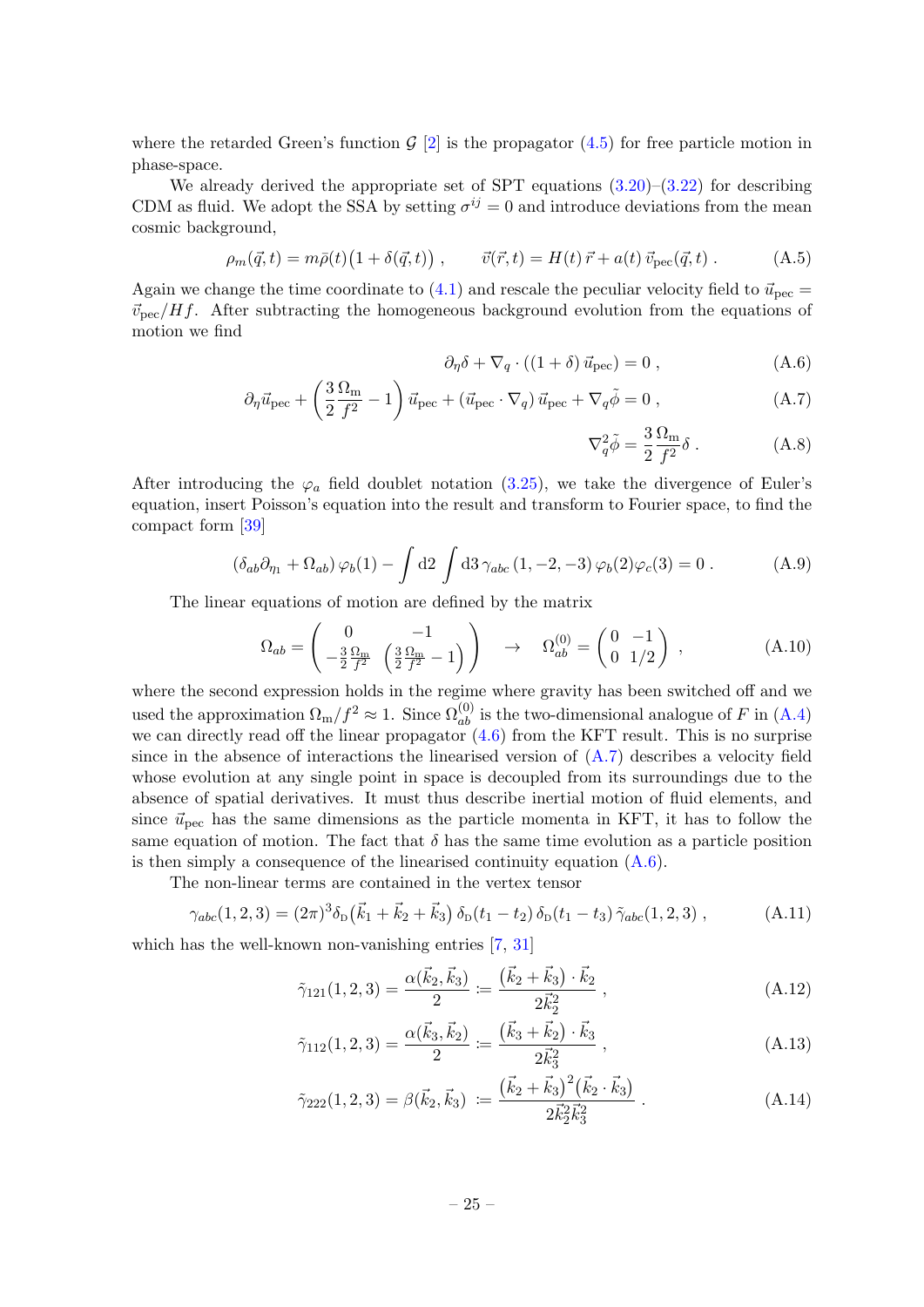where the retarded Green's function $\mathcal{G}$ [2] is the propagator (4.5) for free particle motion in phase-space.

We already derived the appropriate set of SPT equations (3.20)–(3.22) for describing CDM as fluid. We adopt the SSA by setting $\sigma^{ij} = 0$ and introduce deviations from the mean cosmic background,

$$\rho_m(\vec{q}, t) = m\bar{\rho}(t)\big(1 + \delta(\vec{q}, t)\big) \;, \qquad \vec{v}(\vec{r}, t) = H(t)\,\vec{r} + a(t)\,\vec{v}_{\rm pec}(\vec{q}, t) \;. \tag{A.5}$$

Again we change the time coordinate to (4.1) and rescale the peculiar velocity field to $\vec{u}_{\rm pec} = \vec{v}_{\rm pec}/Hf$. After subtracting the homogeneous background evolution from the equations of motion we find

$$\partial_\eta \delta + \nabla_q \cdot \left((1 + \delta)\,\vec{u}_{\rm pec}\right) = 0 \;, \tag{A.6}$$

$$\partial_\eta \vec{u}_{\rm pec} + \left(\frac{3}{2}\frac{\Omega_{\rm m}}{f^2} - 1\right)\vec{u}_{\rm pec} + \left(\vec{u}_{\rm pec} \cdot \nabla_q\right)\vec{u}_{\rm pec} + \nabla_q \tilde{\phi} = 0 \;, \tag{A.7}$$

$$\nabla_q^2 \tilde{\phi} = \frac{3}{2}\frac{\Omega_{\rm m}}{f^2}\delta \;. \tag{A.8}$$

After introducing the $\varphi_a$ field doublet notation (3.25), we take the divergence of Euler's equation, insert Poisson's equation into the result and transform to Fourier space, to find the compact form [39]

$$\left(\delta_{ab}\partial_{\eta_1} + \Omega_{ab}\right)\varphi_b(1) - \int {\rm d}2 \int {\rm d}3\, \gamma_{abc}\,(1, -2, -3)\,\varphi_b(2)\varphi_c(3) = 0 \;. \tag{A.9}$$

The linear equations of motion are defined by the matrix

$$\Omega_{ab} = \begin{pmatrix} 0 & -1 \\ -\frac{3}{2}\frac{\Omega_{\rm m}}{f^2} & \left(\frac{3}{2}\frac{\Omega_{\rm m}}{f^2} - 1\right) \end{pmatrix} \quad \rightarrow \quad \Omega_{ab}^{(0)} = \begin{pmatrix} 0 & -1 \\ 0 & 1/2 \end{pmatrix} \;, \tag{A.10}$$

where the second expression holds in the regime where gravity has been switched off and we used the approximation $\Omega_{\rm m}/f^2 \approx 1$. Since $\Omega_{ab}^{(0)}$ is the two-dimensional analogue of $F$ in (A.4) we can directly read off the linear propagator (4.6) from the KFT result. This is no surprise since in the absence of interactions the linearised version of (A.7) describes a velocity field whose evolution at any single point in space is decoupled from its surroundings due to the absence of spatial derivatives. It must thus describe inertial motion of fluid elements, and since $\vec{u}_{\rm pec}$ has the same dimensions as the particle momenta in KFT, it has to follow the same equation of motion. The fact that $\delta$ has the same time evolution as a particle position is then simply a consequence of the linearised continuity equation (A.6).

The non-linear terms are contained in the vertex tensor

$$\gamma_{abc}(1, 2, 3) = (2\pi)^3 \delta_{\rm D}\big(\vec{k}_1 + \vec{k}_2 + \vec{k}_3\big)\,\delta_{\rm D}(t_1 - t_2)\,\delta_{\rm D}(t_1 - t_3)\,\tilde{\gamma}_{abc}(1, 2, 3) \;, \tag{A.11}$$

which has the well-known non-vanishing entries [7, 31]

$$\tilde{\gamma}_{121}(1, 2, 3) = \frac{\alpha(\vec{k}_2, \vec{k}_3)}{2} \coloneqq \frac{\big(\vec{k}_2 + \vec{k}_3\big)\cdot\vec{k}_2}{2\vec{k}_2^2} \;, \tag{A.12}$$

$$\tilde{\gamma}_{112}(1, 2, 3) = \frac{\alpha(\vec{k}_3, \vec{k}_2)}{2} \coloneqq \frac{\big(\vec{k}_3 + \vec{k}_2\big)\cdot\vec{k}_3}{2\vec{k}_3^2} \;, \tag{A.13}$$

$$\tilde{\gamma}_{222}(1, 2, 3) = \beta(\vec{k}_2, \vec{k}_3) \coloneqq \frac{\big(\vec{k}_2 + \vec{k}_3\big)^2\big(\vec{k}_2\cdot\vec{k}_3\big)}{2\vec{k}_2^2\vec{k}_3^2} \;. \tag{A.14}$$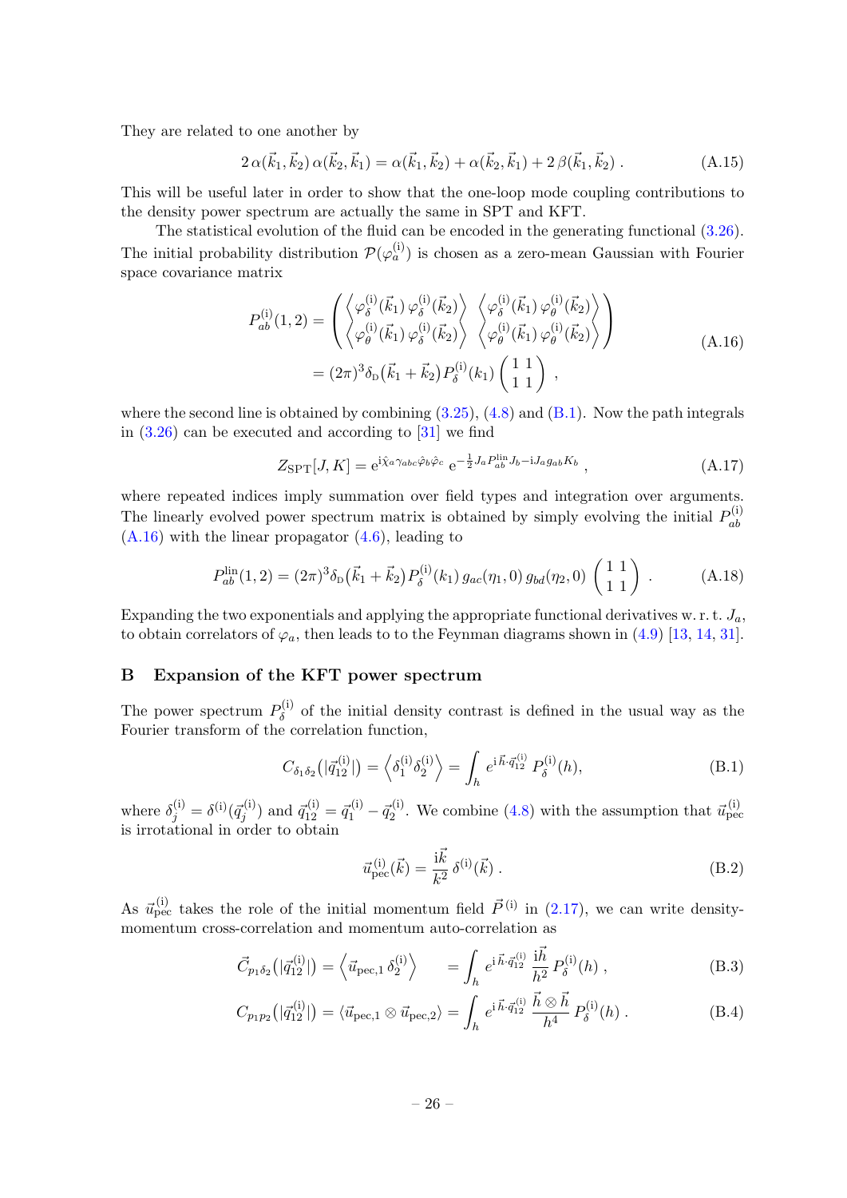They are related to one another by

$$2\,\alpha(\vec{k}_1,\vec{k}_2)\,\alpha(\vec{k}_2,\vec{k}_1) = \alpha(\vec{k}_1,\vec{k}_2) + \alpha(\vec{k}_2,\vec{k}_1) + 2\,\beta(\vec{k}_1,\vec{k}_2)\;. \tag{A.15}$$

This will be useful later in order to show that the one-loop mode coupling contributions to the density power spectrum are actually the same in SPT and KFT.

The statistical evolution of the fluid can be encoded in the generating functional (3.26). The initial probability distribution $\mathcal{P}(\varphi_a^{(\mathrm{i})})$ is chosen as a zero-mean Gaussian with Fourier space covariance matrix

$$\begin{aligned} P_{ab}^{(\mathrm{i})}(1,2) &= \begin{pmatrix} \left\langle \varphi_\delta^{(\mathrm{i})}(\vec{k}_1)\,\varphi_\delta^{(\mathrm{i})}(\vec{k}_2)\right\rangle & \left\langle \varphi_\delta^{(\mathrm{i})}(\vec{k}_1)\,\varphi_\theta^{(\mathrm{i})}(\vec{k}_2)\right\rangle \\ \left\langle \varphi_\theta^{(\mathrm{i})}(\vec{k}_1)\,\varphi_\delta^{(\mathrm{i})}(\vec{k}_2)\right\rangle & \left\langle \varphi_\theta^{(\mathrm{i})}(\vec{k}_1)\,\varphi_\theta^{(\mathrm{i})}(\vec{k}_2)\right\rangle \end{pmatrix} \\ &= (2\pi)^3\delta_{\mathrm{D}}\big(\vec{k}_1+\vec{k}_2\big)\,P_\delta^{(\mathrm{i})}(k_1)\begin{pmatrix} 1 & 1 \\ 1 & 1\end{pmatrix}\;, \end{aligned} \tag{A.16}$$

where the second line is obtained by combining (3.25), (4.8) and (B.1). Now the path integrals in (3.26) can be executed and according to [31] we find

$$Z_{\mathrm{SPT}}[J,K] = \mathrm{e}^{\mathrm{i}\hat{\chi}_a\gamma_{abc}\hat{\varphi}_b\hat{\varphi}_c}\;\mathrm{e}^{-\frac{1}{2}J_aP_{ab}^{\mathrm{lin}}J_b - \mathrm{i}J_a g_{ab}K_b}\;, \tag{A.17}$$

where repeated indices imply summation over field types and integration over arguments. The linearly evolved power spectrum matrix is obtained by simply evolving the initial $P_{ab}^{(\mathrm{i})}$ (A.16) with the linear propagator (4.6), leading to

$$P_{ab}^{\mathrm{lin}}(1,2) = (2\pi)^3\delta_{\mathrm{D}}\big(\vec{k}_1+\vec{k}_2\big)\,P_\delta^{(\mathrm{i})}(k_1)\,g_{ac}(\eta_1,0)\,g_{bd}(\eta_2,0)\begin{pmatrix} 1 & 1 \\ 1 & 1\end{pmatrix}\;. \tag{A.18}$$

Expanding the two exponentials and applying the appropriate functional derivatives w. r. t. $J_a$, to obtain correlators of $\varphi_a$, then leads to to the Feynman diagrams shown in (4.9) [13, 14, 31].

## B Expansion of the KFT power spectrum

The power spectrum $P_\delta^{(\mathrm{i})}$ of the initial density contrast is defined in the usual way as the Fourier transform of the correlation function,

$$C_{\delta_1\delta_2}\big(|\vec{q}_{12}^{\,(\mathrm{i})}|\big) = \left\langle \delta_1^{(\mathrm{i})}\delta_2^{(\mathrm{i})}\right\rangle = \int_h \mathrm{e}^{\mathrm{i}\,\vec{h}\cdot\vec{q}_{12}^{\,(\mathrm{i})}}\,P_\delta^{(\mathrm{i})}(h), \tag{B.1}$$

where $\delta_j^{(\mathrm{i})} = \delta^{(\mathrm{i})}(\vec{q}_j^{\,(\mathrm{i})})$ and $\vec{q}_{12}^{\,(\mathrm{i})} = \vec{q}_1^{\,(\mathrm{i})} - \vec{q}_2^{\,(\mathrm{i})}$. We combine (4.8) with the assumption that $\vec{u}_{\mathrm{pec}}^{\,(\mathrm{i})}$ is irrotational in order to obtain

$$\vec{u}_{\mathrm{pec}}^{\,(\mathrm{i})}(\vec{k}) = \frac{\mathrm{i}\vec{k}}{k^2}\,\delta^{(\mathrm{i})}(\vec{k})\;. \tag{B.2}$$

As $\vec{u}_{\mathrm{pec}}^{\,(\mathrm{i})}$ takes the role of the initial momentum field $\vec{P}^{\,(\mathrm{i})}$ in (2.17), we can write density-momentum cross-correlation and momentum auto-correlation as

$$\vec{C}_{p_1\delta_2}\big(|\vec{q}_{12}^{\,(\mathrm{i})}|\big) = \left\langle \vec{u}_{\mathrm{pec},1}\,\delta_2^{(\mathrm{i})}\right\rangle \quad = \int_h \mathrm{e}^{\mathrm{i}\,\vec{h}\cdot\vec{q}_{12}^{\,(\mathrm{i})}}\,\frac{\mathrm{i}\vec{h}}{h^2}\,P_\delta^{(\mathrm{i})}(h)\;, \tag{B.3}$$

$$C_{p_1p_2}\big(|\vec{q}_{12}^{\,(\mathrm{i})}|\big) = \left\langle \vec{u}_{\mathrm{pec},1}\otimes\vec{u}_{\mathrm{pec},2}\right\rangle = \int_h \mathrm{e}^{\mathrm{i}\,\vec{h}\cdot\vec{q}_{12}^{\,(\mathrm{i})}}\,\frac{\vec{h}\otimes\vec{h}}{h^4}\,P_\delta^{(\mathrm{i})}(h)\;. \tag{B.4}$$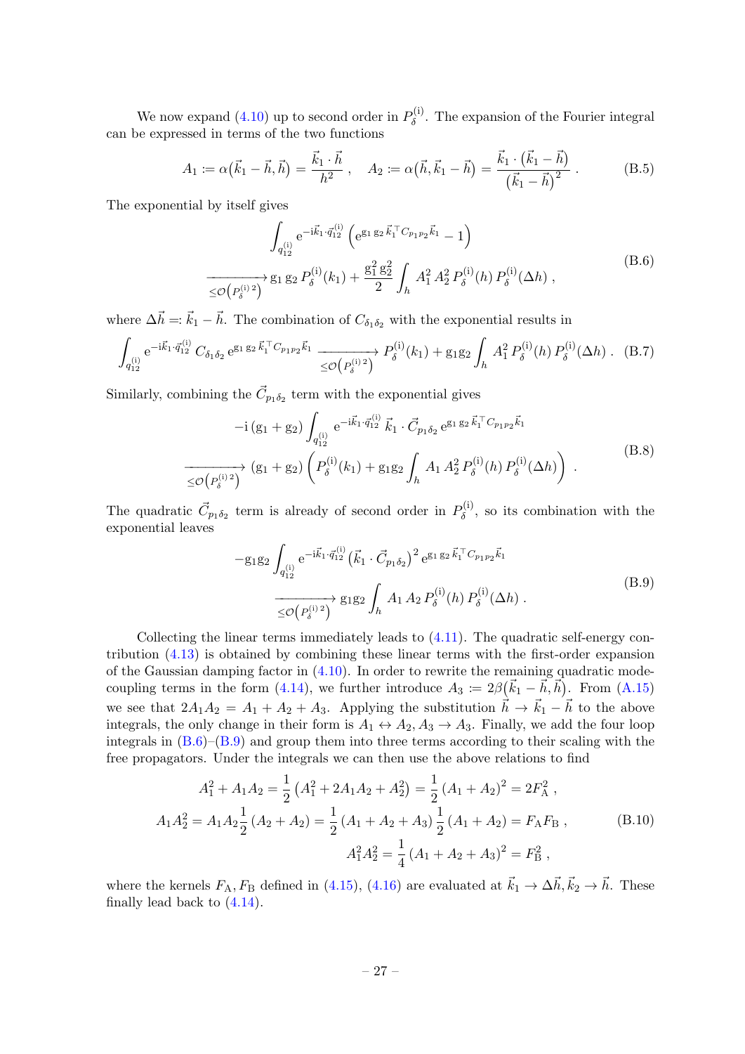We now expand (4.10) up to second order in $P_\delta^{(\mathrm{i})}$. The expansion of the Fourier integral can be expressed in terms of the two functions

$$A_1 := \alpha\big(\vec{k}_1 - \vec{h}, \vec{h}\big) = \frac{\vec{k}_1 \cdot \vec{h}}{h^2}\,, \quad A_2 := \alpha\big(\vec{h}, \vec{k}_1 - \vec{h}\big) = \frac{\vec{k}_1 \cdot \big(\vec{k}_1 - \vec{h}\big)}{\big(\vec{k}_1 - \vec{h}\big)^2}\,. \tag{B.5}$$

The exponential by itself gives

$$\begin{aligned} &\int_{q_{12}^{(\mathrm{i})}} \mathrm{e}^{-\mathrm{i}\vec{k}_1\cdot\vec{q}_{12}^{(\mathrm{i})}} \left(\mathrm{e}^{\mathrm{g}_1\,\mathrm{g}_2\,\vec{k}_1^\top C_{p_1p_2}\vec{k}_1} - 1\right) \\ &\xrightarrow[\le\mathcal{O}\left(P_\delta^{(\mathrm{i})\,2}\right)]{} \mathrm{g}_1\,\mathrm{g}_2\,P_\delta^{(\mathrm{i})}(k_1) + \frac{\mathrm{g}_1^2\,\mathrm{g}_2^2}{2}\int_h A_1^2\,A_2^2\,P_\delta^{(\mathrm{i})}(h)\,P_\delta^{(\mathrm{i})}(\Delta h)\,, \end{aligned} \tag{B.6}$$

where $\Delta\vec{h} =: \vec{k}_1 - \vec{h}$. The combination of $C_{\delta_1\delta_2}$ with the exponential results in

$$\int_{q_{12}^{(\mathrm{i})}} \mathrm{e}^{-\mathrm{i}\vec{k}_1\cdot\vec{q}_{12}^{(\mathrm{i})}}\,C_{\delta_1\delta_2}\,\mathrm{e}^{\mathrm{g}_1\,\mathrm{g}_2\,\vec{k}_1^\top C_{p_1p_2}\vec{k}_1} \xrightarrow[\le\mathcal{O}\left(P_\delta^{(\mathrm{i})\,2}\right)]{} P_\delta^{(\mathrm{i})}(k_1) + \mathrm{g}_1\mathrm{g}_2\int_h A_1^2\,P_\delta^{(\mathrm{i})}(h)\,P_\delta^{(\mathrm{i})}(\Delta h)\,. \tag{B.7}$$

Similarly, combining the $\vec{C}_{p_1\delta_2}$ term with the exponential gives

$$\begin{aligned} &-\mathrm{i}\,(\mathrm{g}_1 + \mathrm{g}_2)\int_{q_{12}^{(\mathrm{i})}} \mathrm{e}^{-\mathrm{i}\vec{k}_1\cdot\vec{q}_{12}^{(\mathrm{i})}}\,\vec{k}_1\cdot\vec{C}_{p_1\delta_2}\,\mathrm{e}^{\mathrm{g}_1\,\mathrm{g}_2\,\vec{k}_1^\top C_{p_1p_2}\vec{k}_1} \\ &\xrightarrow[\le\mathcal{O}\left(P_\delta^{(\mathrm{i})\,2}\right)]{} (\mathrm{g}_1 + \mathrm{g}_2)\left(P_\delta^{(\mathrm{i})}(k_1) + \mathrm{g}_1\mathrm{g}_2\int_h A_1\,A_2^2\,P_\delta^{(\mathrm{i})}(h)\,P_\delta^{(\mathrm{i})}(\Delta h)\right)\,. \end{aligned} \tag{B.8}$$

The quadratic $\vec{C}_{p_1\delta_2}$ term is already of second order in $P_\delta^{(\mathrm{i})}$, so its combination with the exponential leaves

$$\begin{aligned} &-\mathrm{g}_1\mathrm{g}_2\int_{q_{12}^{(\mathrm{i})}} \mathrm{e}^{-\mathrm{i}\vec{k}_1\cdot\vec{q}_{12}^{(\mathrm{i})}}\left(\vec{k}_1\cdot\vec{C}_{p_1\delta_2}\right)^2\mathrm{e}^{\mathrm{g}_1\,\mathrm{g}_2\,\vec{k}_1^\top C_{p_1p_2}\vec{k}_1} \\ &\xrightarrow[\le\mathcal{O}\left(P_\delta^{(\mathrm{i})\,2}\right)]{} \mathrm{g}_1\mathrm{g}_2\int_h A_1\,A_2\,P_\delta^{(\mathrm{i})}(h)\,P_\delta^{(\mathrm{i})}(\Delta h)\,. \end{aligned} \tag{B.9}$$

Collecting the linear terms immediately leads to (4.11). The quadratic self-energy contribution (4.13) is obtained by combining these linear terms with the first-order expansion of the Gaussian damping factor in (4.10). In order to rewrite the remaining quadratic mode-coupling terms in the form (4.14), we further introduce $A_3 := 2\beta\big(\vec{k}_1 - \vec{h}, \vec{h}\big)$. From (A.15) we see that $2A_1A_2 = A_1 + A_2 + A_3$. Applying the substitution $\vec{h} \to \vec{k}_1 - \vec{h}$ to the above integrals, the only change in their form is $A_1 \leftrightarrow A_2, A_3 \to A_3$. Finally, we add the four loop integrals in (B.6)–(B.9) and group them into three terms according to their scaling with the free propagators. Under the integrals we can then use the above relations to find

$$\begin{aligned} A_1^2 + A_1A_2 &= \frac{1}{2}\left(A_1^2 + 2A_1A_2 + A_2^2\right) = \frac{1}{2}\left(A_1 + A_2\right)^2 = 2F_\mathrm{A}^2\,, \\ A_1A_2^2 &= A_1A_2\frac{1}{2}\left(A_2 + A_2\right) = \frac{1}{2}\left(A_1 + A_2 + A_3\right)\frac{1}{2}\left(A_1 + A_2\right) = F_\mathrm{A}F_\mathrm{B}\,, \\ A_1^2A_2^2 &= \frac{1}{4}\left(A_1 + A_2 + A_3\right)^2 = F_\mathrm{B}^2\,, \end{aligned} \tag{B.10}$$

where the kernels $F_\mathrm{A}, F_\mathrm{B}$ defined in (4.15), (4.16) are evaluated at $\vec{k}_1 \to \Delta\vec{h}, \vec{k}_2 \to \vec{h}$. These finally lead back to (4.14).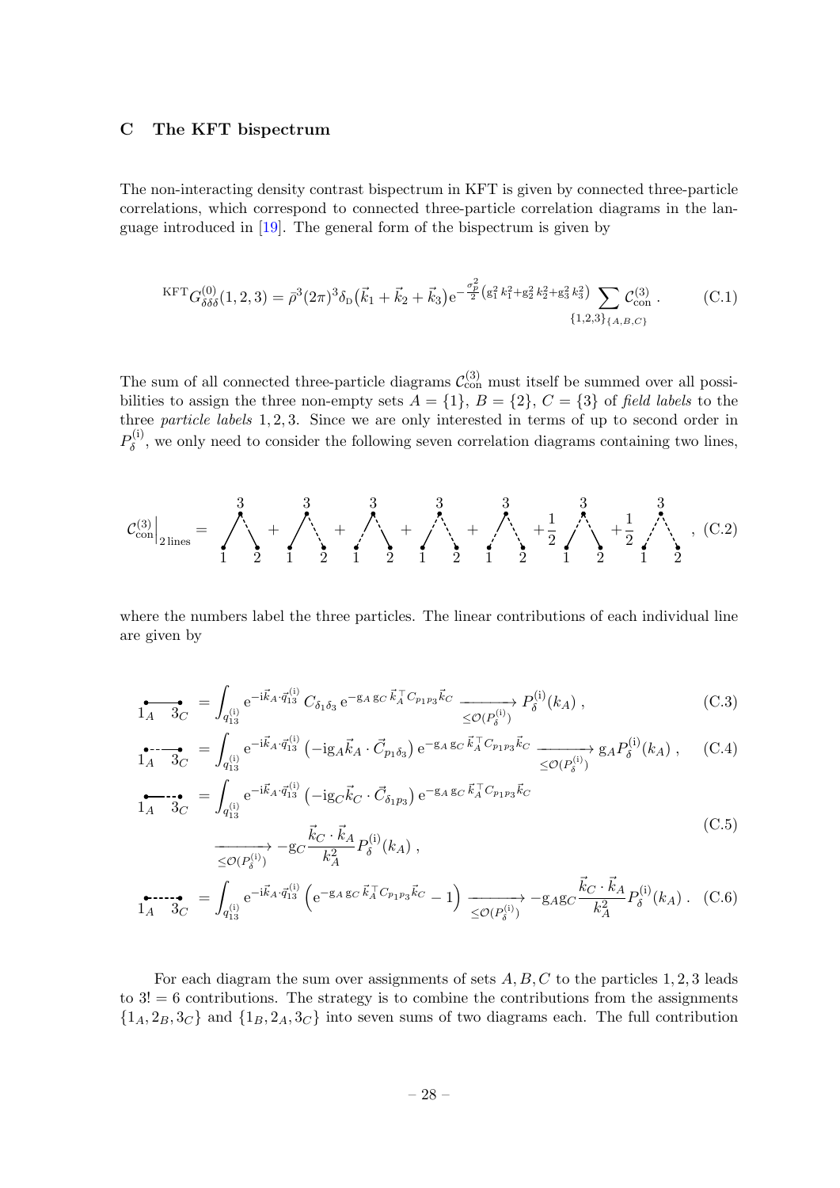## C The KFT bispectrum

The non-interacting density contrast bispectrum in KFT is given by connected three-particle correlations, which correspond to connected three-particle correlation diagrams in the language introduced in [19]. The general form of the bispectrum is given by

$$
{}^{\mathrm{KFT}}G^{(0)}_{\delta\delta\delta}(1,2,3) = \bar{\rho}^3(2\pi)^3\delta_{\mathrm{D}}\big(\vec{k}_1+\vec{k}_2+\vec{k}_3\big)\mathrm{e}^{-\frac{\sigma_p^2}{2}\left(\mathrm{g}_1^2\,k_1^2+\mathrm{g}_2^2\,k_2^2+\mathrm{g}_3^2\,k_3^2\right)}\sum_{\{1,2,3\}_{\{A,B,C\}}}\mathcal{C}^{(3)}_{\mathrm{con}}\,. \tag{C.1}
$$

The sum of all connected three-particle diagrams $\mathcal{C}^{(3)}_{\mathrm{con}}$ must itself be summed over all possibilities to assign the three non-empty sets $A=\{1\}$, $B=\{2\}$, $C=\{3\}$ of *field labels* to the three *particle labels* $1,2,3$. Since we are only interested in terms of up to second order in $P^{(\mathrm{i})}_\delta$, we only need to consider the following seven correlation diagrams containing two lines,

$$
\mathcal{C}^{(3)}_{\mathrm{con}}\Big|_{2\,\mathrm{lines}} = \text{[diagram]} + \text{[diagram]} + \text{[diagram]} + \text{[diagram]} + \text{[diagram]} + \frac{1}{2}\,\text{[diagram]} + \frac{1}{2}\,\text{[diagram]}\;, \tag{C.2}
$$

where the numbers label the three particles. The linear contributions of each individual line are given by

$$
\underset{1_A\quad 3_C}{\bullet\!\!-\!\!-\!\!\bullet} = \int_{q^{(\mathrm{i})}_{13}}\mathrm{e}^{-\mathrm{i}\vec{k}_A\cdot\vec{q}^{(\mathrm{i})}_{13}}\,C_{\delta_1\delta_3}\,\mathrm{e}^{-\mathrm{g}_A\,\mathrm{g}_C\,\vec{k}_A^\top C_{p_1p_3}\vec{k}_C}\xrightarrow[\le\mathcal{O}(P^{(\mathrm{i})}_\delta)]{}P^{(\mathrm{i})}_\delta(k_A)\,, \tag{C.3}
$$

$$
\underset{1_A\quad 3_C}{\bullet\!\cdots\!\!-\!\!\bullet} = \int_{q^{(\mathrm{i})}_{13}}\mathrm{e}^{-\mathrm{i}\vec{k}_A\cdot\vec{q}^{(\mathrm{i})}_{13}}\left(-\mathrm{i}\mathrm{g}_A\vec{k}_A\cdot\vec{C}_{p_1\delta_3}\right)\mathrm{e}^{-\mathrm{g}_A\,\mathrm{g}_C\,\vec{k}_A^\top C_{p_1p_3}\vec{k}_C}\xrightarrow[\le\mathcal{O}(P^{(\mathrm{i})}_\delta)]{}\mathrm{g}_AP^{(\mathrm{i})}_\delta(k_A)\,, \tag{C.4}
$$

$$
\begin{aligned}
\underset{1_A\quad 3_C}{\bullet\!\!-\!\!-\!\!\cdots\!\bullet} &= \int_{q^{(\mathrm{i})}_{13}}\mathrm{e}^{-\mathrm{i}\vec{k}_A\cdot\vec{q}^{(\mathrm{i})}_{13}}\left(-\mathrm{i}\mathrm{g}_C\vec{k}_C\cdot\vec{C}_{\delta_1p_3}\right)\mathrm{e}^{-\mathrm{g}_A\,\mathrm{g}_C\,\vec{k}_A^\top C_{p_1p_3}\vec{k}_C} \\
&\xrightarrow[\le\mathcal{O}(P^{(\mathrm{i})}_\delta)]{}-\mathrm{g}_C\frac{\vec{k}_C\cdot\vec{k}_A}{k_A^2}P^{(\mathrm{i})}_\delta(k_A)\,,
\end{aligned} \tag{C.5}
$$

$$
\underset{1_A\quad 3_C}{\bullet\cdots\cdots\bullet} = \int_{q^{(\mathrm{i})}_{13}}\mathrm{e}^{-\mathrm{i}\vec{k}_A\cdot\vec{q}^{(\mathrm{i})}_{13}}\left(\mathrm{e}^{-\mathrm{g}_A\,\mathrm{g}_C\,\vec{k}_A^\top C_{p_1p_3}\vec{k}_C}-1\right)\xrightarrow[\le\mathcal{O}(P^{(\mathrm{i})}_\delta)]{}-\mathrm{g}_A\mathrm{g}_C\frac{\vec{k}_C\cdot\vec{k}_A}{k_A^2}P^{(\mathrm{i})}_\delta(k_A)\,. \tag{C.6}
$$

For each diagram the sum over assignments of sets $A,B,C$ to the particles $1,2,3$ leads to $3!=6$ contributions. The strategy is to combine the contributions from the assignments $\{1_A,2_B,3_C\}$ and $\{1_B,2_A,3_C\}$ into seven sums of two diagrams each. The full contribution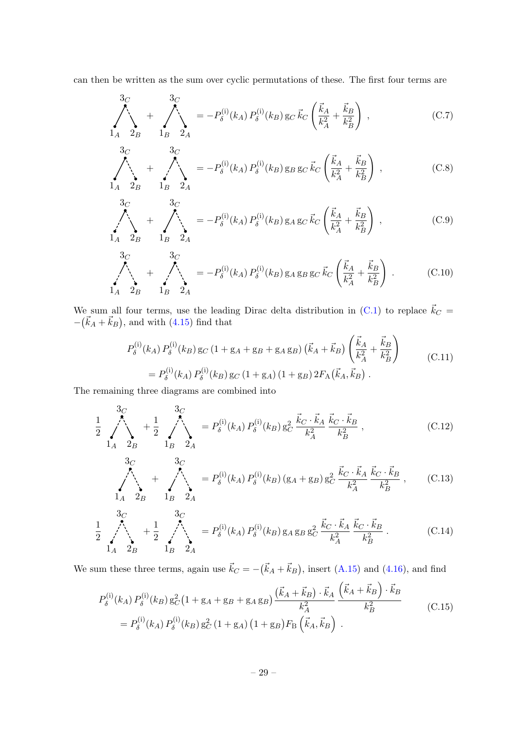can then be written as the sum over cyclic permutations of these. The first four terms are

$$\underset{1_A \quad 2_B}{\overset{3_C}{\wedge}} + \underset{1_B \quad 2_A}{\overset{3_C}{\wedge}} = -P_\delta^{(\mathrm{i})}(k_A)\, P_\delta^{(\mathrm{i})}(k_B)\, \mathrm{g}_C\, \vec{k}_C \left( \frac{\vec{k}_A}{k_A^2} + \frac{\vec{k}_B}{k_B^2} \right) , \tag{C.7}$$

$$\underset{1_A \quad 2_B}{\overset{3_C}{\wedge}} + \underset{1_B \quad 2_A}{\overset{3_C}{\wedge}} = -P_\delta^{(\mathrm{i})}(k_A)\, P_\delta^{(\mathrm{i})}(k_B)\, \mathrm{g}_B\, \mathrm{g}_C\, \vec{k}_C \left( \frac{\vec{k}_A}{k_A^2} + \frac{\vec{k}_B}{k_B^2} \right) , \tag{C.8}$$

$$\underset{1_A \quad 2_B}{\overset{3_C}{\wedge}} + \underset{1_B \quad 2_A}{\overset{3_C}{\wedge}} = -P_\delta^{(\mathrm{i})}(k_A)\, P_\delta^{(\mathrm{i})}(k_B)\, \mathrm{g}_A\, \mathrm{g}_C\, \vec{k}_C \left( \frac{\vec{k}_A}{k_A^2} + \frac{\vec{k}_B}{k_B^2} \right) , \tag{C.9}$$

$$\underset{1_A \quad 2_B}{\overset{3_C}{\wedge}} + \underset{1_B \quad 2_A}{\overset{3_C}{\wedge}} = -P_\delta^{(\mathrm{i})}(k_A)\, P_\delta^{(\mathrm{i})}(k_B)\, \mathrm{g}_A\, \mathrm{g}_B\, \mathrm{g}_C\, \vec{k}_C \left( \frac{\vec{k}_A}{k_A^2} + \frac{\vec{k}_B}{k_B^2} \right) . \tag{C.10}$$

We sum all four terms, use the leading Dirac delta distribution in (C.1) to replace $\vec{k}_C = -(\vec{k}_A + \vec{k}_B)$, and with (4.15) find that

$$\begin{aligned} &P_\delta^{(\mathrm{i})}(k_A)\, P_\delta^{(\mathrm{i})}(k_B)\, \mathrm{g}_C\, (1 + \mathrm{g}_A + \mathrm{g}_B + \mathrm{g}_A\, \mathrm{g}_B)\, (\vec{k}_A + \vec{k}_B) \left( \frac{\vec{k}_A}{k_A^2} + \frac{\vec{k}_B}{k_B^2} \right) \\ &\quad = P_\delta^{(\mathrm{i})}(k_A)\, P_\delta^{(\mathrm{i})}(k_B)\, \mathrm{g}_C\, (1 + \mathrm{g}_A)\, (1 + \mathrm{g}_B)\, 2F_\mathrm{A}(\vec{k}_A, \vec{k}_B) \,. \end{aligned} \tag{C.11}$$

The remaining three diagrams are combined into

$$\frac{1}{2}\, \underset{1_A \quad 2_B}{\overset{3_C}{\wedge}} + \frac{1}{2}\, \underset{1_B \quad 2_A}{\overset{3_C}{\wedge}} = P_\delta^{(\mathrm{i})}(k_A)\, P_\delta^{(\mathrm{i})}(k_B)\, \mathrm{g}_C^2\, \frac{\vec{k}_C \cdot \vec{k}_A}{k_A^2}\, \frac{\vec{k}_C \cdot \vec{k}_B}{k_B^2} , \tag{C.12}$$

$$\underset{1_A \quad 2_B}{\overset{3_C}{\wedge}} + \underset{1_B \quad 2_A}{\overset{3_C}{\wedge}} = P_\delta^{(\mathrm{i})}(k_A)\, P_\delta^{(\mathrm{i})}(k_B)\, (\mathrm{g}_A + \mathrm{g}_B)\, \mathrm{g}_C^2\, \frac{\vec{k}_C \cdot \vec{k}_A}{k_A^2}\, \frac{\vec{k}_C \cdot \vec{k}_B}{k_B^2} , \tag{C.13}$$

$$\frac{1}{2}\, \underset{1_A \quad 2_B}{\overset{3_C}{\wedge}} + \frac{1}{2}\, \underset{1_B \quad 2_A}{\overset{3_C}{\wedge}} = P_\delta^{(\mathrm{i})}(k_A)\, P_\delta^{(\mathrm{i})}(k_B)\, \mathrm{g}_A\, \mathrm{g}_B\, \mathrm{g}_C^2\, \frac{\vec{k}_C \cdot \vec{k}_A}{k_A^2}\, \frac{\vec{k}_C \cdot \vec{k}_B}{k_B^2} . \tag{C.14}$$

We sum these three terms, again use $\vec{k}_C = -(\vec{k}_A + \vec{k}_B)$, insert (A.15) and (4.16), and find

$$\begin{aligned} &P_\delta^{(\mathrm{i})}(k_A)\, P_\delta^{(\mathrm{i})}(k_B)\, \mathrm{g}_C^2 \big(1 + \mathrm{g}_A + \mathrm{g}_B + \mathrm{g}_A\, \mathrm{g}_B\big)\, \frac{(\vec{k}_A + \vec{k}_B) \cdot \vec{k}_A}{k_A^2}\, \frac{\left(\vec{k}_A + \vec{k}_B\right) \cdot \vec{k}_B}{k_B^2} \\ &\quad = P_\delta^{(\mathrm{i})}(k_A)\, P_\delta^{(\mathrm{i})}(k_B)\, \mathrm{g}_C^2\, (1 + \mathrm{g}_A)\, \big(1 + \mathrm{g}_B\big) F_\mathrm{B} \left(\vec{k}_A, \vec{k}_B\right) \,. \end{aligned} \tag{C.15}$$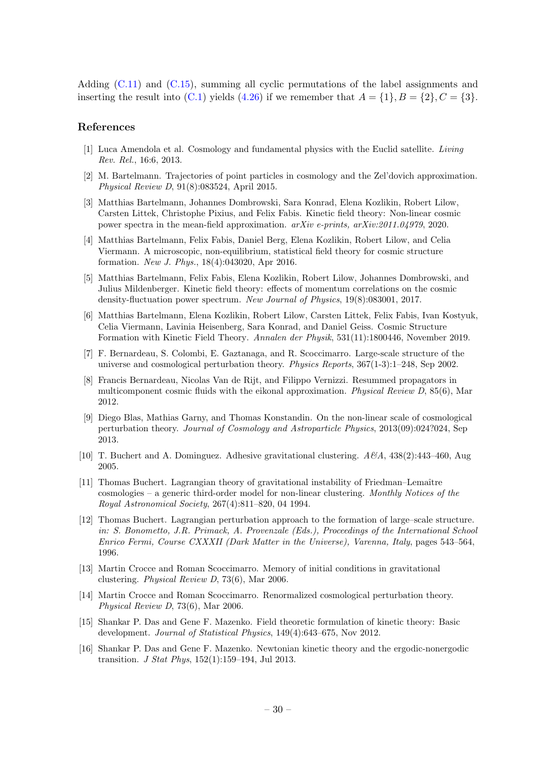Adding (C.11) and (C.15), summing all cyclic permutations of the label assignments and inserting the result into (C.1) yields (4.26) if we remember that $A = \{1\}, B = \{2\}, C = \{3\}$.

## References

[1] Luca Amendola et al. Cosmology and fundamental physics with the Euclid satellite. *Living Rev. Rel.*, 16:6, 2013.

[2] M. Bartelmann. Trajectories of point particles in cosmology and the Zel'dovich approximation. *Physical Review D*, 91(8):083524, April 2015.

[3] Matthias Bartelmann, Johannes Dombrowski, Sara Konrad, Elena Kozlikin, Robert Lilow, Carsten Littek, Christophe Pixius, and Felix Fabis. Kinetic field theory: Non-linear cosmic power spectra in the mean-field approximation. *arXiv e-prints, arXiv:2011.04979*, 2020.

[4] Matthias Bartelmann, Felix Fabis, Daniel Berg, Elena Kozlikin, Robert Lilow, and Celia Viermann. A microscopic, non-equilibrium, statistical field theory for cosmic structure formation. *New J. Phys.*, 18(4):043020, Apr 2016.

[5] Matthias Bartelmann, Felix Fabis, Elena Kozlikin, Robert Lilow, Johannes Dombrowski, and Julius Mildenberger. Kinetic field theory: effects of momentum correlations on the cosmic density-fluctuation power spectrum. *New Journal of Physics*, 19(8):083001, 2017.

[6] Matthias Bartelmann, Elena Kozlikin, Robert Lilow, Carsten Littek, Felix Fabis, Ivan Kostyuk, Celia Viermann, Lavinia Heisenberg, Sara Konrad, and Daniel Geiss. Cosmic Structure Formation with Kinetic Field Theory. *Annalen der Physik*, 531(11):1800446, November 2019.

[7] F. Bernardeau, S. Colombi, E. Gaztanaga, and R. Scoccimarro. Large-scale structure of the universe and cosmological perturbation theory. *Physics Reports*, 367(1-3):1–248, Sep 2002.

[8] Francis Bernardeau, Nicolas Van de Rijt, and Filippo Vernizzi. Resummed propagators in multicomponent cosmic fluids with the eikonal approximation. *Physical Review D*, 85(6), Mar 2012.

[9] Diego Blas, Mathias Garny, and Thomas Konstandin. On the non-linear scale of cosmological perturbation theory. *Journal of Cosmology and Astroparticle Physics*, 2013(09):024?024, Sep 2013.

[10] T. Buchert and A. Dominguez. Adhesive gravitational clustering. *A&A*, 438(2):443–460, Aug 2005.

[11] Thomas Buchert. Lagrangian theory of gravitational instability of Friedman–Lemaître cosmologies – a generic third-order model for non-linear clustering. *Monthly Notices of the Royal Astronomical Society*, 267(4):811–820, 04 1994.

[12] Thomas Buchert. Lagrangian perturbation approach to the formation of large–scale structure. *in: S. Bonometto, J.R. Primack, A. Provenzale (Eds.), Proceedings of the International School Enrico Fermi, Course CXXXII (Dark Matter in the Universe), Varenna, Italy*, pages 543–564, 1996.

[13] Martin Crocce and Roman Scoccimarro. Memory of initial conditions in gravitational clustering. *Physical Review D*, 73(6), Mar 2006.

[14] Martin Crocce and Roman Scoccimarro. Renormalized cosmological perturbation theory. *Physical Review D*, 73(6), Mar 2006.

[15] Shankar P. Das and Gene F. Mazenko. Field theoretic formulation of kinetic theory: Basic development. *Journal of Statistical Physics*, 149(4):643–675, Nov 2012.

[16] Shankar P. Das and Gene F. Mazenko. Newtonian kinetic theory and the ergodic-nonergodic transition. *J Stat Phys*, 152(1):159–194, Jul 2013.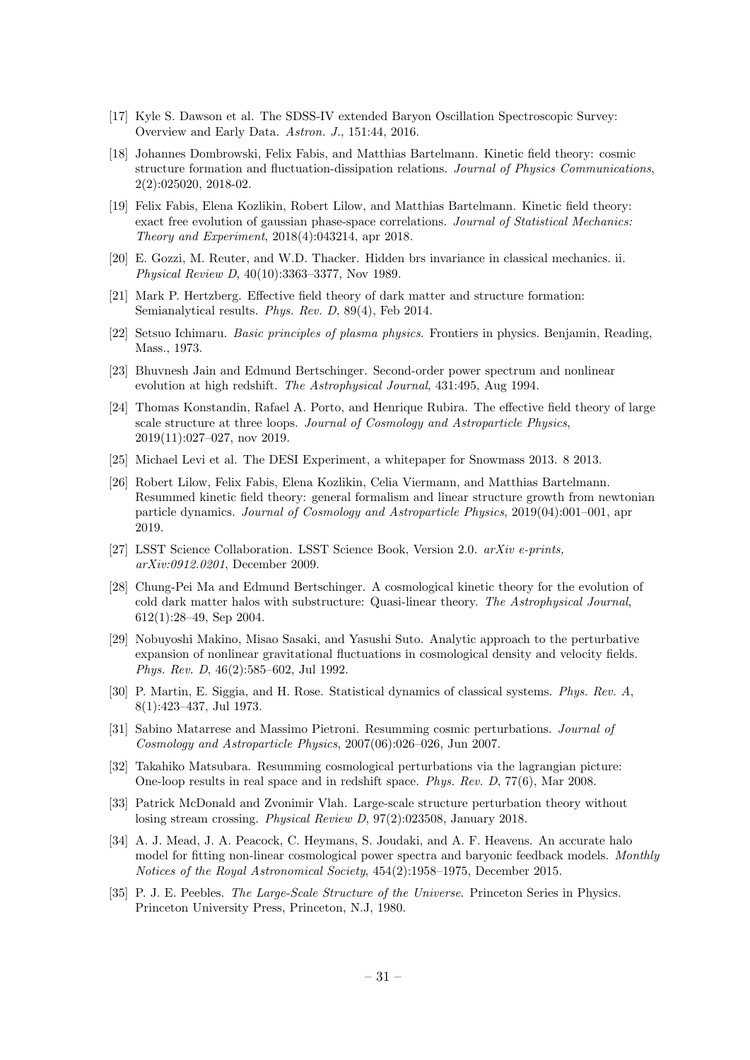[17] Kyle S. Dawson et al. The SDSS-IV extended Baryon Oscillation Spectroscopic Survey: Overview and Early Data. *Astron. J.*, 151:44, 2016.

[18] Johannes Dombrowski, Felix Fabis, and Matthias Bartelmann. Kinetic field theory: cosmic structure formation and fluctuation-dissipation relations. *Journal of Physics Communications*, 2(2):025020, 2018-02.

[19] Felix Fabis, Elena Kozlikin, Robert Lilow, and Matthias Bartelmann. Kinetic field theory: exact free evolution of gaussian phase-space correlations. *Journal of Statistical Mechanics: Theory and Experiment*, 2018(4):043214, apr 2018.

[20] E. Gozzi, M. Reuter, and W.D. Thacker. Hidden brs invariance in classical mechanics. ii. *Physical Review D*, 40(10):3363–3377, Nov 1989.

[21] Mark P. Hertzberg. Effective field theory of dark matter and structure formation: Semianalytical results. *Phys. Rev. D*, 89(4), Feb 2014.

[22] Setsuo Ichimaru. *Basic principles of plasma physics*. Frontiers in physics. Benjamin, Reading, Mass., 1973.

[23] Bhuvnesh Jain and Edmund Bertschinger. Second-order power spectrum and nonlinear evolution at high redshift. *The Astrophysical Journal*, 431:495, Aug 1994.

[24] Thomas Konstandin, Rafael A. Porto, and Henrique Rubira. The effective field theory of large scale structure at three loops. *Journal of Cosmology and Astroparticle Physics*, 2019(11):027–027, nov 2019.

[25] Michael Levi et al. The DESI Experiment, a whitepaper for Snowmass 2013. 8 2013.

[26] Robert Lilow, Felix Fabis, Elena Kozlikin, Celia Viermann, and Matthias Bartelmann. Resummed kinetic field theory: general formalism and linear structure growth from newtonian particle dynamics. *Journal of Cosmology and Astroparticle Physics*, 2019(04):001–001, apr 2019.

[27] LSST Science Collaboration. LSST Science Book, Version 2.0. *arXiv e-prints, arXiv:0912.0201*, December 2009.

[28] Chung-Pei Ma and Edmund Bertschinger. A cosmological kinetic theory for the evolution of cold dark matter halos with substructure: Quasi-linear theory. *The Astrophysical Journal*, 612(1):28–49, Sep 2004.

[29] Nobuyoshi Makino, Misao Sasaki, and Yasushi Suto. Analytic approach to the perturbative expansion of nonlinear gravitational fluctuations in cosmological density and velocity fields. *Phys. Rev. D*, 46(2):585–602, Jul 1992.

[30] P. Martin, E. Siggia, and H. Rose. Statistical dynamics of classical systems. *Phys. Rev. A*, 8(1):423–437, Jul 1973.

[31] Sabino Matarrese and Massimo Pietroni. Resumming cosmic perturbations. *Journal of Cosmology and Astroparticle Physics*, 2007(06):026–026, Jun 2007.

[32] Takahiko Matsubara. Resumming cosmological perturbations via the lagrangian picture: One-loop results in real space and in redshift space. *Phys. Rev. D*, 77(6), Mar 2008.

[33] Patrick McDonald and Zvonimir Vlah. Large-scale structure perturbation theory without losing stream crossing. *Physical Review D*, 97(2):023508, January 2018.

[34] A. J. Mead, J. A. Peacock, C. Heymans, S. Joudaki, and A. F. Heavens. An accurate halo model for fitting non-linear cosmological power spectra and baryonic feedback models. *Monthly Notices of the Royal Astronomical Society*, 454(2):1958–1975, December 2015.

[35] P. J. E. Peebles. *The Large-Scale Structure of the Universe*. Princeton Series in Physics. Princeton University Press, Princeton, N.J, 1980.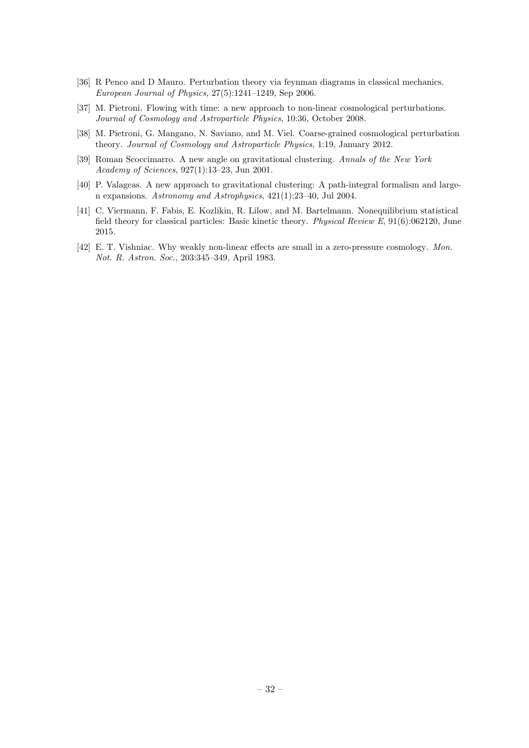[36] R Penco and D Mauro. Perturbation theory via feynman diagrams in classical mechanics. *European Journal of Physics*, 27(5):1241–1249, Sep 2006.

[37] M. Pietroni. Flowing with time: a new approach to non-linear cosmological perturbations. *Journal of Cosmology and Astroparticle Physics*, 10:36, October 2008.

[38] M. Pietroni, G. Mangano, N. Saviano, and M. Viel. Coarse-grained cosmological perturbation theory. *Journal of Cosmology and Astroparticle Physics*, 1:19, January 2012.

[39] Roman Scoccimarro. A new angle on gravitational clustering. *Annals of the New York Academy of Sciences*, 927(1):13–23, Jun 2001.

[40] P. Valageas. A new approach to gravitational clustering: A path-integral formalism and large-n expansions. *Astronomy and Astrophysics*, 421(1):23–40, Jul 2004.

[41] C. Viermann, F. Fabis, E. Kozlikin, R. Lilow, and M. Bartelmann. Nonequilibrium statistical field theory for classical particles: Basic kinetic theory. *Physical Review E*, 91(6):062120, June 2015.

[42] E. T. Vishniac. Why weakly non-linear effects are small in a zero-pressure cosmology. *Mon. Not. R. Astron. Soc.*, 203:345–349, April 1983.